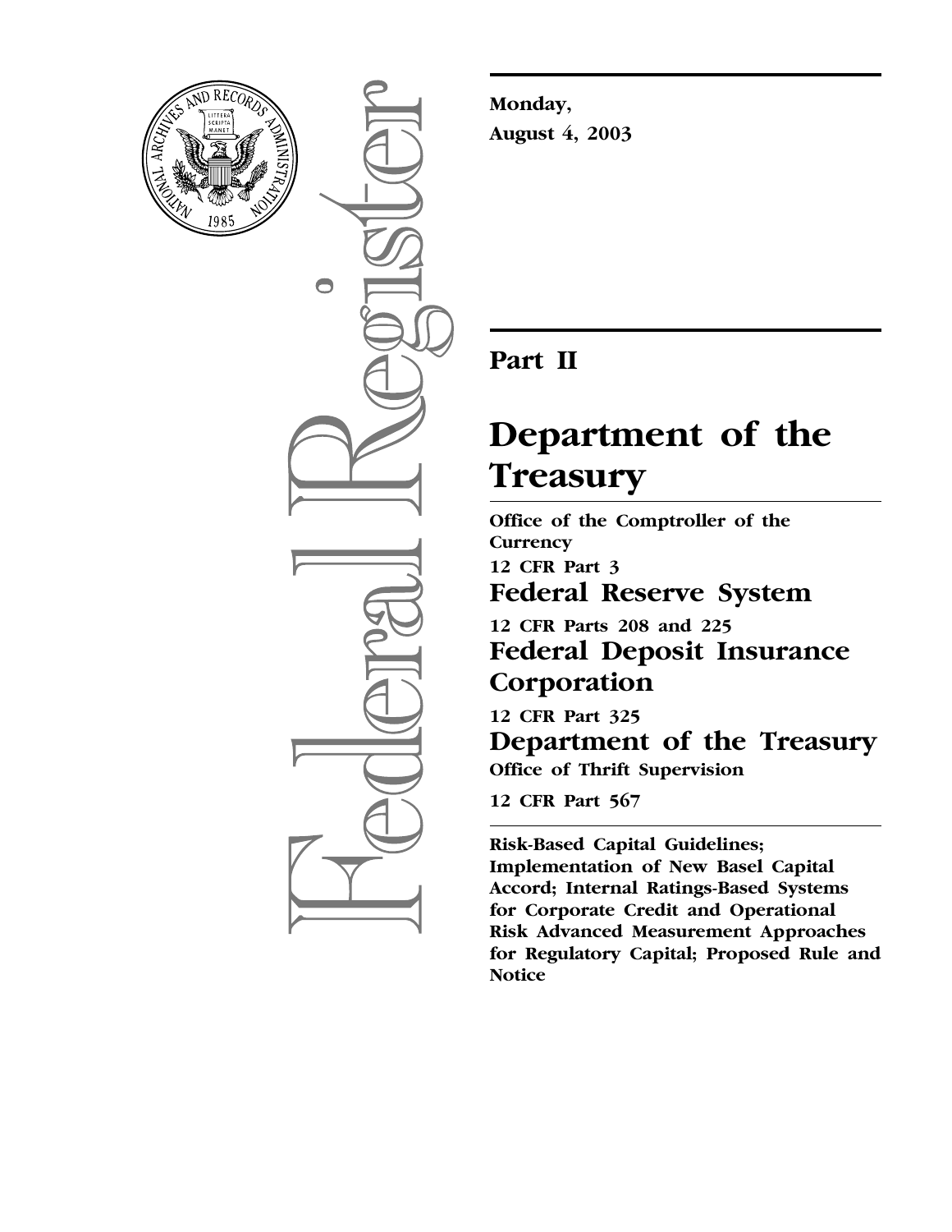**Monday,**

**August 4, 2003**

## Part II

# Department of the Treasury

**Office of the Comptroller of the Currency**

**12 CFR Part 3**

## Federal Reserve System

**12 CFR Parts 208 and 225**

## Federal Deposit Insurance Corporation

**12 CFR Part 325**

## Department of the Treasury

**Office of Thrift Supervision**

**12 CFR Part 567**

**Risk-Based Capital Guidelines; Implementation of New Basel Capital Accord; Internal Ratings-Based Systems for Corporate Credit and Operational Risk Advanced Measurement Approaches for Regulatory Capital; Proposed Rule and Notice**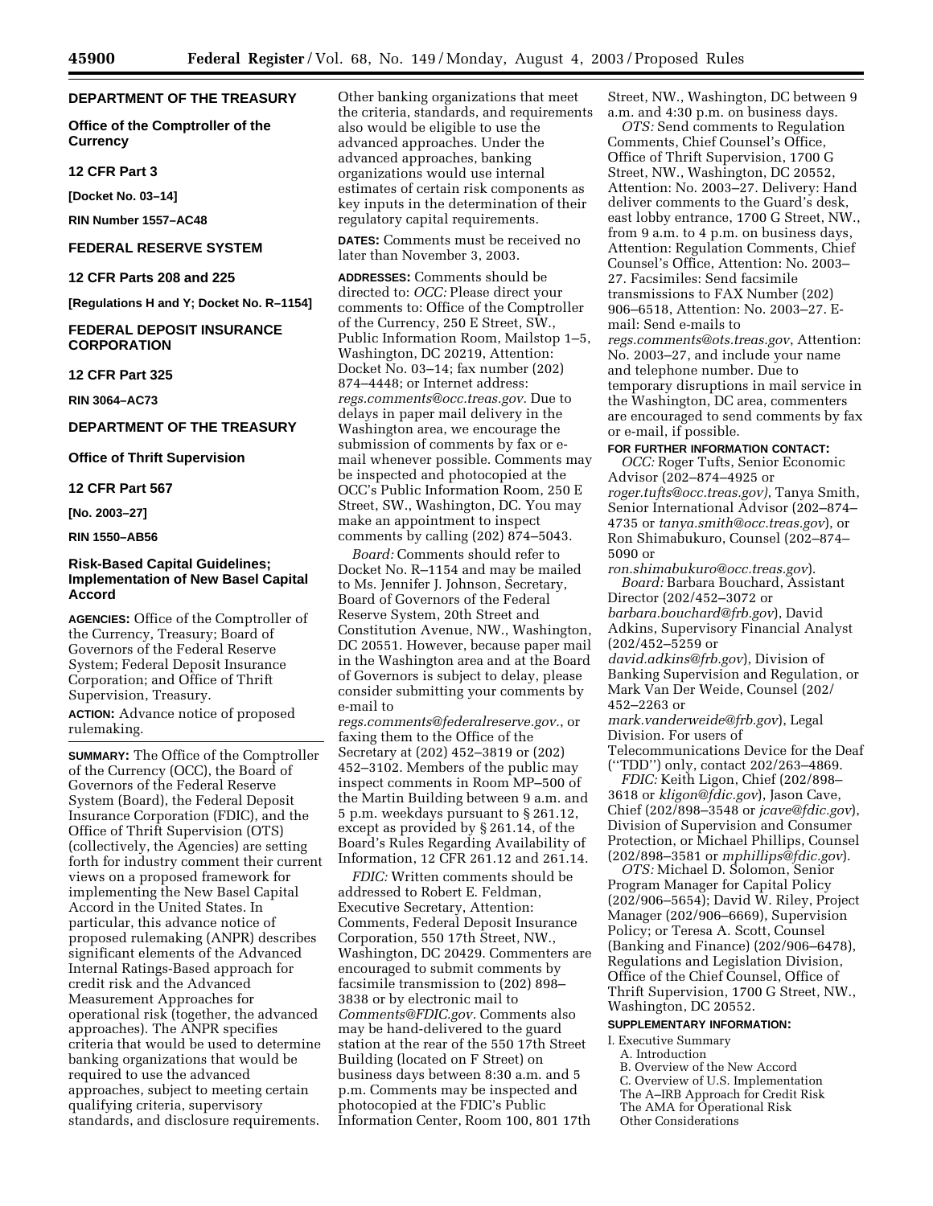**DEPARTMENT OF THE TREASURY**

**Office of the Comptroller of the Currency**

**12 CFR Part 3**

**[Docket No. 03–14]**

**RIN Number 1557–AC48**

**FEDERAL RESERVE SYSTEM**

**12 CFR Parts 208 and 225**

**[Regulations H and Y; Docket No. R–1154]**

**FEDERAL DEPOSIT INSURANCE CORPORATION**

**12 CFR Part 325**

**RIN 3064–AC73**

**DEPARTMENT OF THE TREASURY**

**Office of Thrift Supervision**

**12 CFR Part 567**

**[No. 2003–27]**

**RIN 1550–AB56**

## Risk-Based Capital Guidelines; Implementation of New Basel Capital Accord

**AGENCIES:** Office of the Comptroller of the Currency, Treasury; Board of Governors of the Federal Reserve System; Federal Deposit Insurance Corporation; and Office of Thrift Supervision, Treasury.

**ACTION:** Advance notice of proposed rulemaking.

**SUMMARY:** The Office of the Comptroller of the Currency (OCC), the Board of Governors of the Federal Reserve System (Board), the Federal Deposit Insurance Corporation (FDIC), and the Office of Thrift Supervision (OTS) (collectively, the Agencies) are setting forth for industry comment their current views on a proposed framework for implementing the New Basel Capital Accord in the United States. In particular, this advance notice of proposed rulemaking (ANPR) describes significant elements of the Advanced Internal Ratings-Based approach for credit risk and the Advanced Measurement Approaches for operational risk (together, the advanced approaches). The ANPR specifies criteria that would be used to determine banking organizations that would be required to use the advanced approaches, subject to meeting certain qualifying criteria, supervisory standards, and disclosure requirements. Other banking organizations that meet the criteria, standards, and requirements also would be eligible to use the advanced approaches. Under the advanced approaches, banking organizations would use internal estimates of certain risk components as key inputs in the determination of their regulatory capital requirements.

**DATES:** Comments must be received no later than November 3, 2003.

**ADDRESSES:** Comments should be directed to: *OCC:* Please direct your comments to: Office of the Comptroller of the Currency, 250 E Street, SW., Public Information Room, Mailstop 1–5, Washington, DC 20219, Attention: Docket No. 03–14; fax number (202) 874–4448; or Internet address: *regs.comments@occ.treas.gov.* Due to delays in paper mail delivery in the Washington area, we encourage the submission of comments by fax or e-mail whenever possible. Comments may be inspected and photocopied at the OCC's Public Information Room, 250 E Street, SW., Washington, DC. You may make an appointment to inspect comments by calling (202) 874–5043.

*Board:* Comments should refer to Docket No. R–1154 and may be mailed to Ms. Jennifer J. Johnson, Secretary, Board of Governors of the Federal Reserve System, 20th Street and Constitution Avenue, NW., Washington, DC 20551. However, because paper mail in the Washington area and at the Board of Governors is subject to delay, please consider submitting your comments by e-mail to *regs.comments@federalreserve.gov.*, or faxing them to the Office of the Secretary at (202) 452–3819 or (202) 452–3102. Members of the public may inspect comments in Room MP–500 of the Martin Building between 9 a.m. and 5 p.m. weekdays pursuant to § 261.12, except as provided by § 261.14, of the Board's Rules Regarding Availability of Information, 12 CFR 261.12 and 261.14.

*FDIC:* Written comments should be addressed to Robert E. Feldman, Executive Secretary, Attention: Comments, Federal Deposit Insurance Corporation, 550 17th Street, NW., Washington, DC 20429. Commenters are encouraged to submit comments by facsimile transmission to (202) 898–3838 or by electronic mail to *Comments@FDIC.gov.* Comments also may be hand-delivered to the guard station at the rear of the 550 17th Street Building (located on F Street) on business days between 8:30 a.m. and 5 p.m. Comments may be inspected and photocopied at the FDIC's Public Information Center, Room 100, 801 17th Street, NW., Washington, DC between 9 a.m. and 4:30 p.m. on business days.

*OTS:* Send comments to Regulation Comments, Chief Counsel's Office, Office of Thrift Supervision, 1700 G Street, NW., Washington, DC 20552, Attention: No. 2003–27. Delivery: Hand deliver comments to the Guard's desk, east lobby entrance, 1700 G Street, NW., from 9 a.m. to 4 p.m. on business days, Attention: Regulation Comments, Chief Counsel's Office, Attention: No. 2003–27. Facsimiles: Send facsimile transmissions to FAX Number (202) 906–6518, Attention: No. 2003–27. E-mail: Send e-mails to *regs.comments@ots.treas.gov,* Attention: No. 2003–27, and include your name and telephone number. Due to temporary disruptions in mail service in the Washington, DC area, commenters are encouraged to send comments by fax or e-mail, if possible.

**FOR FURTHER INFORMATION CONTACT:**

*OCC:* Roger Tufts, Senior Economic Advisor (202–874–4925 or *roger.tufts@occ.treas.gov)*, Tanya Smith, Senior International Advisor (202–874–4735 or *tanya.smith@occ.treas.gov*), or Ron Shimabukuro, Counsel (202–874–5090 or *ron.shimabukuro@occ.treas.gov*).

*Board:* Barbara Bouchard, Assistant Director (202/452–3072 or *barbara.bouchard@frb.gov*), David Adkins, Supervisory Financial Analyst (202/452–5259 or *david.adkins@frb.gov*), Division of Banking Supervision and Regulation, or Mark Van Der Weide, Counsel (202/452–2263 or *mark.vanderweide@frb.gov*), Legal Division. For users of Telecommunications Device for the Deaf (''TDD'') only, contact 202/263–4869.

*FDIC:* Keith Ligon, Chief (202/898–3618 or *kligon@fdic.gov*), Jason Cave, Chief (202/898–3548 or *jcave@fdic.gov*), Division of Supervision and Consumer Protection, or Michael Phillips, Counsel (202/898–3581 or *mphillips@fdic.gov*).

*OTS:* Michael D. Solomon, Senior Program Manager for Capital Policy (202/906–5654); David W. Riley, Project Manager (202/906–6669), Supervision Policy; or Teresa A. Scott, Counsel (Banking and Finance) (202/906–6478), Regulations and Legislation Division, Office of the Chief Counsel, Office of Thrift Supervision, 1700 G Street, NW., Washington, DC 20552.

**SUPPLEMENTARY INFORMATION:**

I. Executive Summary
  A. Introduction
  B. Overview of the New Accord
  C. Overview of U.S. Implementation
  The A–IRB Approach for Credit Risk
  The AMA for Operational Risk
  Other Considerations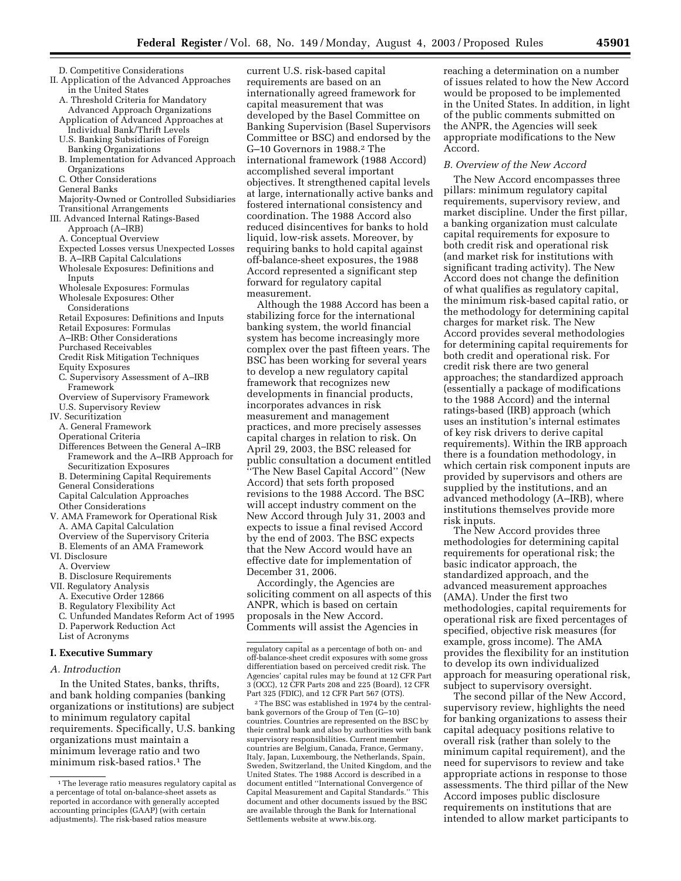D. Competitive Considerations

II. Application of the Advanced Approaches in the United States
- A. Threshold Criteria for Mandatory Advanced Approach Organizations
- Application of Advanced Approaches at Individual Bank/Thrift Levels
- U.S. Banking Subsidiaries of Foreign Banking Organizations
- B. Implementation for Advanced Approach Organizations
- C. Other Considerations
- General Banks
- Majority-Owned or Controlled Subsidiaries
- Transitional Arrangements

III. Advanced Internal Ratings-Based Approach (A–IRB)
- A. Conceptual Overview
- Expected Losses versus Unexpected Losses
- B. A–IRB Capital Calculations
- Wholesale Exposures: Definitions and Inputs
- Wholesale Exposures: Formulas
- Wholesale Exposures: Other Considerations
- Retail Exposures: Definitions and Inputs
- Retail Exposures: Formulas
- A–IRB: Other Considerations
- Purchased Receivables
- Credit Risk Mitigation Techniques
- Equity Exposures
- C. Supervisory Assessment of A–IRB Framework
- Overview of Supervisory Framework
- U.S. Supervisory Review

IV. Securitization
- A. General Framework
- Operational Criteria
- Differences Between the General A–IRB Framework and the A–IRB Approach for Securitization Exposures
- B. Determining Capital Requirements
- General Considerations
- Capital Calculation Approaches
- Other Considerations

V. AMA Framework for Operational Risk
- A. AMA Capital Calculation
- Overview of the Supervisory Criteria
- B. Elements of an AMA Framework

VI. Disclosure
- A. Overview
- B. Disclosure Requirements

VII. Regulatory Analysis
- A. Executive Order 12866
- B. Regulatory Flexibility Act
- C. Unfunded Mandates Reform Act of 1995
- D. Paperwork Reduction Act
- List of Acronyms

## I. Executive Summary

### *A. Introduction*

In the United States, banks, thrifts, and bank holding companies (banking organizations or institutions) are subject to minimum regulatory capital requirements. Specifically, U.S. banking organizations must maintain a minimum leverage ratio and two minimum risk-based ratios.[1] The current U.S. risk-based capital requirements are based on an internationally agreed framework for capital measurement that was developed by the Basel Committee on Banking Supervision (Basel Supervisors Committee or BSC) and endorsed by the G–10 Governors in 1988.[2] The international framework (1988 Accord) accomplished several important objectives. It strengthened capital levels at large, internationally active banks and fostered international consistency and coordination. The 1988 Accord also reduced disincentives for banks to hold liquid, low-risk assets. Moreover, by requiring banks to hold capital against off-balance-sheet exposures, the 1988 Accord represented a significant step forward for regulatory capital measurement.

Although the 1988 Accord has been a stabilizing force for the international banking system, the world financial system has become increasingly more complex over the past fifteen years. The BSC has been working for several years to develop a new regulatory capital framework that recognizes new developments in financial products, incorporates advances in risk measurement and management practices, and more precisely assesses capital charges in relation to risk. On April 29, 2003, the BSC released for public consultation a document entitled ''The New Basel Capital Accord'' (New Accord) that sets forth proposed revisions to the 1988 Accord. The BSC will accept industry comment on the New Accord through July 31, 2003 and expects to issue a final revised Accord by the end of 2003. The BSC expects that the New Accord would have an effective date for implementation of December 31, 2006.

Accordingly, the Agencies are soliciting comment on all aspects of this ANPR, which is based on certain proposals in the New Accord. Comments will assist the Agencies in reaching a determination on a number of issues related to how the New Accord would be proposed to be implemented in the United States. In addition, in light of the public comments submitted on the ANPR, the Agencies will seek appropriate modifications to the New Accord.

### *B. Overview of the New Accord*

The New Accord encompasses three pillars: minimum regulatory capital requirements, supervisory review, and market discipline. Under the first pillar, a banking organization must calculate capital requirements for exposure to both credit risk and operational risk (and market risk for institutions with significant trading activity). The New Accord does not change the definition of what qualifies as regulatory capital, the minimum risk-based capital ratio, or the methodology for determining capital charges for market risk. The New Accord provides several methodologies for determining capital requirements for both credit and operational risk. For credit risk there are two general approaches; the standardized approach (essentially a package of modifications to the 1988 Accord) and the internal ratings-based (IRB) approach (which uses an institution's internal estimates of key risk drivers to derive capital requirements). Within the IRB approach there is a foundation methodology, in which certain risk component inputs are provided by supervisors and others are supplied by the institutions, and an advanced methodology (A–IRB), where institutions themselves provide more risk inputs.

The New Accord provides three methodologies for determining capital requirements for operational risk; the basic indicator approach, the standardized approach, and the advanced measurement approaches (AMA). Under the first two methodologies, capital requirements for operational risk are fixed percentages of specified, objective risk measures (for example, gross income). The AMA provides the flexibility for an institution to develop its own individualized approach for measuring operational risk, subject to supervisory oversight.

The second pillar of the New Accord, supervisory review, highlights the need for banking organizations to assess their capital adequacy positions relative to overall risk (rather than solely to the minimum capital requirement), and the need for supervisors to review and take appropriate actions in response to those assessments. The third pillar of the New Accord imposes public disclosure requirements on institutions that are intended to allow market participants to

---

[1] The leverage ratio measures regulatory capital as a percentage of total on-balance-sheet assets as reported in accordance with generally accepted accounting principles (GAAP) (with certain adjustments). The risk-based ratios measure regulatory capital as a percentage of both on- and off-balance-sheet credit exposures with some gross differentiation based on perceived credit risk. The Agencies' capital rules may be found at 12 CFR Part 3 (OCC), 12 CFR Parts 208 and 225 (Board), 12 CFR Part 325 (FDIC), and 12 CFR Part 567 (OTS).

[2] The BSC was established in 1974 by the central-bank governors of the Group of Ten (G–10) countries. Countries are represented on the BSC by their central bank and also by authorities with bank supervisory responsibilities. Current member countries are Belgium, Canada, France, Germany, Italy, Japan, Luxembourg, the Netherlands, Spain, Sweden, Switzerland, the United Kingdom, and the United States. The 1988 Accord is described in a document entitled ''International Convergence of Capital Measurement and Capital Standards.'' This document and other documents issued by the BSC are available through the Bank for International Settlements website at www.bis.org.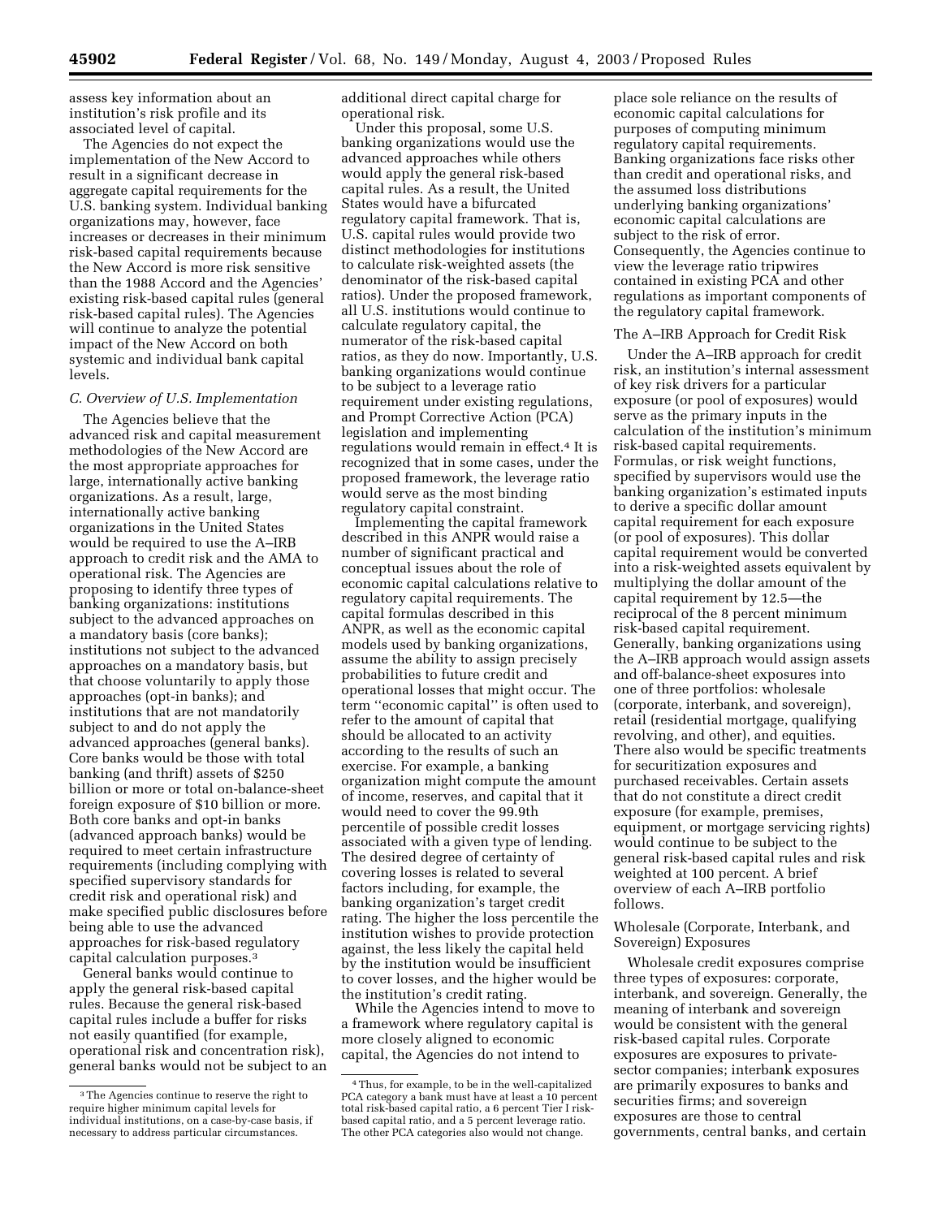assess key information about an institution's risk profile and its associated level of capital.

The Agencies do not expect the implementation of the New Accord to result in a significant decrease in aggregate capital requirements for the U.S. banking system. Individual banking organizations may, however, face increases or decreases in their minimum risk-based capital requirements because the New Accord is more risk sensitive than the 1988 Accord and the Agencies' existing risk-based capital rules (general risk-based capital rules). The Agencies will continue to analyze the potential impact of the New Accord on both systemic and individual bank capital levels.

### *C. Overview of U.S. Implementation*

The Agencies believe that the advanced risk and capital measurement methodologies of the New Accord are the most appropriate approaches for large, internationally active banking organizations. As a result, large, internationally active banking organizations in the United States would be required to use the A–IRB approach to credit risk and the AMA to operational risk. The Agencies are proposing to identify three types of banking organizations: institutions subject to the advanced approaches on a mandatory basis (core banks); institutions not subject to the advanced approaches on a mandatory basis, but that choose voluntarily to apply those approaches (opt-in banks); and institutions that are not mandatorily subject to and do not apply the advanced approaches (general banks). Core banks would be those with total banking (and thrift) assets of $250 billion or more or total on-balance-sheet foreign exposure of $10 billion or more. Both core banks and opt-in banks (advanced approach banks) would be required to meet certain infrastructure requirements (including complying with specified supervisory standards for credit risk and operational risk) and make specified public disclosures before being able to use the advanced approaches for risk-based regulatory capital calculation purposes.[3]

General banks would continue to apply the general risk-based capital rules. Because the general risk-based capital rules include a buffer for risks not easily quantified (for example, operational risk and concentration risk), general banks would not be subject to an additional direct capital charge for operational risk.

Under this proposal, some U.S. banking organizations would use the advanced approaches while others would apply the general risk-based capital rules. As a result, the United States would have a bifurcated regulatory capital framework. That is, U.S. capital rules would provide two distinct methodologies for institutions to calculate risk-weighted assets (the denominator of the risk-based capital ratios). Under the proposed framework, all U.S. institutions would continue to calculate regulatory capital, the numerator of the risk-based capital ratios, as they do now. Importantly, U.S. banking organizations would continue to be subject to a leverage ratio requirement under existing regulations, and Prompt Corrective Action (PCA) legislation and implementing regulations would remain in effect.[4] It is recognized that in some cases, under the proposed framework, the leverage ratio would serve as the most binding regulatory capital constraint.

Implementing the capital framework described in this ANPR would raise a number of significant practical and conceptual issues about the role of economic capital calculations relative to regulatory capital requirements. The capital formulas described in this ANPR, as well as the economic capital models used by banking organizations, assume the ability to assign precisely probabilities to future credit and operational losses that might occur. The term "economic capital" is often used to refer to the amount of capital that should be allocated to an activity according to the results of such an exercise. For example, a banking organization might compute the amount of income, reserves, and capital that it would need to cover the 99.9th percentile of possible credit losses associated with a given type of lending. The desired degree of certainty of covering losses is related to several factors including, for example, the banking organization's target credit rating. The higher the loss percentile the institution wishes to provide protection against, the less likely the capital held by the institution would be insufficient to cover losses, and the higher would be the institution's credit rating.

While the Agencies intend to move to a framework where regulatory capital is more closely aligned to economic capital, the Agencies do not intend to place sole reliance on the results of economic capital calculations for purposes of computing minimum regulatory capital requirements. Banking organizations face risks other than credit and operational risks, and the assumed loss distributions underlying banking organizations' economic capital calculations are subject to the risk of error. Consequently, the Agencies continue to view the leverage ratio tripwires contained in existing PCA and other regulations as important components of the regulatory capital framework.

#### The A–IRB Approach for Credit Risk

Under the A–IRB approach for credit risk, an institution's internal assessment of key risk drivers for a particular exposure (or pool of exposures) would serve as the primary inputs in the calculation of the institution's minimum risk-based capital requirements. Formulas, or risk weight functions, specified by supervisors would use the banking organization's estimated inputs to derive a specific dollar amount capital requirement for each exposure (or pool of exposures). This dollar capital requirement would be converted into a risk-weighted assets equivalent by multiplying the dollar amount of the capital requirement by 12.5—the reciprocal of the 8 percent minimum risk-based capital requirement. Generally, banking organizations using the A–IRB approach would assign assets and off-balance-sheet exposures into one of three portfolios: wholesale (corporate, interbank, and sovereign), retail (residential mortgage, qualifying revolving, and other), and equities. There also would be specific treatments for securitization exposures and purchased receivables. Certain assets that do not constitute a direct credit exposure (for example, premises, equipment, or mortgage servicing rights) would continue to be subject to the general risk-based capital rules and risk weighted at 100 percent. A brief overview of each A–IRB portfolio follows.

#### Wholesale (Corporate, Interbank, and Sovereign) Exposures

Wholesale credit exposures comprise three types of exposures: corporate, interbank, and sovereign. Generally, the meaning of interbank and sovereign would be consistent with the general risk-based capital rules. Corporate exposures are exposures to private-sector companies; interbank exposures are primarily exposures to banks and securities firms; and sovereign exposures are those to central governments, central banks, and certain

---

[3] The Agencies continue to reserve the right to require higher minimum capital levels for individual institutions, on a case-by-case basis, if necessary to address particular circumstances.

[4] Thus, for example, to be in the well-capitalized PCA category a bank must have at least a 10 percent total risk-based capital ratio, a 6 percent Tier I risk-based capital ratio, and a 5 percent leverage ratio. The other PCA categories also would not change.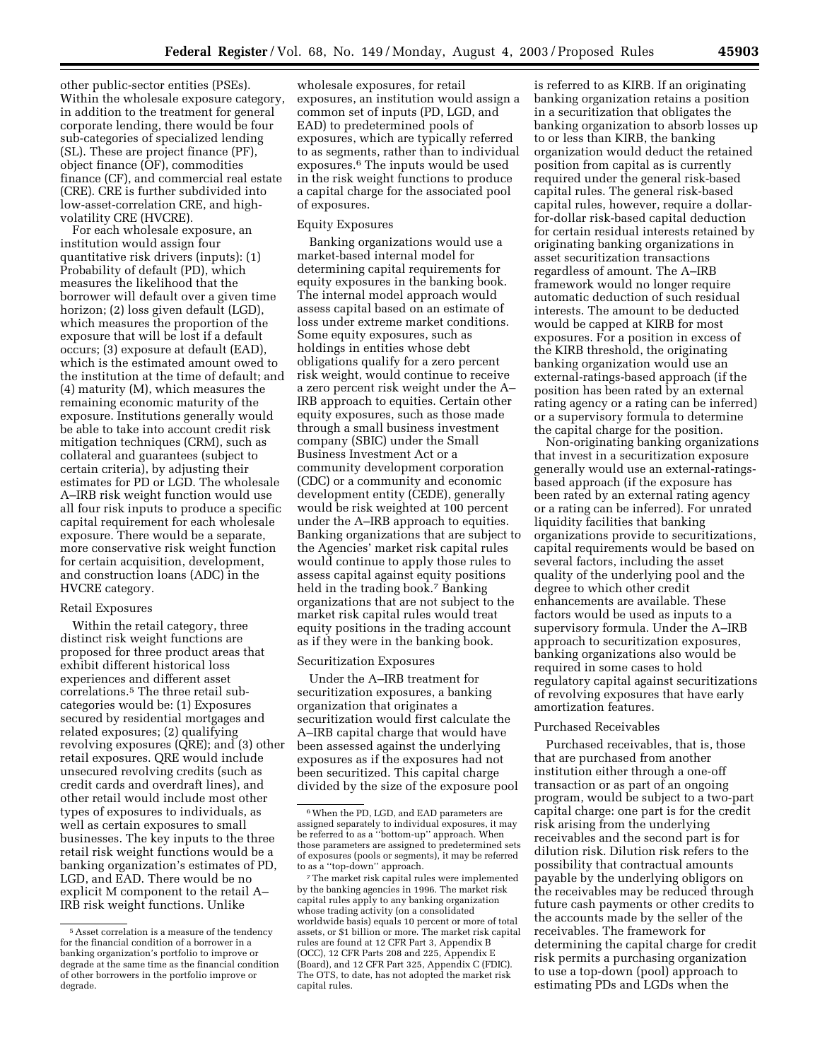other public-sector entities (PSEs). Within the wholesale exposure category, in addition to the treatment for general corporate lending, there would be four sub-categories of specialized lending (SL). These are project finance (PF), object finance (OF), commodities finance (CF), and commercial real estate (CRE). CRE is further subdivided into low-asset-correlation CRE, and high-volatility CRE (HVCRE).

For each wholesale exposure, an institution would assign four quantitative risk drivers (inputs): (1) Probability of default (PD), which measures the likelihood that the borrower will default over a given time horizon; (2) loss given default (LGD), which measures the proportion of the exposure that will be lost if a default occurs; (3) exposure at default (EAD), which is the estimated amount owed to the institution at the time of default; and (4) maturity (M), which measures the remaining economic maturity of the exposure. Institutions generally would be able to take into account credit risk mitigation techniques (CRM), such as collateral and guarantees (subject to certain criteria), by adjusting their estimates for PD or LGD. The wholesale A–IRB risk weight function would use all four risk inputs to produce a specific capital requirement for each wholesale exposure. There would be a separate, more conservative risk weight function for certain acquisition, development, and construction loans (ADC) in the HVCRE category.

Retail Exposures

Within the retail category, three distinct risk weight functions are proposed for three product areas that exhibit different historical loss experiences and different asset correlations.[5] The three retail sub-categories would be: (1) Exposures secured by residential mortgages and related exposures; (2) qualifying revolving exposures (QRE); and (3) other retail exposures. QRE would include unsecured revolving credits (such as credit cards and overdraft lines), and other retail would include most other types of exposures to individuals, as well as certain exposures to small businesses. The key inputs to the three retail risk weight functions would be a banking organization's estimates of PD, LGD, and EAD. There would be no explicit M component to the retail A–IRB risk weight functions. Unlike wholesale exposures, for retail exposures, an institution would assign a common set of inputs (PD, LGD, and EAD) to predetermined pools of exposures, which are typically referred to as segments, rather than to individual exposures.[6] The inputs would be used in the risk weight functions to produce a capital charge for the associated pool of exposures.

Equity Exposures

Banking organizations would use a market-based internal model for determining capital requirements for equity exposures in the banking book. The internal model approach would assess capital based on an estimate of loss under extreme market conditions. Some equity exposures, such as holdings in entities whose debt obligations qualify for a zero percent risk weight, would continue to receive a zero percent risk weight under the A–IRB approach to equities. Certain other equity exposures, such as those made through a small business investment company (SBIC) under the Small Business Investment Act or a community development corporation (CDC) or a community and economic development entity (CEDE), generally would be risk weighted at 100 percent under the A–IRB approach to equities. Banking organizations that are subject to the Agencies' market risk capital rules would continue to apply those rules to assess capital against equity positions held in the trading book.[7] Banking organizations that are not subject to the market risk capital rules would treat equity positions in the trading account as if they were in the banking book.

Securitization Exposures

Under the A–IRB treatment for securitization exposures, a banking organization that originates a securitization would first calculate the A–IRB capital charge that would have been assessed against the underlying exposures as if the exposures had not been securitized. This capital charge divided by the size of the exposure pool is referred to as KIRB. If an originating banking organization retains a position in a securitization that obligates the banking organization to absorb losses up to or less than KIRB, the banking organization would deduct the retained position from capital as is currently required under the general risk-based capital rules. The general risk-based capital rules, however, require a dollar-for-dollar risk-based capital deduction for certain residual interests retained by originating banking organizations in asset securitization transactions regardless of amount. The A–IRB framework would no longer require automatic deduction of such residual interests. The amount to be deducted would be capped at KIRB for most exposures. For a position in excess of the KIRB threshold, the originating banking organization would use an external-ratings-based approach (if the position has been rated by an external rating agency or a rating can be inferred) or a supervisory formula to determine the capital charge for the position.

Non-originating banking organizations that invest in a securitization exposure generally would use an external-ratings-based approach (if the exposure has been rated by an external rating agency or a rating can be inferred). For unrated liquidity facilities that banking organizations provide to securitizations, capital requirements would be based on several factors, including the asset quality of the underlying pool and the degree to which other credit enhancements are available. These factors would be used as inputs to a supervisory formula. Under the A–IRB approach to securitization exposures, banking organizations also would be required in some cases to hold regulatory capital against securitizations of revolving exposures that have early amortization features.

Purchased Receivables

Purchased receivables, that is, those that are purchased from another institution either through a one-off transaction or as part of an ongoing program, would be subject to a two-part capital charge: one part is for the credit risk arising from the underlying receivables and the second part is for dilution risk. Dilution risk refers to the possibility that contractual amounts payable by the underlying obligors on the receivables may be reduced through future cash payments or other credits to the accounts made by the seller of the receivables. The framework for determining the capital charge for credit risk permits a purchasing organization to use a top-down (pool) approach to estimating PDs and LGDs when the

[5] Asset correlation is a measure of the tendency for the financial condition of a borrower in a banking organization's portfolio to improve or degrade at the same time as the financial condition of other borrowers in the portfolio improve or degrade.

[6] When the PD, LGD, and EAD parameters are assigned separately to individual exposures, it may be referred to as a "bottom-up" approach. When those parameters are assigned to predetermined sets of exposures (pools or segments), it may be referred to as a "top-down" approach.

[7] The market risk capital rules were implemented by the banking agencies in 1996. The market risk capital rules apply to any banking organization whose trading activity (on a consolidated worldwide basis) equals 10 percent or more of total assets, or $1 billion or more. The market risk capital rules are found at 12 CFR Part 3, Appendix B (OCC), 12 CFR Parts 208 and 225, Appendix E (Board), and 12 CFR Part 325, Appendix C (FDIC). The OTS, to date, has not adopted the market risk capital rules.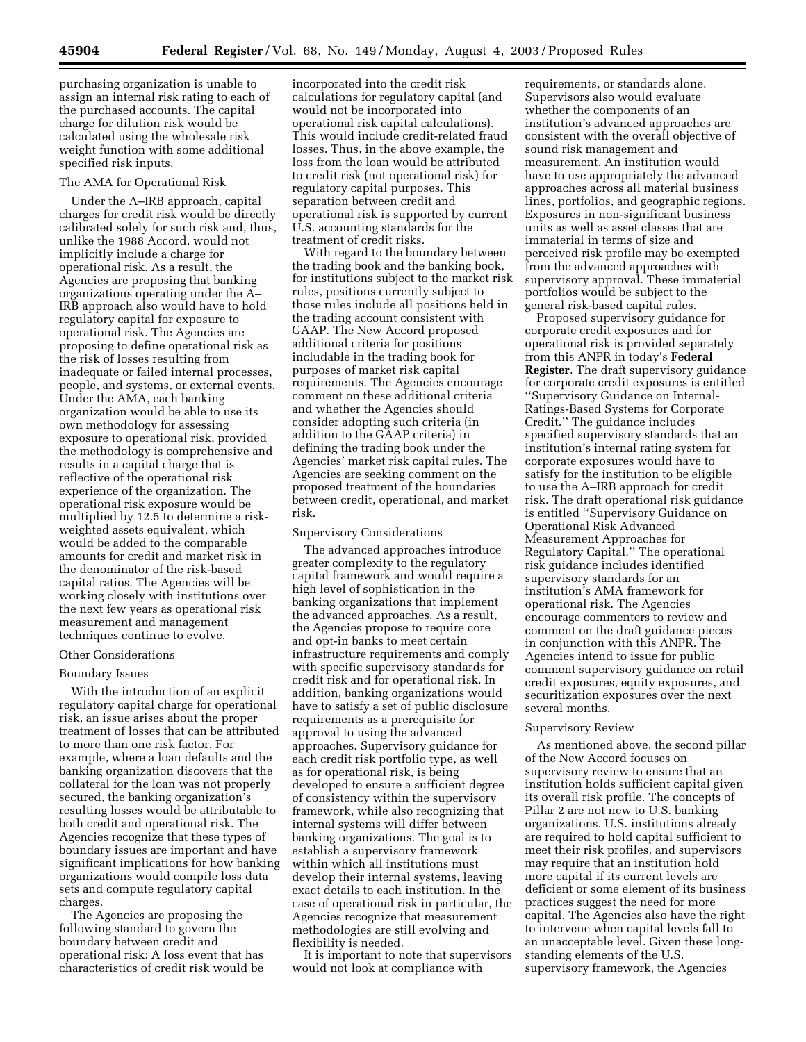purchasing organization is unable to assign an internal risk rating to each of the purchased accounts. The capital charge for dilution risk would be calculated using the wholesale risk weight function with some additional specified risk inputs.

### The AMA for Operational Risk

Under the A–IRB approach, capital charges for credit risk would be directly calibrated solely for such risk and, thus, unlike the 1988 Accord, would not implicitly include a charge for operational risk. As a result, the Agencies are proposing that banking organizations operating under the A–IRB approach also would have to hold regulatory capital for exposure to operational risk. The Agencies are proposing to define operational risk as the risk of losses resulting from inadequate or failed internal processes, people, and systems, or external events. Under the AMA, each banking organization would be able to use its own methodology for assessing exposure to operational risk, provided the methodology is comprehensive and results in a capital charge that is reflective of the operational risk experience of the organization. The operational risk exposure would be multiplied by 12.5 to determine a risk-weighted assets equivalent, which would be added to the comparable amounts for credit and market risk in the denominator of the risk-based capital ratios. The Agencies will be working closely with institutions over the next few years as operational risk measurement and management techniques continue to evolve.

### Other Considerations

#### Boundary Issues

With the introduction of an explicit regulatory capital charge for operational risk, an issue arises about the proper treatment of losses that can be attributed to more than one risk factor. For example, where a loan defaults and the banking organization discovers that the collateral for the loan was not properly secured, the banking organization's resulting losses would be attributable to both credit and operational risk. The Agencies recognize that these types of boundary issues are important and have significant implications for how banking organizations would compile loss data sets and compute regulatory capital charges.

The Agencies are proposing the following standard to govern the boundary between credit and operational risk: A loss event that has characteristics of credit risk would be incorporated into the credit risk calculations for regulatory capital (and would not be incorporated into operational risk capital calculations). This would include credit-related fraud losses. Thus, in the above example, the loss from the loan would be attributed to credit risk (not operational risk) for regulatory capital purposes. This separation between credit and operational risk is supported by current U.S. accounting standards for the treatment of credit risks.

With regard to the boundary between the trading book and the banking book, for institutions subject to the market risk rules, positions currently subject to those rules include all positions held in the trading account consistent with GAAP. The New Accord proposed additional criteria for positions includable in the trading book for purposes of market risk capital requirements. The Agencies encourage comment on these additional criteria and whether the Agencies should consider adopting such criteria (in addition to the GAAP criteria) in defining the trading book under the Agencies' market risk capital rules. The Agencies are seeking comment on the proposed treatment of the boundaries between credit, operational, and market risk.

#### Supervisory Considerations

The advanced approaches introduce greater complexity to the regulatory capital framework and would require a high level of sophistication in the banking organizations that implement the advanced approaches. As a result, the Agencies propose to require core and opt-in banks to meet certain infrastructure requirements and comply with specific supervisory standards for credit risk and for operational risk. In addition, banking organizations would have to satisfy a set of public disclosure requirements as a prerequisite for approval to using the advanced approaches. Supervisory guidance for each credit risk portfolio type, as well as for operational risk, is being developed to ensure a sufficient degree of consistency within the supervisory framework, while also recognizing that internal systems will differ between banking organizations. The goal is to establish a supervisory framework within which all institutions must develop their internal systems, leaving exact details to each institution. In the case of operational risk in particular, the Agencies recognize that measurement methodologies are still evolving and flexibility is needed.

It is important to note that supervisors would not look at compliance with requirements, or standards alone. Supervisors also would evaluate whether the components of an institution's advanced approaches are consistent with the overall objective of sound risk management and measurement. An institution would have to use appropriately the advanced approaches across all material business lines, portfolios, and geographic regions. Exposures in non-significant business units as well as asset classes that are immaterial in terms of size and perceived risk profile may be exempted from the advanced approaches with supervisory approval. These immaterial portfolios would be subject to the general risk-based capital rules.

Proposed supervisory guidance for corporate credit exposures and for operational risk is provided separately from this ANPR in today's **Federal Register**. The draft supervisory guidance for corporate credit exposures is entitled ''Supervisory Guidance on Internal-Ratings-Based Systems for Corporate Credit.'' The guidance includes specified supervisory standards that an institution's internal rating system for corporate exposures would have to satisfy for the institution to be eligible to use the A–IRB approach for credit risk. The draft operational risk guidance is entitled ''Supervisory Guidance on Operational Risk Advanced Measurement Approaches for Regulatory Capital.'' The operational risk guidance includes identified supervisory standards for an institution's AMA framework for operational risk. The Agencies encourage commenters to review and comment on the draft guidance pieces in conjunction with this ANPR. The Agencies intend to issue for public comment supervisory guidance on retail credit exposures, equity exposures, and securitization exposures over the next several months.

#### Supervisory Review

As mentioned above, the second pillar of the New Accord focuses on supervisory review to ensure that an institution holds sufficient capital given its overall risk profile. The concepts of Pillar 2 are not new to U.S. banking organizations. U.S. institutions already are required to hold capital sufficient to meet their risk profiles, and supervisors may require that an institution hold more capital if its current levels are deficient or some element of its business practices suggest the need for more capital. The Agencies also have the right to intervene when capital levels fall to an unacceptable level. Given these long-standing elements of the U.S. supervisory framework, the Agencies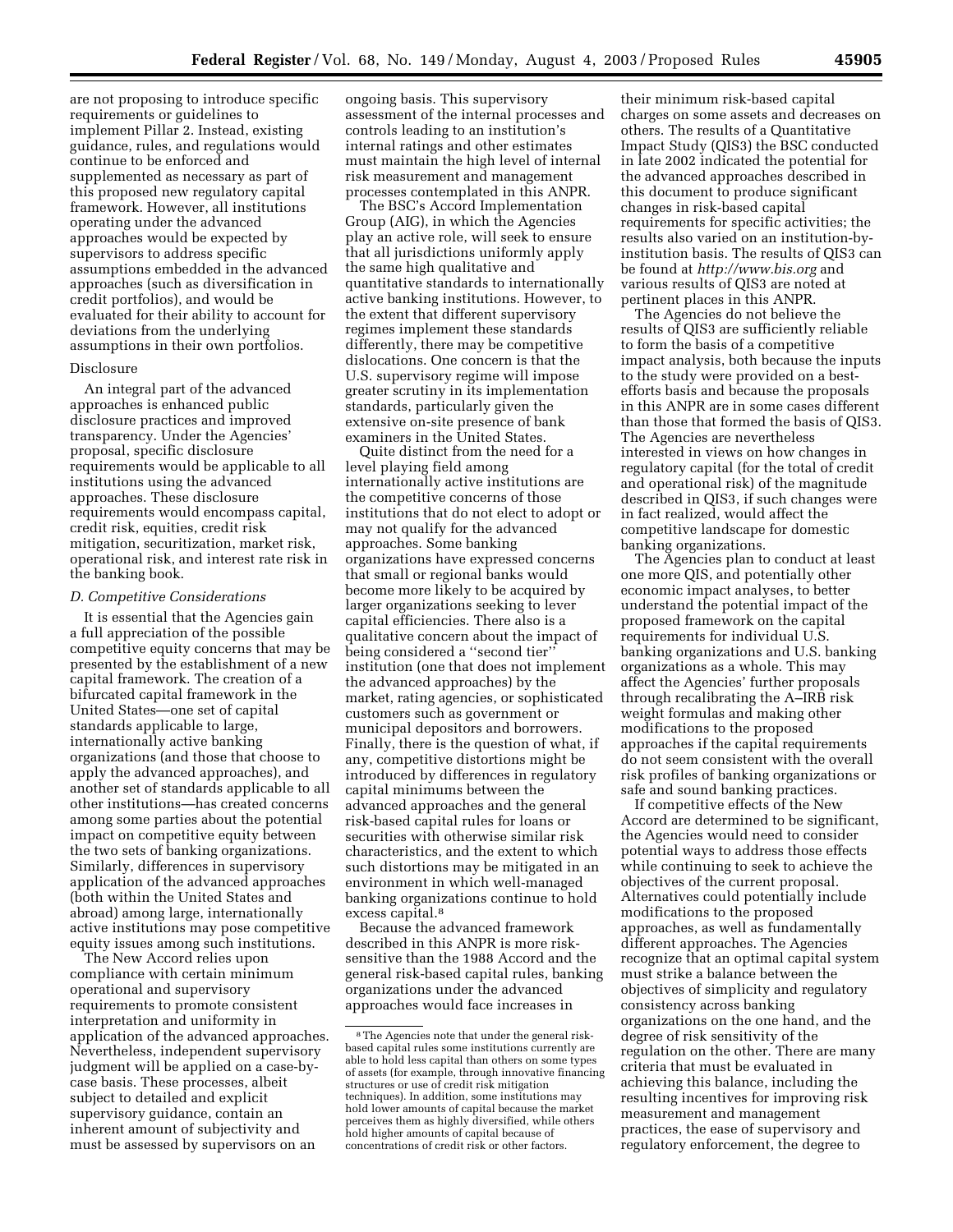are not proposing to introduce specific requirements or guidelines to implement Pillar 2. Instead, existing guidance, rules, and regulations would continue to be enforced and supplemented as necessary as part of this proposed new regulatory capital framework. However, all institutions operating under the advanced approaches would be expected by supervisors to address specific assumptions embedded in the advanced approaches (such as diversification in credit portfolios), and would be evaluated for their ability to account for deviations from the underlying assumptions in their own portfolios.

Disclosure

An integral part of the advanced approaches is enhanced public disclosure practices and improved transparency. Under the Agencies' proposal, specific disclosure requirements would be applicable to all institutions using the advanced approaches. These disclosure requirements would encompass capital, credit risk, equities, credit risk mitigation, securitization, market risk, operational risk, and interest rate risk in the banking book.

*D. Competitive Considerations*

It is essential that the Agencies gain a full appreciation of the possible competitive equity concerns that may be presented by the establishment of a new capital framework. The creation of a bifurcated capital framework in the United States—one set of capital standards applicable to large, internationally active banking organizations (and those that choose to apply the advanced approaches), and another set of standards applicable to all other institutions—has created concerns among some parties about the potential impact on competitive equity between the two sets of banking organizations. Similarly, differences in supervisory application of the advanced approaches (both within the United States and abroad) among large, internationally active institutions may pose competitive equity issues among such institutions.

The New Accord relies upon compliance with certain minimum operational and supervisory requirements to promote consistent interpretation and uniformity in application of the advanced approaches. Nevertheless, independent supervisory judgment will be applied on a case-by-case basis. These processes, albeit subject to detailed and explicit supervisory guidance, contain an inherent amount of subjectivity and must be assessed by supervisors on an ongoing basis. This supervisory assessment of the internal processes and controls leading to an institution's internal ratings and other estimates must maintain the high level of internal risk measurement and management processes contemplated in this ANPR.

The BSC's Accord Implementation Group (AIG), in which the Agencies play an active role, will seek to ensure that all jurisdictions uniformly apply the same high qualitative and quantitative standards to internationally active banking institutions. However, to the extent that different supervisory regimes implement these standards differently, there may be competitive dislocations. One concern is that the U.S. supervisory regime will impose greater scrutiny in its implementation standards, particularly given the extensive on-site presence of bank examiners in the United States.

Quite distinct from the need for a level playing field among internationally active institutions are the competitive concerns of those institutions that do not elect to adopt or may not qualify for the advanced approaches. Some banking organizations have expressed concerns that small or regional banks would become more likely to be acquired by larger organizations seeking to lever capital efficiencies. There also is a qualitative concern about the impact of being considered a ''second tier'' institution (one that does not implement the advanced approaches) by the market, rating agencies, or sophisticated customers such as government or municipal depositors and borrowers. Finally, there is the question of what, if any, competitive distortions might be introduced by differences in regulatory capital minimums between the advanced approaches and the general risk-based capital rules for loans or securities with otherwise similar risk characteristics, and the extent to which such distortions may be mitigated in an environment in which well-managed banking organizations continue to hold excess capital.[8]

Because the advanced framework described in this ANPR is more risk-sensitive than the 1988 Accord and the general risk-based capital rules, banking organizations under the advanced approaches would face increases in their minimum risk-based capital charges on some assets and decreases on others. The results of a Quantitative Impact Study (QIS3) the BSC conducted in late 2002 indicated the potential for the advanced approaches described in this document to produce significant changes in risk-based capital requirements for specific activities; the results also varied on an institution-by-institution basis. The results of QIS3 can be found at *http://www.bis.org* and various results of QIS3 are noted at pertinent places in this ANPR.

The Agencies do not believe the results of QIS3 are sufficiently reliable to form the basis of a competitive impact analysis, both because the inputs to the study were provided on a best-efforts basis and because the proposals in this ANPR are in some cases different than those that formed the basis of QIS3. The Agencies are nevertheless interested in views on how changes in regulatory capital (for the total of credit and operational risk) of the magnitude described in QIS3, if such changes were in fact realized, would affect the competitive landscape for domestic banking organizations.

The Agencies plan to conduct at least one more QIS, and potentially other economic impact analyses, to better understand the potential impact of the proposed framework on the capital requirements for individual U.S. banking organizations and U.S. banking organizations as a whole. This may affect the Agencies' further proposals through recalibrating the A–IRB risk weight formulas and making other modifications to the proposed approaches if the capital requirements do not seem consistent with the overall risk profiles of banking organizations or safe and sound banking practices.

If competitive effects of the New Accord are determined to be significant, the Agencies would need to consider potential ways to address those effects while continuing to seek to achieve the objectives of the current proposal. Alternatives could potentially include modifications to the proposed approaches, as well as fundamentally different approaches. The Agencies recognize that an optimal capital system must strike a balance between the objectives of simplicity and regulatory consistency across banking organizations on the one hand, and the degree of risk sensitivity of the regulation on the other. There are many criteria that must be evaluated in achieving this balance, including the resulting incentives for improving risk measurement and management practices, the ease of supervisory and regulatory enforcement, the degree to

[8] The Agencies note that under the general risk-based capital rules some institutions currently are able to hold less capital than others on some types of assets (for example, through innovative financing structures or use of credit risk mitigation techniques). In addition, some institutions may hold lower amounts of capital because the market perceives them as highly diversified, while others hold higher amounts of capital because of concentrations of credit risk or other factors.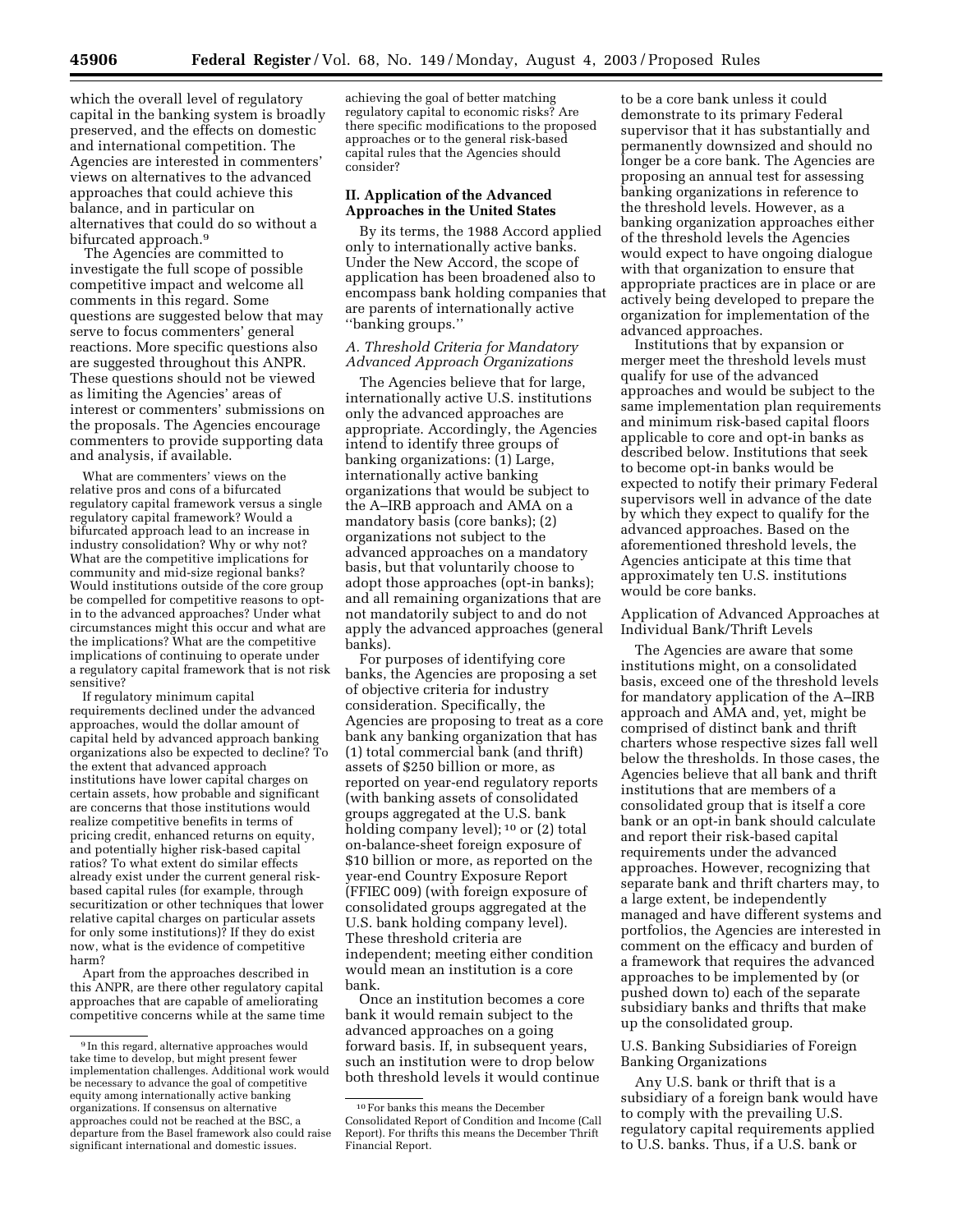which the overall level of regulatory capital in the banking system is broadly preserved, and the effects on domestic and international competition. The Agencies are interested in commenters' views on alternatives to the advanced approaches that could achieve this balance, and in particular on alternatives that could do so without a bifurcated approach.[9]

The Agencies are committed to investigate the full scope of possible competitive impact and welcome all comments in this regard. Some questions are suggested below that may serve to focus commenters' general reactions. More specific questions also are suggested throughout this ANPR. These questions should not be viewed as limiting the Agencies' areas of interest or commenters' submissions on the proposals. The Agencies encourage commenters to provide supporting data and analysis, if available.

What are commenters' views on the relative pros and cons of a bifurcated regulatory capital framework versus a single regulatory capital framework? Would a bifurcated approach lead to an increase in industry consolidation? Why or why not? What are the competitive implications for community and mid-size regional banks? Would institutions outside of the core group be compelled for competitive reasons to opt-in to the advanced approaches? Under what circumstances might this occur and what are the implications? What are the competitive implications of continuing to operate under a regulatory capital framework that is not risk sensitive?

If regulatory minimum capital requirements declined under the advanced approaches, would the dollar amount of capital held by advanced approach banking organizations also be expected to decline? To the extent that advanced approach institutions have lower capital charges on certain assets, how probable and significant are concerns that those institutions would realize competitive benefits in terms of pricing credit, enhanced returns on equity, and potentially higher risk-based capital ratios? To what extent do similar effects already exist under the current general risk-based capital rules (for example, through securitization or other techniques that lower relative capital charges on particular assets for only some institutions)? If they do exist now, what is the evidence of competitive harm?

Apart from the approaches described in this ANPR, are there other regulatory capital approaches that are capable of ameliorating competitive concerns while at the same time achieving the goal of better matching regulatory capital to economic risks? Are there specific modifications to the proposed approaches or to the general risk-based capital rules that the Agencies should consider?

## II. Application of the Advanced Approaches in the United States

By its terms, the 1988 Accord applied only to internationally active banks. Under the New Accord, the scope of application has been broadened also to encompass bank holding companies that are parents of internationally active "banking groups."

### *A. Threshold Criteria for Mandatory Advanced Approach Organizations*

The Agencies believe that for large, internationally active U.S. institutions only the advanced approaches are appropriate. Accordingly, the Agencies intend to identify three groups of banking organizations: (1) Large, internationally active banking organizations that would be subject to the A–IRB approach and AMA on a mandatory basis (core banks); (2) organizations not subject to the advanced approaches on a mandatory basis, but that voluntarily choose to adopt those approaches (opt-in banks); and all remaining organizations that are not mandatorily subject to and do not apply the advanced approaches (general banks).

For purposes of identifying core banks, the Agencies are proposing a set of objective criteria for industry consideration. Specifically, the Agencies are proposing to treat as a core bank any banking organization that has (1) total commercial bank (and thrift) assets of $250 billion or more, as reported on year-end regulatory reports (with banking assets of consolidated groups aggregated at the U.S. bank holding company level);[10] or (2) total on-balance-sheet foreign exposure of $10 billion or more, as reported on the year-end Country Exposure Report (FFIEC 009) (with foreign exposure of consolidated groups aggregated at the U.S. bank holding company level). These threshold criteria are independent; meeting either condition would mean an institution is a core bank.

Once an institution becomes a core bank it would remain subject to the advanced approaches on a going forward basis. If, in subsequent years, such an institution were to drop below both threshold levels it would continue to be a core bank unless it could demonstrate to its primary Federal supervisor that it has substantially and permanently downsized and should no longer be a core bank. The Agencies are proposing an annual test for assessing banking organizations in reference to the threshold levels. However, as a banking organization approaches either of the threshold levels the Agencies would expect to have ongoing dialogue with that organization to ensure that appropriate practices are in place or are actively being developed to prepare the organization for implementation of the advanced approaches.

Institutions that by expansion or merger meet the threshold levels must qualify for use of the advanced approaches and would be subject to the same implementation plan requirements and minimum risk-based capital floors applicable to core and opt-in banks as described below. Institutions that seek to become opt-in banks would be expected to notify their primary Federal supervisors well in advance of the date by which they expect to qualify for the advanced approaches. Based on the aforementioned threshold levels, the Agencies anticipate at this time that approximately ten U.S. institutions would be core banks.

#### Application of Advanced Approaches at Individual Bank/Thrift Levels

The Agencies are aware that some institutions might, on a consolidated basis, exceed one of the threshold levels for mandatory application of the A–IRB approach and AMA and, yet, might be comprised of distinct bank and thrift charters whose respective sizes fall well below the thresholds. In those cases, the Agencies believe that all bank and thrift institutions that are members of a consolidated group that is itself a core bank or an opt-in bank should calculate and report their risk-based capital requirements under the advanced approaches. However, recognizing that separate bank and thrift charters may, to a large extent, be independently managed and have different systems and portfolios, the Agencies are interested in comment on the efficacy and burden of a framework that requires the advanced approaches to be implemented by (or pushed down to) each of the separate subsidiary banks and thrifts that make up the consolidated group.

#### U.S. Banking Subsidiaries of Foreign Banking Organizations

Any U.S. bank or thrift that is a subsidiary of a foreign bank would have to comply with the prevailing U.S. regulatory capital requirements applied to U.S. banks. Thus, if a U.S. bank or

---

[9] In this regard, alternative approaches would take time to develop, but might present fewer implementation challenges. Additional work would be necessary to advance the goal of competitive equity among internationally active banking organizations. If consensus on alternative approaches could not be reached at the BSC, a departure from the Basel framework also could raise significant international and domestic issues.

[10] For banks this means the December Consolidated Report of Condition and Income (Call Report). For thrifts this means the December Thrift Financial Report.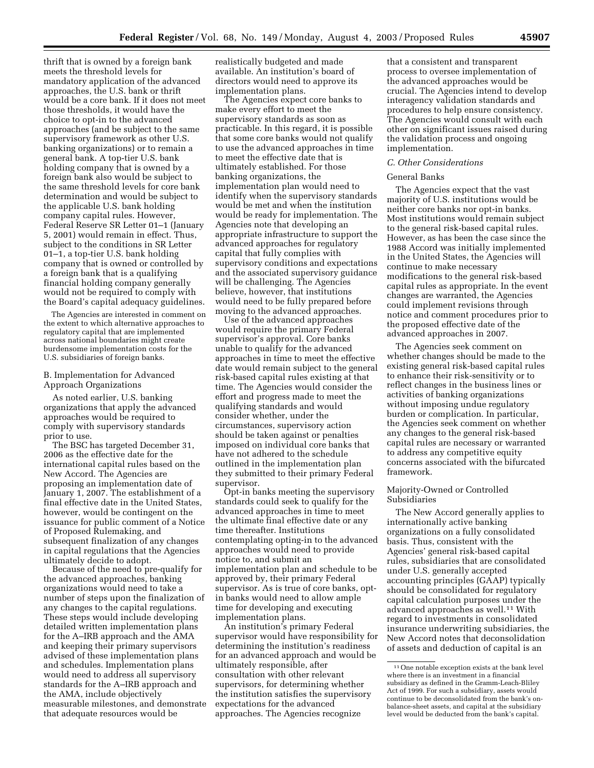thrift that is owned by a foreign bank meets the threshold levels for mandatory application of the advanced approaches, the U.S. bank or thrift would be a core bank. If it does not meet those thresholds, it would have the choice to opt-in to the advanced approaches (and be subject to the same supervisory framework as other U.S. banking organizations) or to remain a general bank. A top-tier U.S. bank holding company that is owned by a foreign bank also would be subject to the same threshold levels for core bank determination and would be subject to the applicable U.S. bank holding company capital rules. However, Federal Reserve SR Letter 01–1 (January 5, 2001) would remain in effect. Thus, subject to the conditions in SR Letter 01–1, a top-tier U.S. bank holding company that is owned or controlled by a foreign bank that is a qualifying financial holding company generally would not be required to comply with the Board's capital adequacy guidelines.

The Agencies are interested in comment on the extent to which alternative approaches to regulatory capital that are implemented across national boundaries might create burdensome implementation costs for the U.S. subsidiaries of foreign banks.

## B. Implementation for Advanced Approach Organizations

As noted earlier, U.S. banking organizations that apply the advanced approaches would be required to comply with supervisory standards prior to use.

The BSC has targeted December 31, 2006 as the effective date for the international capital rules based on the New Accord. The Agencies are proposing an implementation date of January 1, 2007. The establishment of a final effective date in the United States, however, would be contingent on the issuance for public comment of a Notice of Proposed Rulemaking, and subsequent finalization of any changes in capital regulations that the Agencies ultimately decide to adopt.

Because of the need to pre-qualify for the advanced approaches, banking organizations would need to take a number of steps upon the finalization of any changes to the capital regulations. These steps would include developing detailed written implementation plans for the A–IRB approach and the AMA and keeping their primary supervisors advised of these implementation plans and schedules. Implementation plans would need to address all supervisory standards for the A–IRB approach and the AMA, include objectively measurable milestones, and demonstrate that adequate resources would be realistically budgeted and made available. An institution's board of directors would need to approve its implementation plans.

The Agencies expect core banks to make every effort to meet the supervisory standards as soon as practicable. In this regard, it is possible that some core banks would not qualify to use the advanced approaches in time to meet the effective date that is ultimately established. For those banking organizations, the implementation plan would need to identify when the supervisory standards would be met and when the institution would be ready for implementation. The Agencies note that developing an appropriate infrastructure to support the advanced approaches for regulatory capital that fully complies with supervisory conditions and expectations and the associated supervisory guidance will be challenging. The Agencies believe, however, that institutions would need to be fully prepared before moving to the advanced approaches.

Use of the advanced approaches would require the primary Federal supervisor's approval. Core banks unable to qualify for the advanced approaches in time to meet the effective date would remain subject to the general risk-based capital rules existing at that time. The Agencies would consider the effort and progress made to meet the qualifying standards and would consider whether, under the circumstances, supervisory action should be taken against or penalties imposed on individual core banks that have not adhered to the schedule outlined in the implementation plan they submitted to their primary Federal supervisor.

Opt-in banks meeting the supervisory standards could seek to qualify for the advanced approaches in time to meet the ultimate final effective date or any time thereafter. Institutions contemplating opting-in to the advanced approaches would need to provide notice to, and submit an implementation plan and schedule to be approved by, their primary Federal supervisor. As is true of core banks, opt-in banks would need to allow ample time for developing and executing implementation plans.

An institution's primary Federal supervisor would have responsibility for determining the institution's readiness for an advanced approach and would be ultimately responsible, after consultation with other relevant supervisors, for determining whether the institution satisfies the supervisory expectations for the advanced approaches. The Agencies recognize that a consistent and transparent process to oversee implementation of the advanced approaches would be crucial. The Agencies intend to develop interagency validation standards and procedures to help ensure consistency. The Agencies would consult with each other on significant issues raised during the validation process and ongoing implementation.

## *C. Other Considerations*

### General Banks

The Agencies expect that the vast majority of U.S. institutions would be neither core banks nor opt-in banks. Most institutions would remain subject to the general risk-based capital rules. However, as has been the case since the 1988 Accord was initially implemented in the United States, the Agencies will continue to make necessary modifications to the general risk-based capital rules as appropriate. In the event changes are warranted, the Agencies could implement revisions through notice and comment procedures prior to the proposed effective date of the advanced approaches in 2007.

The Agencies seek comment on whether changes should be made to the existing general risk-based capital rules to enhance their risk-sensitivity or to reflect changes in the business lines or activities of banking organizations without imposing undue regulatory burden or complication. In particular, the Agencies seek comment on whether any changes to the general risk-based capital rules are necessary or warranted to address any competitive equity concerns associated with the bifurcated framework.

### Majority-Owned or Controlled Subsidiaries

The New Accord generally applies to internationally active banking organizations on a fully consolidated basis. Thus, consistent with the Agencies' general risk-based capital rules, subsidiaries that are consolidated under U.S. generally accepted accounting principles (GAAP) typically should be consolidated for regulatory capital calculation purposes under the advanced approaches as well.[11] With regard to investments in consolidated insurance underwriting subsidiaries, the New Accord notes that deconsolidation of assets and deduction of capital is an

[11] One notable exception exists at the bank level where there is an investment in a financial subsidiary as defined in the Gramm-Leach-Bliley Act of 1999. For such a subsidiary, assets would continue to be deconsolidated from the bank's on-balance-sheet assets, and capital at the subsidiary level would be deducted from the bank's capital.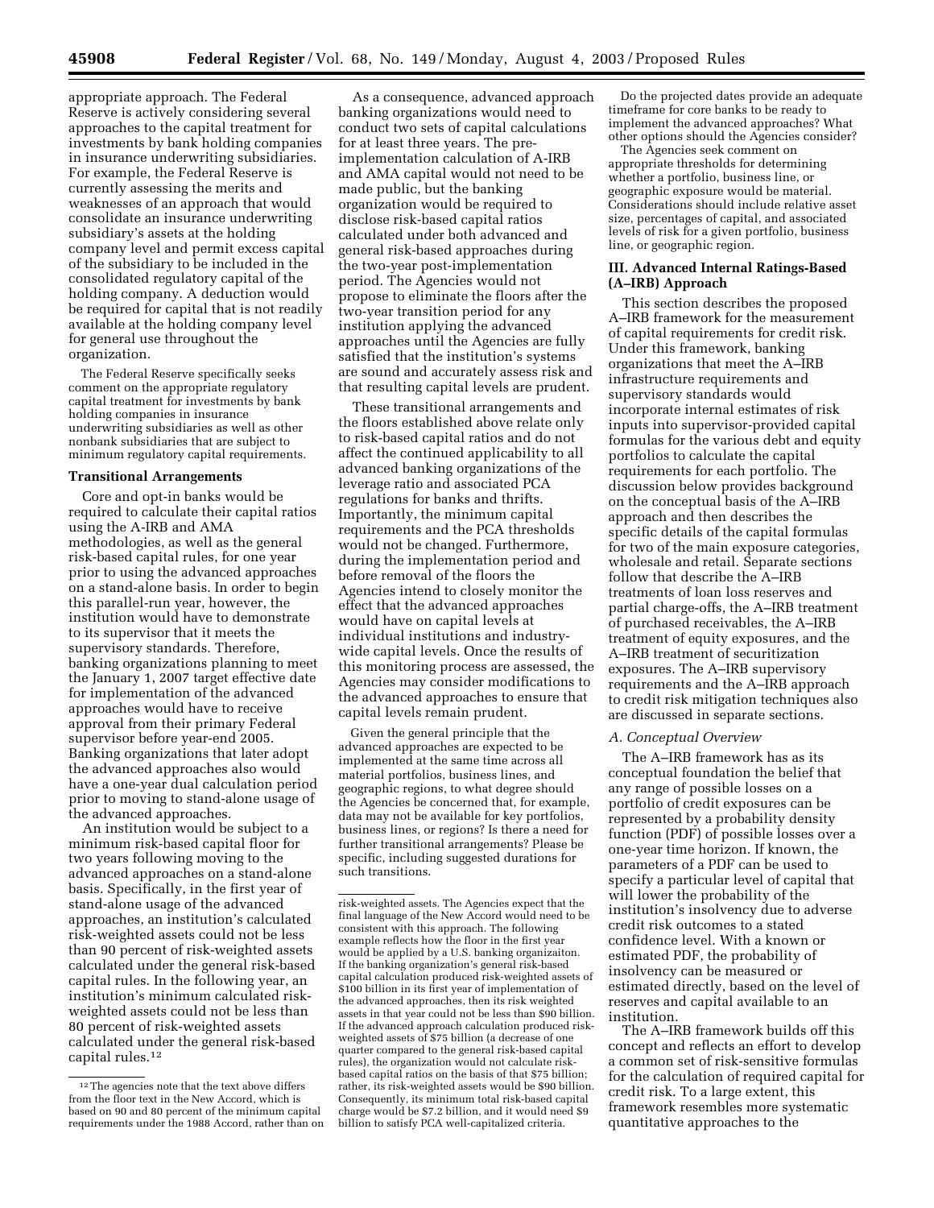appropriate approach. The Federal Reserve is actively considering several approaches to the capital treatment for investments by bank holding companies in insurance underwriting subsidiaries. For example, the Federal Reserve is currently assessing the merits and weaknesses of an approach that would consolidate an insurance underwriting subsidiary's assets at the holding company level and permit excess capital of the subsidiary to be included in the consolidated regulatory capital of the holding company. A deduction would be required for capital that is not readily available at the holding company level for general use throughout the organization.

The Federal Reserve specifically seeks comment on the appropriate regulatory capital treatment for investments by bank holding companies in insurance underwriting subsidiaries as well as other nonbank subsidiaries that are subject to minimum regulatory capital requirements.

**Transitional Arrangements**

Core and opt-in banks would be required to calculate their capital ratios using the A-IRB and AMA methodologies, as well as the general risk-based capital rules, for one year prior to using the advanced approaches on a stand-alone basis. In order to begin this parallel-run year, however, the institution would have to demonstrate to its supervisor that it meets the supervisory standards. Therefore, banking organizations planning to meet the January 1, 2007 target effective date for implementation of the advanced approaches would have to receive approval from their primary Federal supervisor before year-end 2005. Banking organizations that later adopt the advanced approaches also would have a one-year dual calculation period prior to moving to stand-alone usage of the advanced approaches.

An institution would be subject to a minimum risk-based capital floor for two years following moving to the advanced approaches on a stand-alone basis. Specifically, in the first year of stand-alone usage of the advanced approaches, an institution's calculated risk-weighted assets could not be less than 90 percent of risk-weighted assets calculated under the general risk-based capital rules. In the following year, an institution's minimum calculated risk-weighted assets could not be less than 80 percent of risk-weighted assets calculated under the general risk-based capital rules.[12]

As a consequence, advanced approach banking organizations would need to conduct two sets of capital calculations for at least three years. The pre-implementation calculation of A-IRB and AMA capital would not need to be made public, but the banking organization would be required to disclose risk-based capital ratios calculated under both advanced and general risk-based approaches during the two-year post-implementation period. The Agencies would not propose to eliminate the floors after the two-year transition period for any institution applying the advanced approaches until the Agencies are fully satisfied that the institution's systems are sound and accurately assess risk and that resulting capital levels are prudent.

These transitional arrangements and the floors established above relate only to risk-based capital ratios and do not affect the continued applicability to all advanced banking organizations of the leverage ratio and associated PCA regulations for banks and thrifts. Importantly, the minimum capital requirements and the PCA thresholds would not be changed. Furthermore, during the implementation period and before removal of the floors the Agencies intend to closely monitor the effect that the advanced approaches would have on capital levels at individual institutions and industry-wide capital levels. Once the results of this monitoring process are assessed, the Agencies may consider modifications to the advanced approaches to ensure that capital levels remain prudent.

Given the general principle that the advanced approaches are expected to be implemented at the same time across all material portfolios, business lines, and geographic regions, to what degree should the Agencies be concerned that, for example, data may not be available for key portfolios, business lines, or regions? Is there a need for further transitional arrangements? Please be specific, including suggested durations for such transitions.

Do the projected dates provide an adequate timeframe for core banks to be ready to implement the advanced approaches? What other options should the Agencies consider?

The Agencies seek comment on appropriate thresholds for determining whether a portfolio, business line, or geographic exposure would be material. Considerations should include relative asset size, percentages of capital, and associated levels of risk for a given portfolio, business line, or geographic region.

## III. Advanced Internal Ratings-Based (A–IRB) Approach

This section describes the proposed A–IRB framework for the measurement of capital requirements for credit risk. Under this framework, banking organizations that meet the A–IRB infrastructure requirements and supervisory standards would incorporate internal estimates of risk inputs into supervisor-provided capital formulas for the various debt and equity portfolios to calculate the capital requirements for each portfolio. The discussion below provides background on the conceptual basis of the A–IRB approach and then describes the specific details of the capital formulas for two of the main exposure categories, wholesale and retail. Separate sections follow that describe the A–IRB treatments of loan loss reserves and partial charge-offs, the A–IRB treatment of purchased receivables, the A–IRB treatment of equity exposures, and the A–IRB treatment of securitization exposures. The A–IRB supervisory requirements and the A–IRB approach to credit risk mitigation techniques also are discussed in separate sections.

### *A. Conceptual Overview*

The A–IRB framework has as its conceptual foundation the belief that any range of possible losses on a portfolio of credit exposures can be represented by a probability density function (PDF) of possible losses over a one-year time horizon. If known, the parameters of a PDF can be used to specify a particular level of capital that will lower the probability of the institution's insolvency due to adverse credit risk outcomes to a stated confidence level. With a known or estimated PDF, the probability of insolvency can be measured or estimated directly, based on the level of reserves and capital available to an institution.

The A–IRB framework builds off this concept and reflects an effort to develop a common set of risk-sensitive formulas for the calculation of required capital for credit risk. To a large extent, this framework resembles more systematic quantitative approaches to the

---

[12] The agencies note that the text above differs from the floor text in the New Accord, which is based on 90 and 80 percent of the minimum capital requirements under the 1988 Accord, rather than on risk-weighted assets. The Agencies expect that the final language of the New Accord would need to be consistent with this approach. The following example reflects how the floor in the first year would be applied by a U.S. banking organizaiton. If the banking organization's general risk-based capital calculation produced risk-weighted assets of \$100 billion in its first year of implementation of the advanced approaches, then its risk weighted assets in that year could not be less than \$90 billion. If the advanced approach calculation produced risk-weighted assets of \$75 billion (a decrease of one quarter compared to the general risk-based capital rules), the organization would not calculate risk-based capital ratios on the basis of that \$75 billion; rather, its risk-weighted assets would be \$90 billion. Consequently, its minimum total risk-based capital charge would be \$7.2 billion, and it would need \$9 billion to satisfy PCA well-capitalized criteria.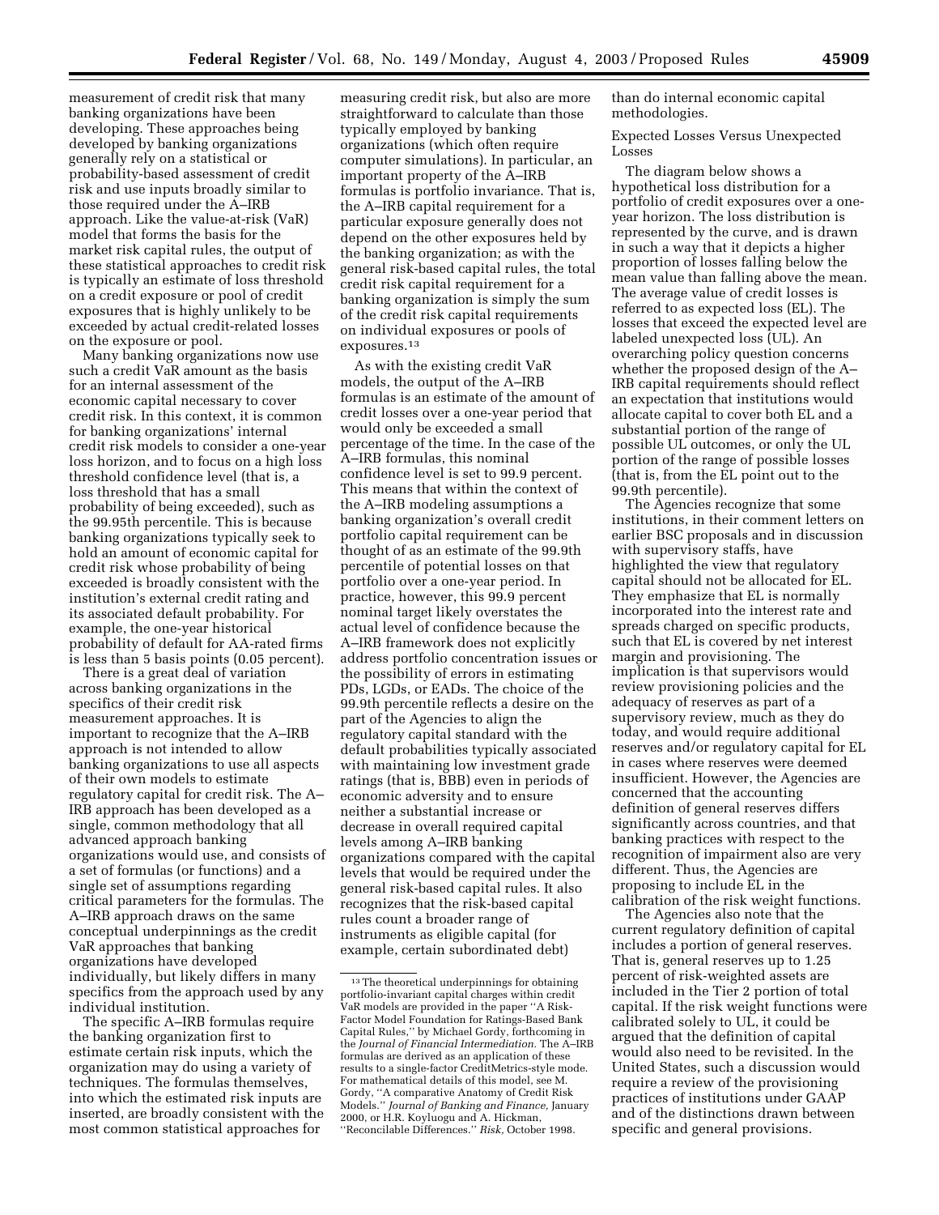measurement of credit risk that many banking organizations have been developing. These approaches being developed by banking organizations generally rely on a statistical or probability-based assessment of credit risk and use inputs broadly similar to those required under the A–IRB approach. Like the value-at-risk (VaR) model that forms the basis for the market risk capital rules, the output of these statistical approaches to credit risk is typically an estimate of loss threshold on a credit exposure or pool of credit exposures that is highly unlikely to be exceeded by actual credit-related losses on the exposure or pool.

Many banking organizations now use such a credit VaR amount as the basis for an internal assessment of the economic capital necessary to cover credit risk. In this context, it is common for banking organizations' internal credit risk models to consider a one-year loss horizon, and to focus on a high loss threshold confidence level (that is, a loss threshold that has a small probability of being exceeded), such as the 99.95th percentile. This is because banking organizations typically seek to hold an amount of economic capital for credit risk whose probability of being exceeded is broadly consistent with the institution's external credit rating and its associated default probability. For example, the one-year historical probability of default for AA-rated firms is less than 5 basis points (0.05 percent).

There is a great deal of variation across banking organizations in the specifics of their credit risk measurement approaches. It is important to recognize that the A–IRB approach is not intended to allow banking organizations to use all aspects of their own models to estimate regulatory capital for credit risk. The A–IRB approach has been developed as a single, common methodology that all advanced approach banking organizations would use, and consists of a set of formulas (or functions) and a single set of assumptions regarding critical parameters for the formulas. The A–IRB approach draws on the same conceptual underpinnings as the credit VaR approaches that banking organizations have developed individually, but likely differs in many specifics from the approach used by any individual institution.

The specific A–IRB formulas require the banking organization first to estimate certain risk inputs, which the organization may do using a variety of techniques. The formulas themselves, into which the estimated risk inputs are inserted, are broadly consistent with the most common statistical approaches for measuring credit risk, but also are more straightforward to calculate than those typically employed by banking organizations (which often require computer simulations). In particular, an important property of the A–IRB formulas is portfolio invariance. That is, the A–IRB capital requirement for a particular exposure generally does not depend on the other exposures held by the banking organization; as with the general risk-based capital rules, the total credit risk capital requirement for a banking organization is simply the sum of the credit risk capital requirements on individual exposures or pools of exposures.[13]

As with the existing credit VaR models, the output of the A–IRB formulas is an estimate of the amount of credit losses over a one-year period that would only be exceeded a small percentage of the time. In the case of the A–IRB formulas, this nominal confidence level is set to 99.9 percent. This means that within the context of the A–IRB modeling assumptions a banking organization's overall credit portfolio capital requirement can be thought of as an estimate of the 99.9th percentile of potential losses on that portfolio over a one-year period. In practice, however, this 99.9 percent nominal target likely overstates the actual level of confidence because the A–IRB framework does not explicitly address portfolio concentration issues or the possibility of errors in estimating PDs, LGDs, or EADs. The choice of the 99.9th percentile reflects a desire on the part of the Agencies to align the regulatory capital standard with the default probabilities typically associated with maintaining low investment grade ratings (that is, BBB) even in periods of economic adversity and to ensure neither a substantial increase or decrease in overall required capital levels among A–IRB banking organizations compared with the capital levels that would be required under the general risk-based capital rules. It also recognizes that the risk-based capital rules count a broader range of instruments as eligible capital (for example, certain subordinated debt) than do internal economic capital methodologies.

[13] The theoretical underpinnings for obtaining portfolio-invariant capital charges within credit VaR models are provided in the paper "A Risk-Factor Model Foundation for Ratings-Based Bank Capital Rules," by Michael Gordy, forthcoming in the *Journal of Financial Intermediation*. The A–IRB formulas are derived as an application of these results to a single-factor CreditMetrics-style mode. For mathematical details of this model, see M. Gordy, "A comparative Anatomy of Credit Risk Models." *Journal of Banking and Finance*, January 2000, or H.R. Koyluogu and A. Hickman, "Reconcilable Differences." *Risk*, October 1998.

### Expected Losses Versus Unexpected Losses

The diagram below shows a hypothetical loss distribution for a portfolio of credit exposures over a one-year horizon. The loss distribution is represented by the curve, and is drawn in such a way that it depicts a higher proportion of losses falling below the mean value than falling above the mean. The average value of credit losses is referred to as expected loss (EL). The losses that exceed the expected level are labeled unexpected loss (UL). An overarching policy question concerns whether the proposed design of the A–IRB capital requirements should reflect an expectation that institutions would allocate capital to cover both EL and a substantial portion of the range of possible UL outcomes, or only the UL portion of the range of possible losses (that is, from the EL point out to the 99.9th percentile).

The Agencies recognize that some institutions, in their comment letters on earlier BSC proposals and in discussion with supervisory staffs, have highlighted the view that regulatory capital should not be allocated for EL. They emphasize that EL is normally incorporated into the interest rate and spreads charged on specific products, such that EL is covered by net interest margin and provisioning. The implication is that supervisors would review provisioning policies and the adequacy of reserves as part of a supervisory review, much as they do today, and would require additional reserves and/or regulatory capital for EL in cases where reserves were deemed insufficient. However, the Agencies are concerned that the accounting definition of general reserves differs significantly across countries, and that banking practices with respect to the recognition of impairment also are very different. Thus, the Agencies are proposing to include EL in the calibration of the risk weight functions.

The Agencies also note that the current regulatory definition of capital includes a portion of general reserves. That is, general reserves up to 1.25 percent of risk-weighted assets are included in the Tier 2 portion of total capital. If the risk weight functions were calibrated solely to UL, it could be argued that the definition of capital would also need to be revisited. In the United States, such a discussion would require a review of the provisioning practices of institutions under GAAP and of the distinctions drawn between specific and general provisions.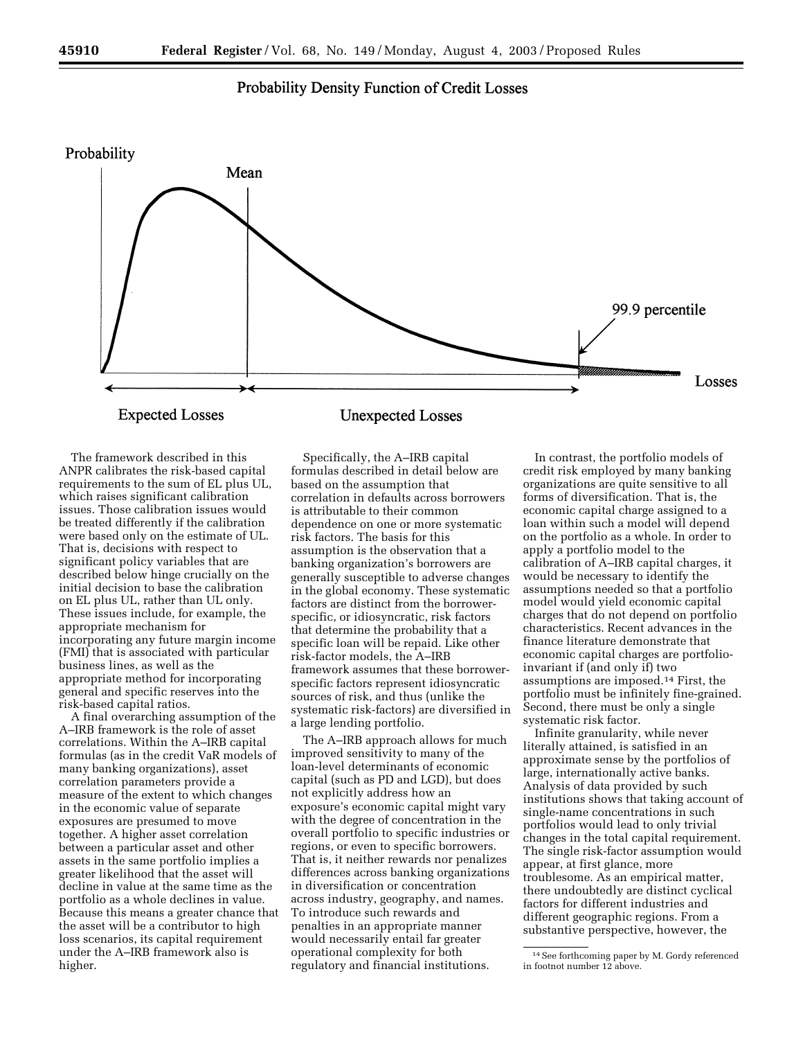Probability Density Function of Credit Losses

The framework described in this ANPR calibrates the risk-based capital requirements to the sum of EL plus UL, which raises significant calibration issues. Those calibration issues would be treated differently if the calibration were based only on the estimate of UL. That is, decisions with respect to significant policy variables that are described below hinge crucially on the initial decision to base the calibration on EL plus UL, rather than UL only. These issues include, for example, the appropriate mechanism for incorporating any future margin income (FMI) that is associated with particular business lines, as well as the appropriate method for incorporating general and specific reserves into the risk-based capital ratios.

A final overarching assumption of the A–IRB framework is the role of asset correlations. Within the A–IRB capital formulas (as in the credit VaR models of many banking organizations), asset correlation parameters provide a measure of the extent to which changes in the economic value of separate exposures are presumed to move together. A higher asset correlation between a particular asset and other assets in the same portfolio implies a greater likelihood that the asset will decline in value at the same time as the portfolio as a whole declines in value. Because this means a greater chance that the asset will be a contributor to high loss scenarios, its capital requirement under the A–IRB framework also is higher.

Specifically, the A–IRB capital formulas described in detail below are based on the assumption that correlation in defaults across borrowers is attributable to their common dependence on one or more systematic risk factors. The basis for this assumption is the observation that a banking organization's borrowers are generally susceptible to adverse changes in the global economy. These systematic factors are distinct from the borrower-specific, or idiosyncratic, risk factors that determine the probability that a specific loan will be repaid. Like other risk-factor models, the A–IRB framework assumes that these borrower-specific factors represent idiosyncratic sources of risk, and thus (unlike the systematic risk-factors) are diversified in a large lending portfolio.

The A–IRB approach allows for much improved sensitivity to many of the loan-level determinants of economic capital (such as PD and LGD), but does not explicitly address how an exposure's economic capital might vary with the degree of concentration in the overall portfolio to specific industries or regions, or even to specific borrowers. That is, it neither rewards nor penalizes differences across banking organizations in diversification or concentration across industry, geography, and names. To introduce such rewards and penalties in an appropriate manner would necessarily entail far greater operational complexity for both regulatory and financial institutions.

In contrast, the portfolio models of credit risk employed by many banking organizations are quite sensitive to all forms of diversification. That is, the economic capital charge assigned to a loan within such a model will depend on the portfolio as a whole. In order to apply a portfolio model to the calibration of A–IRB capital charges, it would be necessary to identify the assumptions needed so that a portfolio model would yield economic capital charges that do not depend on portfolio characteristics. Recent advances in the finance literature demonstrate that economic capital charges are portfolio-invariant if (and only if) two assumptions are imposed.[14] First, the portfolio must be infinitely fine-grained. Second, there must be only a single systematic risk factor.

Infinite granularity, while never literally attained, is satisfied in an approximate sense by the portfolios of large, internationally active banks. Analysis of data provided by such institutions shows that taking account of single-name concentrations in such portfolios would lead to only trivial changes in the total capital requirement. The single risk-factor assumption would appear, at first glance, more troublesome. As an empirical matter, there undoubtedly are distinct cyclical factors for different industries and different geographic regions. From a substantive perspective, however, the

[14] See forthcoming paper by M. Gordy referenced in footnote number 12 above.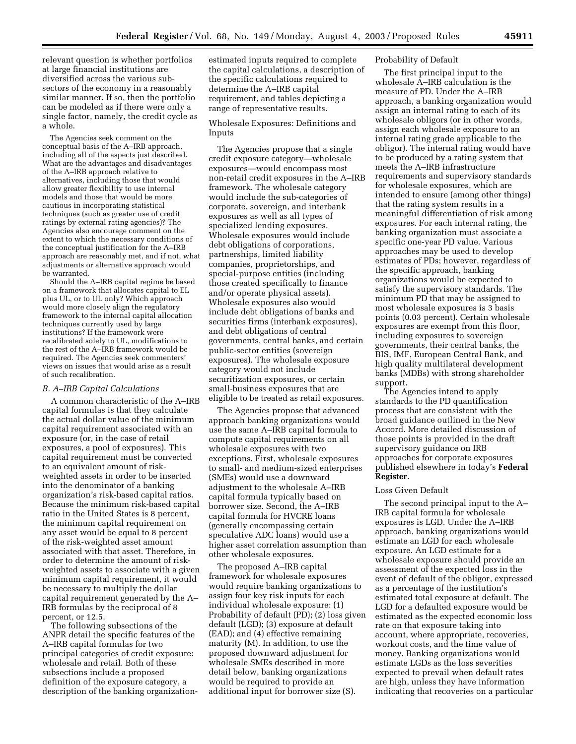relevant question is whether portfolios at large financial institutions are diversified across the various sub-sectors of the economy in a reasonably similar manner. If so, then the portfolio can be modeled as if there were only a single factor, namely, the credit cycle as a whole.

The Agencies seek comment on the conceptual basis of the A–IRB approach, including all of the aspects just described. What are the advantages and disadvantages of the A–IRB approach relative to alternatives, including those that would allow greater flexibility to use internal models and those that would be more cautious in incorporating statistical techniques (such as greater use of credit ratings by external rating agencies)? The Agencies also encourage comment on the extent to which the necessary conditions of the conceptual justification for the A–IRB approach are reasonably met, and if not, what adjustments or alternative approach would be warranted.

Should the A–IRB capital regime be based on a framework that allocates capital to EL plus UL, or to UL only? Which approach would more closely align the regulatory framework to the internal capital allocation techniques currently used by large institutions? If the framework were recalibrated solely to UL, modifications to the rest of the A–IRB framework would be required. The Agencies seek commenters' views on issues that would arise as a result of such recalibration.

### *B. A–IRB Capital Calculations*

A common characteristic of the A–IRB capital formulas is that they calculate the actual dollar value of the minimum capital requirement associated with an exposure (or, in the case of retail exposures, a pool of exposures). This capital requirement must be converted to an equivalent amount of risk-weighted assets in order to be inserted into the denominator of a banking organization's risk-based capital ratios. Because the minimum risk-based capital ratio in the United States is 8 percent, the minimum capital requirement on any asset would be equal to 8 percent of the risk-weighted asset amount associated with that asset. Therefore, in order to determine the amount of risk-weighted assets to associate with a given minimum capital requirement, it would be necessary to multiply the dollar capital requirement generated by the A–IRB formulas by the reciprocal of 8 percent, or 12.5.

The following subsections of the ANPR detail the specific features of the A–IRB capital formulas for two principal categories of credit exposure: wholesale and retail. Both of these subsections include a proposed definition of the exposure category, a description of the banking organization-estimated inputs required to complete the capital calculations, a description of the specific calculations required to determine the A–IRB capital requirement, and tables depicting a range of representative results.

#### Wholesale Exposures: Definitions and Inputs

The Agencies propose that a single credit exposure category—wholesale exposures—would encompass most non-retail credit exposures in the A–IRB framework. The wholesale category would include the sub-categories of corporate, sovereign, and interbank exposures as well as all types of specialized lending exposures. Wholesale exposures would include debt obligations of corporations, partnerships, limited liability companies, proprietorships, and special-purpose entities (including those created specifically to finance and/or operate physical assets). Wholesale exposures also would include debt obligations of banks and securities firms (interbank exposures), and debt obligations of central governments, central banks, and certain public-sector entities (sovereign exposures). The wholesale exposure category would not include securitization exposures, or certain small-business exposures that are eligible to be treated as retail exposures.

The Agencies propose that advanced approach banking organizations would use the same A–IRB capital formula to compute capital requirements on all wholesale exposures with two exceptions. First, wholesale exposures to small- and medium-sized enterprises (SMEs) would use a downward adjustment to the wholesale A–IRB capital formula typically based on borrower size. Second, the A–IRB capital formula for HVCRE loans (generally encompassing certain speculative ADC loans) would use a higher asset correlation assumption than other wholesale exposures.

The proposed A–IRB capital framework for wholesale exposures would require banking organizations to assign four key risk inputs for each individual wholesale exposure: (1) Probability of default (PD); (2) loss given default (LGD); (3) exposure at default (EAD); and (4) effective remaining maturity (M). In addition, to use the proposed downward adjustment for wholesale SMEs described in more detail below, banking organizations would be required to provide an additional input for borrower size (S).

#### Probability of Default

The first principal input to the wholesale A–IRB calculation is the measure of PD. Under the A–IRB approach, a banking organization would assign an internal rating to each of its wholesale obligors (or in other words, assign each wholesale exposure to an internal rating grade applicable to the obligor). The internal rating would have to be produced by a rating system that meets the A–IRB infrastructure requirements and supervisory standards for wholesale exposures, which are intended to ensure (among other things) that the rating system results in a meaningful differentiation of risk among exposures. For each internal rating, the banking organization must associate a specific one-year PD value. Various approaches may be used to develop estimates of PDs; however, regardless of the specific approach, banking organizations would be expected to satisfy the supervisory standards. The minimum PD that may be assigned to most wholesale exposures is 3 basis points (0.03 percent). Certain wholesale exposures are exempt from this floor, including exposures to sovereign governments, their central banks, the BIS, IMF, European Central Bank, and high quality multilateral development banks (MDBs) with strong shareholder support.

The Agencies intend to apply standards to the PD quantification process that are consistent with the broad guidance outlined in the New Accord. More detailed discussion of those points is provided in the draft supervisory guidance on IRB approaches for corporate exposures published elsewhere in today's **Federal Register**.

#### Loss Given Default

The second principal input to the A–IRB capital formula for wholesale exposures is LGD. Under the A–IRB approach, banking organizations would estimate an LGD for each wholesale exposure. An LGD estimate for a wholesale exposure should provide an assessment of the expected loss in the event of default of the obligor, expressed as a percentage of the institution's estimated total exposure at default. The LGD for a defaulted exposure would be estimated as the expected economic loss rate on that exposure taking into account, where appropriate, recoveries, workout costs, and the time value of money. Banking organizations would estimate LGDs as the loss severities expected to prevail when default rates are high, unless they have information indicating that recoveries on a particular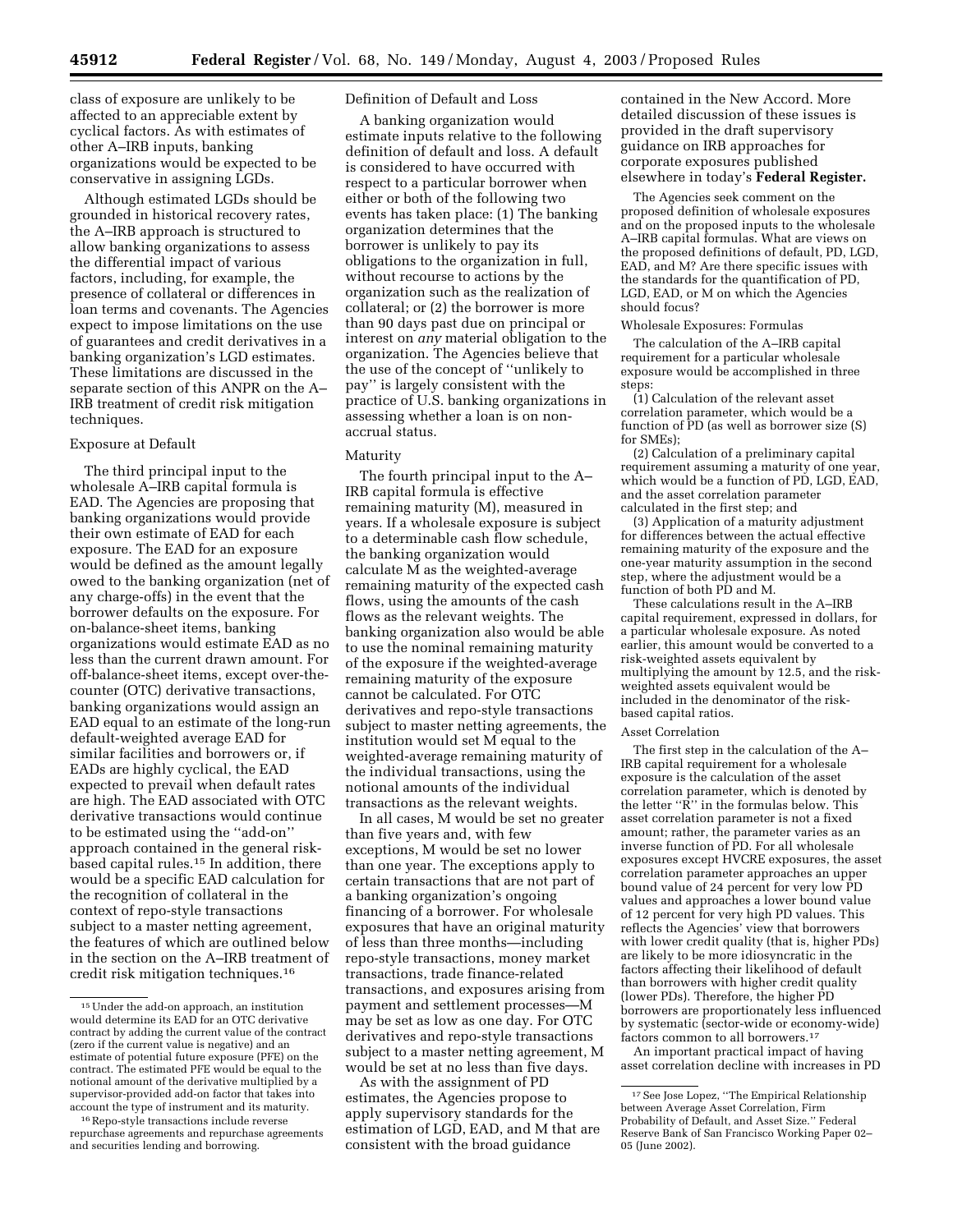class of exposure are unlikely to be affected to an appreciable extent by cyclical factors. As with estimates of other A–IRB inputs, banking organizations would be expected to be conservative in assigning LGDs.

Although estimated LGDs should be grounded in historical recovery rates, the A–IRB approach is structured to allow banking organizations to assess the differential impact of various factors, including, for example, the presence of collateral or differences in loan terms and covenants. The Agencies expect to impose limitations on the use of guarantees and credit derivatives in a banking organization's LGD estimates. These limitations are discussed in the separate section of this ANPR on the A–IRB treatment of credit risk mitigation techniques.

### Exposure at Default

The third principal input to the wholesale A–IRB capital formula is EAD. The Agencies are proposing that banking organizations would provide their own estimate of EAD for each exposure. The EAD for an exposure would be defined as the amount legally owed to the banking organization (net of any charge-offs) in the event that the borrower defaults on the exposure. For on-balance-sheet items, banking organizations would estimate EAD as no less than the current drawn amount. For off-balance-sheet items, except over-the-counter (OTC) derivative transactions, banking organizations would assign an EAD equal to an estimate of the long-run default-weighted average EAD for similar facilities and borrowers or, if EADs are highly cyclical, the EAD expected to prevail when default rates are high. The EAD associated with OTC derivative transactions would continue to be estimated using the ''add-on'' approach contained in the general risk-based capital rules.[15] In addition, there would be a specific EAD calculation for the recognition of collateral in the context of repo-style transactions subject to a master netting agreement, the features of which are outlined below in the section on the A–IRB treatment of credit risk mitigation techniques.[16]

### Definition of Default and Loss

A banking organization would estimate inputs relative to the following definition of default and loss. A default is considered to have occurred with respect to a particular borrower when either or both of the following two events has taken place: (1) The banking organization determines that the borrower is unlikely to pay its obligations to the organization in full, without recourse to actions by the organization such as the realization of collateral; or (2) the borrower is more than 90 days past due on principal or interest on *any* material obligation to the organization. The Agencies believe that the use of the concept of ''unlikely to pay'' is largely consistent with the practice of U.S. banking organizations in assessing whether a loan is on non-accrual status.

### Maturity

The fourth principal input to the A–IRB capital formula is effective remaining maturity (M), measured in years. If a wholesale exposure is subject to a determinable cash flow schedule, the banking organization would calculate M as the weighted-average remaining maturity of the expected cash flows, using the amounts of the cash flows as the relevant weights. The banking organization also would be able to use the nominal remaining maturity of the exposure if the weighted-average remaining maturity of the exposure cannot be calculated. For OTC derivatives and repo-style transactions subject to master netting agreements, the institution would set M equal to the weighted-average remaining maturity of the individual transactions, using the notional amounts of the individual transactions as the relevant weights.

In all cases, M would be set no greater than five years and, with few exceptions, M would be set no lower than one year. The exceptions apply to certain transactions that are not part of a banking organization's ongoing financing of a borrower. For wholesale exposures that have an original maturity of less than three months—including repo-style transactions, money market transactions, trade finance-related transactions, and exposures arising from payment and settlement processes—M may be set as low as one day. For OTC derivatives and repo-style transactions subject to a master netting agreement, M would be set at no less than five days.

As with the assignment of PD estimates, the Agencies propose to apply supervisory standards for the estimation of LGD, EAD, and M that are consistent with the broad guidance contained in the New Accord. More detailed discussion of these issues is provided in the draft supervisory guidance on IRB approaches for corporate exposures published elsewhere in today's **Federal Register.**

The Agencies seek comment on the proposed definition of wholesale exposures and on the proposed inputs to the wholesale A–IRB capital formulas. What are views on the proposed definitions of default, PD, LGD, EAD, and M? Are there specific issues with the standards for the quantification of PD, LGD, EAD, or M on which the Agencies should focus?

### Wholesale Exposures: Formulas

The calculation of the A–IRB capital requirement for a particular wholesale exposure would be accomplished in three steps:

(1) Calculation of the relevant asset correlation parameter, which would be a function of PD (as well as borrower size (S) for SMEs);

(2) Calculation of a preliminary capital requirement assuming a maturity of one year, which would be a function of PD, LGD, EAD, and the asset correlation parameter calculated in the first step; and

(3) Application of a maturity adjustment for differences between the actual effective remaining maturity of the exposure and the one-year maturity assumption in the second step, where the adjustment would be a function of both PD and M.

These calculations result in the A–IRB capital requirement, expressed in dollars, for a particular wholesale exposure. As noted earlier, this amount would be converted to a risk-weighted assets equivalent by multiplying the amount by 12.5, and the risk-weighted assets equivalent would be included in the denominator of the risk-based capital ratios.

### Asset Correlation

The first step in the calculation of the A–IRB capital requirement for a wholesale exposure is the calculation of the asset correlation parameter, which is denoted by the letter ''R'' in the formulas below. This asset correlation parameter is not a fixed amount; rather, the parameter varies as an inverse function of PD. For all wholesale exposures except HVCRE exposures, the asset correlation parameter approaches an upper bound value of 24 percent for very low PD values and approaches a lower bound value of 12 percent for very high PD values. This reflects the Agencies' view that borrowers with lower credit quality (that is, higher PDs) are likely to be more idiosyncratic in the factors affecting their likelihood of default than borrowers with higher credit quality (lower PDs). Therefore, the higher PD borrowers are proportionately less influenced by systematic (sector-wide or economy-wide) factors common to all borrowers.[17]

An important practical impact of having asset correlation decline with increases in PD

---

[15] Under the add-on approach, an institution would determine its EAD for an OTC derivative contract by adding the current value of the contract (zero if the current value is negative) and an estimate of potential future exposure (PFE) on the contract. The estimated PFE would be equal to the notional amount of the derivative multiplied by a supervisor-provided add-on factor that takes into account the type of instrument and its maturity.

[16] Repo-style transactions include reverse repurchase agreements and repurchase agreements and securities lending and borrowing.

[17] See Jose Lopez, ''The Empirical Relationship between Average Asset Correlation, Firm Probability of Default, and Asset Size.'' Federal Reserve Bank of San Francisco Working Paper 02–05 (June 2002).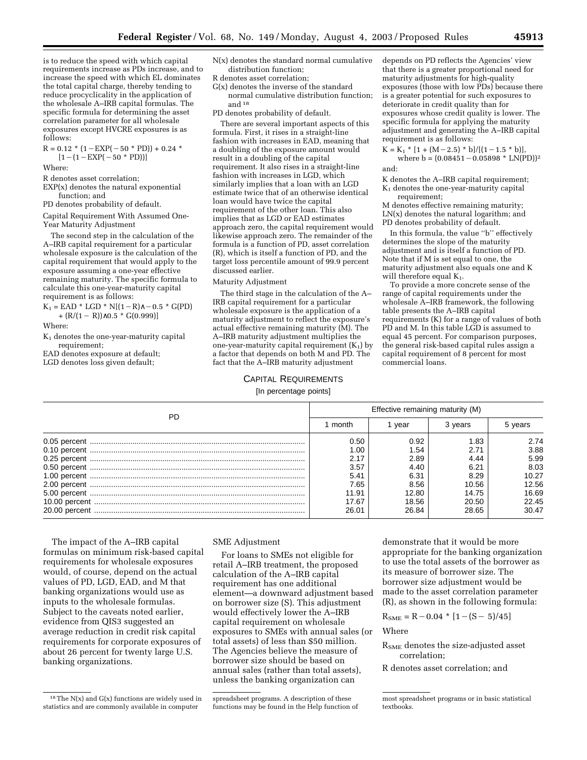is to reduce the speed with which capital requirements increase as PDs increase, and to increase the speed with which EL dominates the total capital charge, thereby tending to reduce procyclicality in the application of the wholesale A–IRB capital formulas. The specific formula for determining the asset correlation parameter for all wholesale exposures except HVCRE exposures is as follows:

$$R = 0.12 * (1 - EXP(-50 * PD)) + 0.24 * [1 - (1 - EXP(-50 * PD))]$$

Where:

R denotes asset correlation;
EXP(x) denotes the natural exponential function; and
PD denotes probability of default.

Capital Requirement With Assumed One-Year Maturity Adjustment

The second step in the calculation of the A–IRB capital requirement for a particular wholesale exposure is the calculation of the capital requirement that would apply to the exposure assuming a one-year effective remaining maturity. The specific formula to calculate this one-year-maturity capital requirement is as follows:

$$K_1 = EAD * LGD * N[(1 - R)\wedge - 0.5 * G(PD) + (R/(1 - R))\wedge 0.5 * G(0.999)]$$

Where:

$K_1$ denotes the one-year-maturity capital requirement;
EAD denotes exposure at default;
LGD denotes loss given default;
N(x) denotes the standard normal cumulative distribution function;
R denotes asset correlation;
G(x) denotes the inverse of the standard normal cumulative distribution function; and [18]
PD denotes probability of default.

There are several important aspects of this formula. First, it rises in a straight-line fashion with increases in EAD, meaning that a doubling of the exposure amount would result in a doubling of the capital requirement. It also rises in a straight-line fashion with increases in LGD, which similarly implies that a loan with an LGD estimate twice that of an otherwise identical loan would have twice the capital requirement of the other loan. This also implies that as LGD or EAD estimates approach zero, the capital requirement would likewise approach zero. The remainder of the formula is a function of PD, asset correlation (R), which is itself a function of PD, and the target loss percentile amount of 99.9 percent discussed earlier.

Maturity Adjustment

The third stage in the calculation of the A–IRB capital requirement for a particular wholesale exposure is the application of a maturity adjustment to reflect the exposure's actual effective remaining maturity (M). The A–IRB maturity adjustment multiplies the one-year-maturity capital requirement ($K_1$) by a factor that depends on both M and PD. The fact that the A–IRB maturity adjustment depends on PD reflects the Agencies' view that there is a greater proportional need for maturity adjustments for high-quality exposures (those with low PDs) because there is a greater potential for such exposures to deteriorate in credit quality than for exposures whose credit quality is lower. The specific formula for applying the maturity adjustment and generating the A–IRB capital requirement is as follows:

$$K = K_1 * [1 + (M - 2.5) * b]/[(1 - 1.5 * b)],$$
where $b = (0.08451 - 0.05898 * LN(PD))^2$

and:

K denotes the A–IRB capital requirement;
$K_1$ denotes the one-year-maturity capital requirement;
M denotes effective remaining maturity;
LN(x) denotes the natural logarithm; and
PD denotes probability of default.

In this formula, the value "b" effectively determines the slope of the maturity adjustment and is itself a function of PD. Note that if M is set equal to one, the maturity adjustment also equals one and K will therefore equal $K_1$.

To provide a more concrete sense of the range of capital requirements under the wholesale A–IRB framework, the following table presents the A–IRB capital requirements (K) for a range of values of both PD and M. In this table LGD is assumed to equal 45 percent. For comparison purposes, the general risk-based capital rules assign a capital requirement of 8 percent for most commercial loans.

CAPITAL REQUIREMENTS
[In percentage points]

| PD | Effective remaining maturity (M) | | | |
|---|---|---|---|---|
| | 1 month | 1 year | 3 years | 5 years |
| 0.05 percent | 0.50 | 0.92 | 1.83 | 2.74 |
| 0.10 percent | 1.00 | 1.54 | 2.71 | 3.88 |
| 0.25 percent | 2.17 | 2.89 | 4.44 | 5.99 |
| 0.50 percent | 3.57 | 4.40 | 6.21 | 8.03 |
| 1.00 percent | 5.41 | 6.31 | 8.29 | 10.27 |
| 2.00 percent | 7.65 | 8.56 | 10.56 | 12.56 |
| 5.00 percent | 11.91 | 12.80 | 14.75 | 16.69 |
| 10.00 percent | 17.67 | 18.56 | 20.50 | 22.45 |
| 20.00 percent | 26.01 | 26.84 | 28.65 | 30.47 |

The impact of the A–IRB capital formulas on minimum risk-based capital requirements for wholesale exposures would, of course, depend on the actual values of PD, LGD, EAD, and M that banking organizations would use as inputs to the wholesale formulas. Subject to the caveats noted earlier, evidence from QIS3 suggested an average reduction in credit risk capital requirements for corporate exposures of about 26 percent for twenty large U.S. banking organizations.

SME Adjustment

For loans to SMEs not eligible for retail A–IRB treatment, the proposed calculation of the A–IRB capital requirement has one additional element—a downward adjustment based on borrower size (S). This adjustment would effectively lower the A–IRB capital requirement on wholesale exposures to SMEs with annual sales (or total assets) of less than $50 million. The Agencies believe the measure of borrower size should be based on annual sales (rather than total assets), unless the banking organization can demonstrate that it would be more appropriate for the banking organization to use the total assets of the borrower as its measure of borrower size. The borrower size adjustment would be made to the asset correlation parameter (R), as shown in the following formula:

$$R_{SME} = R - 0.04 * [1 - (S - 5)/45]$$

Where

$R_{SME}$ denotes the size-adjusted asset correlation;
R denotes asset correlation; and

[18] The N(x) and G(x) functions are widely used in statistics and are commonly available in computer spreadsheet programs. A description of these functions may be found in the Help function of most spreadsheet programs or in basic statistical textbooks.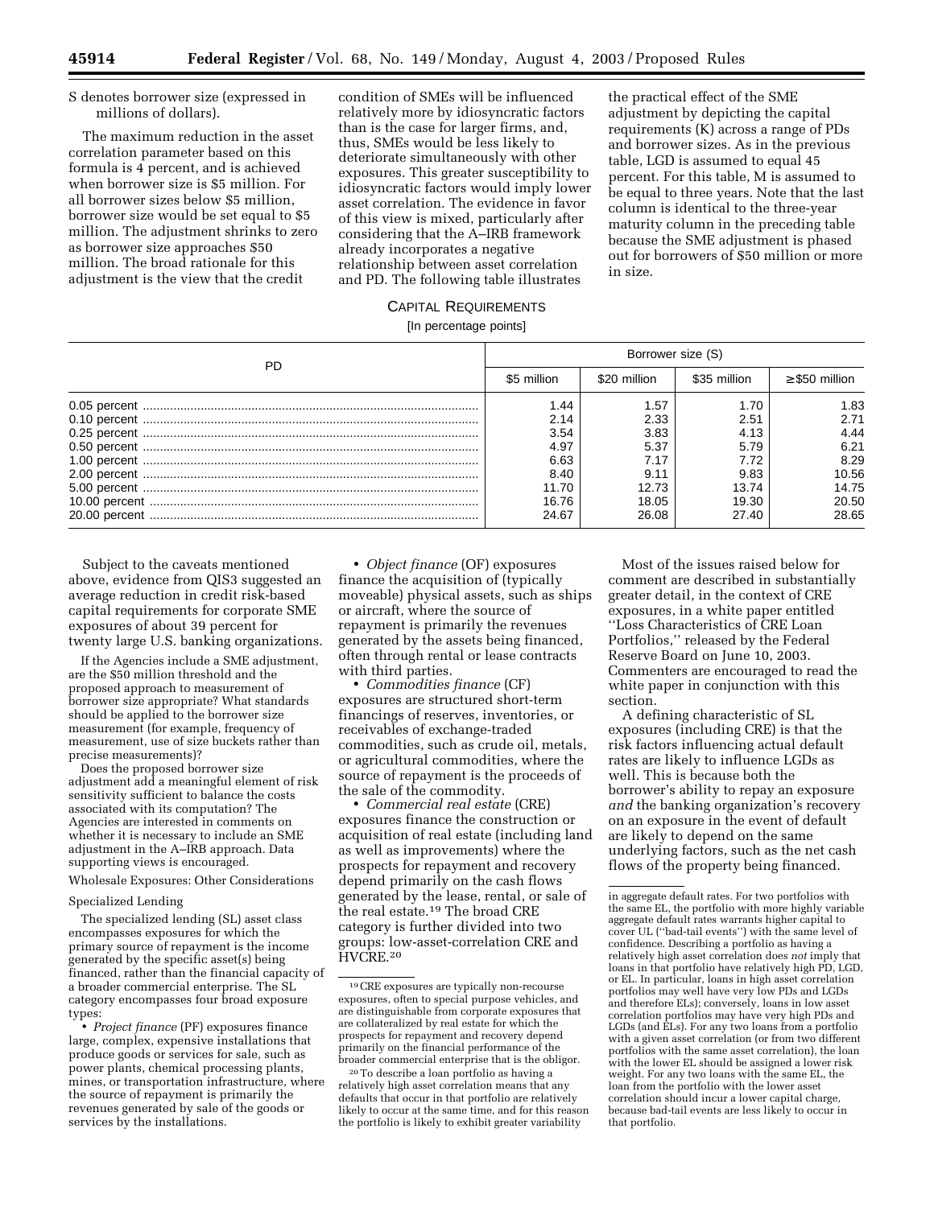S denotes borrower size (expressed in millions of dollars).

The maximum reduction in the asset correlation parameter based on this formula is 4 percent, and is achieved when borrower size is $5 million. For all borrower sizes below $5 million, borrower size would be set equal to $5 million. The adjustment shrinks to zero as borrower size approaches $50 million. The broad rationale for this adjustment is the view that the credit condition of SMEs will be influenced relatively more by idiosyncratic factors than is the case for larger firms, and, thus, SMEs would be less likely to deteriorate simultaneously with other exposures. This greater susceptibility to idiosyncratic factors would imply lower asset correlation. The evidence in favor of this view is mixed, particularly after considering that the A–IRB framework already incorporates a negative relationship between asset correlation and PD. The following table illustrates the practical effect of the SME adjustment by depicting the capital requirements (K) across a range of PDs and borrower sizes. As in the previous table, LGD is assumed to equal 45 percent. For this table, M is assumed to be equal to three years. Note that the last column is identical to the three-year maturity column in the preceding table because the SME adjustment is phased out for borrowers of $50 million or more in size.

CAPITAL REQUIREMENTS

[In percentage points]

| PD | Borrower size (S) | | | |
|---|---|---|---|---|
| | $5 million | $20 million | $35 million | ≥$50 million |
| 0.05 percent | 1.44 | 1.57 | 1.70 | 1.83 |
| 0.10 percent | 2.14 | 2.33 | 2.51 | 2.71 |
| 0.25 percent | 3.54 | 3.83 | 4.13 | 4.44 |
| 0.50 percent | 4.97 | 5.37 | 5.79 | 6.21 |
| 1.00 percent | 6.63 | 7.17 | 7.72 | 8.29 |
| 2.00 percent | 8.40 | 9.11 | 9.83 | 10.56 |
| 5.00 percent | 11.70 | 12.73 | 13.74 | 14.75 |
| 10.00 percent | 16.76 | 18.05 | 19.30 | 20.50 |
| 20.00 percent | 24.67 | 26.08 | 27.40 | 28.65 |

Subject to the caveats mentioned above, evidence from QIS3 suggested an average reduction in credit risk-based capital requirements for corporate SME exposures of about 39 percent for twenty large U.S. banking organizations.

If the Agencies include a SME adjustment, are the $50 million threshold and the proposed approach to measurement of borrower size appropriate? What standards should be applied to the borrower size measurement (for example, frequency of measurement, use of size buckets rather than precise measurements)?

Does the proposed borrower size adjustment add a meaningful element of risk sensitivity sufficient to balance the costs associated with its computation? The Agencies are interested in comments on whether it is necessary to include an SME adjustment in the A–IRB approach. Data supporting views is encouraged.

Wholesale Exposures: Other Considerations

Specialized Lending

The specialized lending (SL) asset class encompasses exposures for which the primary source of repayment is the income generated by the specific asset(s) being financed, rather than the financial capacity of a broader commercial enterprise. The SL category encompasses four broad exposure types:

- *Project finance* (PF) exposures finance large, complex, expensive installations that produce goods or services for sale, such as power plants, chemical processing plants, mines, or transportation infrastructure, where the source of repayment is primarily the revenues generated by sale of the goods or services by the installations.
- *Object finance* (OF) exposures finance the acquisition of (typically moveable) physical assets, such as ships or aircraft, where the source of repayment is primarily the revenues generated by the assets being financed, often through rental or lease contracts with third parties.
- *Commodities finance* (CF) exposures are structured short-term financings of reserves, inventories, or receivables of exchange-traded commodities, such as crude oil, metals, or agricultural commodities, where the source of repayment is the proceeds of the sale of the commodity.
- *Commercial real estate* (CRE) exposures finance the construction or acquisition of real estate (including land as well as improvements) where the prospects for repayment and recovery depend primarily on the cash flows generated by the lease, rental, or sale of the real estate.[19] The broad CRE category is further divided into two groups: low-asset-correlation CRE and HVCRE.[20]

Most of the issues raised below for comment are described in substantially greater detail, in the context of CRE exposures, in a white paper entitled ''Loss Characteristics of CRE Loan Portfolios,'' released by the Federal Reserve Board on June 10, 2003. Commenters are encouraged to read the white paper in conjunction with this section.

A defining characteristic of SL exposures (including CRE) is that the risk factors influencing actual default rates are likely to influence LGDs as well. This is because both the borrower's ability to repay an exposure *and* the banking organization's recovery on an exposure in the event of default are likely to depend on the same underlying factors, such as the net cash flows of the property being financed.

---

[19] CRE exposures are typically non-recourse exposures, often to special purpose vehicles, and are distinguishable from corporate exposures that are collateralized by real estate for which the prospects for repayment and recovery depend primarily on the financial performance of the broader commercial enterprise that is the obligor.

[20] To describe a loan portfolio as having a relatively high asset correlation means that any defaults that occur in that portfolio are relatively likely to occur at the same time, and for this reason the portfolio is likely to exhibit greater variability in aggregate default rates. For two portfolios with the same EL, the portfolio with more highly variable aggregate default rates warrants higher capital to cover UL (''bad-tail events'') with the same level of confidence. Describing a portfolio as having a relatively high asset correlation does *not* imply that loans in that portfolio have relatively high PD, LGD, or EL. In particular, loans in high asset correlation portfolios may well have very low PDs and LGDs and therefore ELs); conversely, loans in low asset correlation portfolios may have very high PDs and LGDs (and ELs). For any two loans from a portfolio with a given asset correlation (or from two different portfolios with the same asset correlation), the loan with the lower EL should be assigned a lower risk weight. For any two loans with the same EL, the loan from the portfolio with the lower asset correlation should incur a lower capital charge, because bad-tail events are less likely to occur in that portfolio.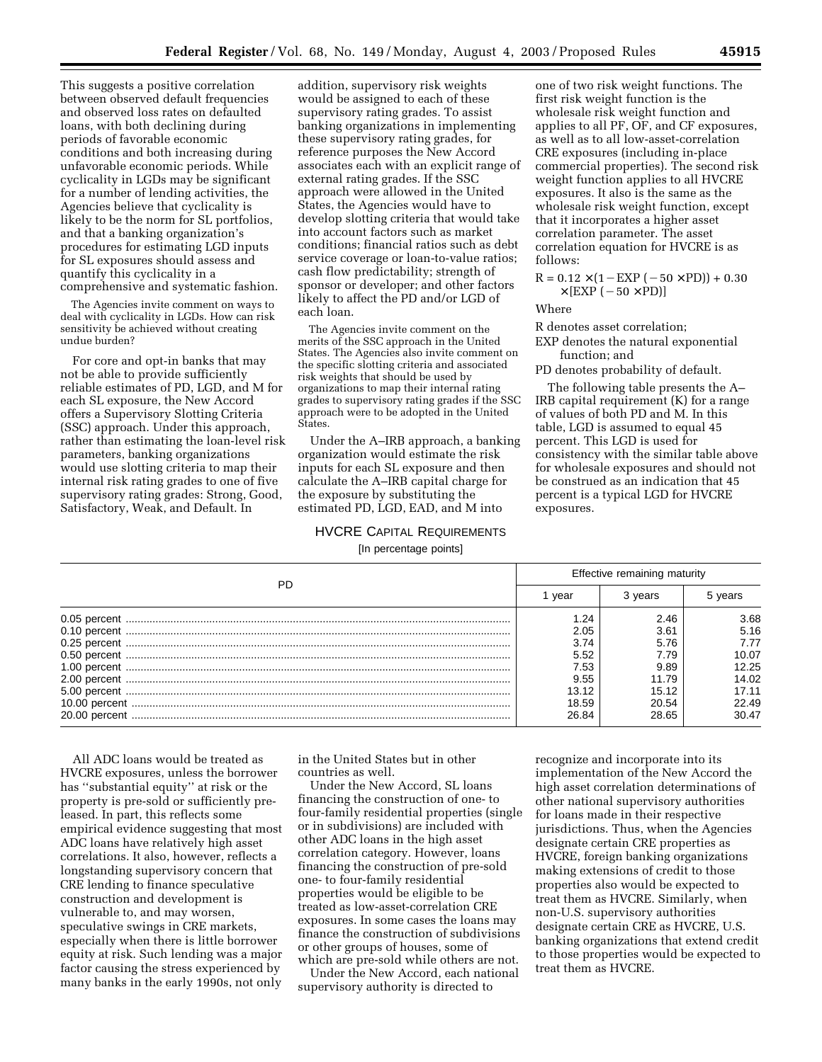This suggests a positive correlation between observed default frequencies and observed loss rates on defaulted loans, with both declining during periods of favorable economic conditions and both increasing during unfavorable economic periods. While cyclicality in LGDs may be significant for a number of lending activities, the Agencies believe that cyclicality is likely to be the norm for SL portfolios, and that a banking organization's procedures for estimating LGD inputs for SL exposures should assess and quantify this cyclicality in a comprehensive and systematic fashion.

The Agencies invite comment on ways to deal with cyclicality in LGDs. How can risk sensitivity be achieved without creating undue burden?

For core and opt-in banks that may not be able to provide sufficiently reliable estimates of PD, LGD, and M for each SL exposure, the New Accord offers a Supervisory Slotting Criteria (SSC) approach. Under this approach, rather than estimating the loan-level risk parameters, banking organizations would use slotting criteria to map their internal risk rating grades to one of five supervisory rating grades: Strong, Good, Satisfactory, Weak, and Default. In addition, supervisory risk weights would be assigned to each of these supervisory rating grades. To assist banking organizations in implementing these supervisory rating grades, for reference purposes the New Accord associates each with an explicit range of external rating grades. If the SSC approach were allowed in the United States, the Agencies would have to develop slotting criteria that would take into account factors such as market conditions; financial ratios such as debt service coverage or loan-to-value ratios; cash flow predictability; strength of sponsor or developer; and other factors likely to affect the PD and/or LGD of each loan.

The Agencies invite comment on the merits of the SSC approach in the United States. The Agencies also invite comment on the specific slotting criteria and associated risk weights that should be used by organizations to map their internal rating grades to supervisory rating grades if the SSC approach were to be adopted in the United States.

Under the A–IRB approach, a banking organization would estimate the risk inputs for each SL exposure and then calculate the A–IRB capital charge for the exposure by substituting the estimated PD, LGD, EAD, and M into one of two risk weight functions. The first risk weight function is the wholesale risk weight function and applies to all PF, OF, and CF exposures, as well as to all low-asset-correlation CRE exposures (including in-place commercial properties). The second risk weight function applies to all HVCRE exposures. It also is the same as the wholesale risk weight function, except that it incorporates a higher asset correlation parameter. The asset correlation equation for HVCRE is as follows:

$$R = 0.12 \times (1 - EXP(-50 \times PD)) + 0.30 \times [EXP(-50 \times PD)]$$

Where

R denotes asset correlation;
EXP denotes the natural exponential function; and
PD denotes probability of default.

The following table presents the A–IRB capital requirement (K) for a range of values of both PD and M. In this table, LGD is assumed to equal 45 percent. This LGD is used for consistency with the similar table above for wholesale exposures and should not be construed as an indication that 45 percent is a typical LGD for HVCRE exposures.

HVCRE CAPITAL REQUIREMENTS

[In percentage points]

| PD | Effective remaining maturity | | |
|---|---|---|---|
| | 1 year | 3 years | 5 years |
| 0.05 percent | 1.24 | 2.46 | 3.68 |
| 0.10 percent | 2.05 | 3.61 | 5.16 |
| 0.25 percent | 3.74 | 5.76 | 7.77 |
| 0.50 percent | 5.52 | 7.79 | 10.07 |
| 1.00 percent | 7.53 | 9.89 | 12.25 |
| 2.00 percent | 9.55 | 11.79 | 14.02 |
| 5.00 percent | 13.12 | 15.12 | 17.11 |
| 10.00 percent | 18.59 | 20.54 | 22.49 |
| 20.00 percent | 26.84 | 28.65 | 30.47 |

All ADC loans would be treated as HVCRE exposures, unless the borrower has ''substantial equity'' at risk or the property is pre-sold or sufficiently pre-leased. In part, this reflects some empirical evidence suggesting that most ADC loans have relatively high asset correlations. It also, however, reflects a longstanding supervisory concern that CRE lending to finance speculative construction and development is vulnerable to, and may worsen, speculative swings in CRE markets, especially when there is little borrower equity at risk. Such lending was a major factor causing the stress experienced by many banks in the early 1990s, not only in the United States but in other countries as well.

Under the New Accord, SL loans financing the construction of one- to four-family residential properties (single or in subdivisions) are included with other ADC loans in the high asset correlation category. However, loans financing the construction of pre-sold one- to four-family residential properties would be eligible to be treated as low-asset-correlation CRE exposures. In some cases the loans may finance the construction of subdivisions or other groups of houses, some of which are pre-sold while others are not.

Under the New Accord, each national supervisory authority is directed to recognize and incorporate into its implementation of the New Accord the high asset correlation determinations of other national supervisory authorities for loans made in their respective jurisdictions. Thus, when the Agencies designate certain CRE properties as HVCRE, foreign banking organizations making extensions of credit to those properties also would be expected to treat them as HVCRE. Similarly, when non-U.S. supervisory authorities designate certain CRE as HVCRE, U.S. banking organizations that extend credit to those properties would be expected to treat them as HVCRE.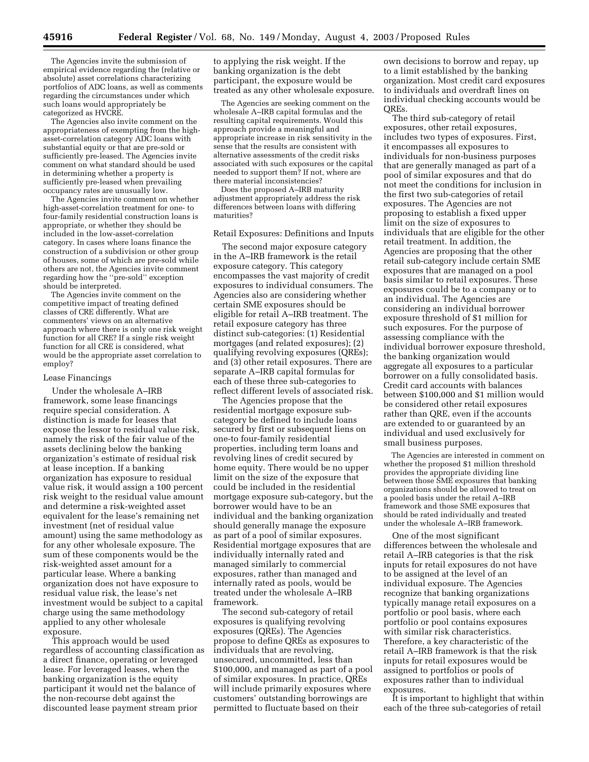The Agencies invite the submission of empirical evidence regarding the (relative or absolute) asset correlations characterizing portfolios of ADC loans, as well as comments regarding the circumstances under which such loans would appropriately be categorized as HVCRE.

The Agencies also invite comment on the appropriateness of exempting from the high-asset-correlation category ADC loans with substantial equity or that are pre-sold or sufficiently pre-leased. The Agencies invite comment on what standard should be used in determining whether a property is sufficiently pre-leased when prevailing occupancy rates are unusually low.

The Agencies invite comment on whether high-asset-correlation treatment for one- to four-family residential construction loans is appropriate, or whether they should be included in the low-asset-correlation category. In cases where loans finance the construction of a subdivision or other group of houses, some of which are pre-sold while others are not, the Agencies invite comment regarding how the ''pre-sold'' exception should be interpreted.

The Agencies invite comment on the competitive impact of treating defined classes of CRE differently. What are commenters' views on an alternative approach where there is only one risk weight function for all CRE? If a single risk weight function for all CRE is considered, what would be the appropriate asset correlation to employ?

### Lease Financings

Under the wholesale A–IRB framework, some lease financings require special consideration. A distinction is made for leases that expose the lessor to residual value risk, namely the risk of the fair value of the assets declining below the banking organization's estimate of residual risk at lease inception. If a banking organization has exposure to residual value risk, it would assign a 100 percent risk weight to the residual value amount and determine a risk-weighted asset equivalent for the lease's remaining net investment (net of residual value amount) using the same methodology as for any other wholesale exposure. The sum of these components would be the risk-weighted asset amount for a particular lease. Where a banking organization does not have exposure to residual value risk, the lease's net investment would be subject to a capital charge using the same methodology applied to any other wholesale exposure.

This approach would be used regardless of accounting classification as a direct finance, operating or leveraged lease. For leveraged leases, when the banking organization is the equity participant it would net the balance of the non-recourse debt against the discounted lease payment stream prior to applying the risk weight. If the banking organization is the debt participant, the exposure would be treated as any other wholesale exposure.

The Agencies are seeking comment on the wholesale A–IRB capital formulas and the resulting capital requirements. Would this approach provide a meaningful and appropriate increase in risk sensitivity in the sense that the results are consistent with alternative assessments of the credit risks associated with such exposures or the capital needed to support them? If not, where are there material inconsistencies?

Does the proposed A–IRB maturity adjustment appropriately address the risk differences between loans with differing maturities?

### Retail Exposures: Definitions and Inputs

The second major exposure category in the A–IRB framework is the retail exposure category. This category encompasses the vast majority of credit exposures to individual consumers. The Agencies also are considering whether certain SME exposures should be eligible for retail A–IRB treatment. The retail exposure category has three distinct sub-categories: (1) Residential mortgages (and related exposures); (2) qualifying revolving exposures (QREs); and (3) other retail exposures. There are separate A–IRB capital formulas for each of these three sub-categories to reflect different levels of associated risk.

The Agencies propose that the residential mortgage exposure sub-category be defined to include loans secured by first or subsequent liens on one-to four-family residential properties, including term loans and revolving lines of credit secured by home equity. There would be no upper limit on the size of the exposure that could be included in the residential mortgage exposure sub-category, but the borrower would have to be an individual and the banking organization should generally manage the exposure as part of a pool of similar exposures. Residential mortgage exposures that are individually internally rated and managed similarly to commercial exposures, rather than managed and internally rated as pools, would be treated under the wholesale A–IRB framework.

The second sub-category of retail exposures is qualifying revolving exposures (QREs). The Agencies propose to define QREs as exposures to individuals that are revolving, unsecured, uncommitted, less than \$100,000, and managed as part of a pool of similar exposures. In practice, QREs will include primarily exposures where customers' outstanding borrowings are permitted to fluctuate based on their own decisions to borrow and repay, up to a limit established by the banking organization. Most credit card exposures to individuals and overdraft lines on individual checking accounts would be QREs.

The third sub-category of retail exposures, other retail exposures, includes two types of exposures. First, it encompasses all exposures to individuals for non-business purposes that are generally managed as part of a pool of similar exposures and that do not meet the conditions for inclusion in the first two sub-categories of retail exposures. The Agencies are not proposing to establish a fixed upper limit on the size of exposures to individuals that are eligible for the other retail treatment. In addition, the Agencies are proposing that the other retail sub-category include certain SME exposures that are managed on a pool basis similar to retail exposures. These exposures could be to a company or to an individual. The Agencies are considering an individual borrower exposure threshold of \$1 million for such exposures. For the purpose of assessing compliance with the individual borrower exposure threshold, the banking organization would aggregate all exposures to a particular borrower on a fully consolidated basis. Credit card accounts with balances between \$100,000 and \$1 million would be considered other retail exposures rather than QRE, even if the accounts are extended to or guaranteed by an individual and used exclusively for small business purposes.

The Agencies are interested in comment on whether the proposed \$1 million threshold provides the appropriate dividing line between those SME exposures that banking organizations should be allowed to treat on a pooled basis under the retail A–IRB framework and those SME exposures that should be rated individually and treated under the wholesale A–IRB framework.

One of the most significant differences between the wholesale and retail A–IRB categories is that the risk inputs for retail exposures do not have to be assigned at the level of an individual exposure. The Agencies recognize that banking organizations typically manage retail exposures on a portfolio or pool basis, where each portfolio or pool contains exposures with similar risk characteristics. Therefore, a key characteristic of the retail A–IRB framework is that the risk inputs for retail exposures would be assigned to portfolios or pools of exposures rather than to individual exposures.

It is important to highlight that within each of the three sub-categories of retail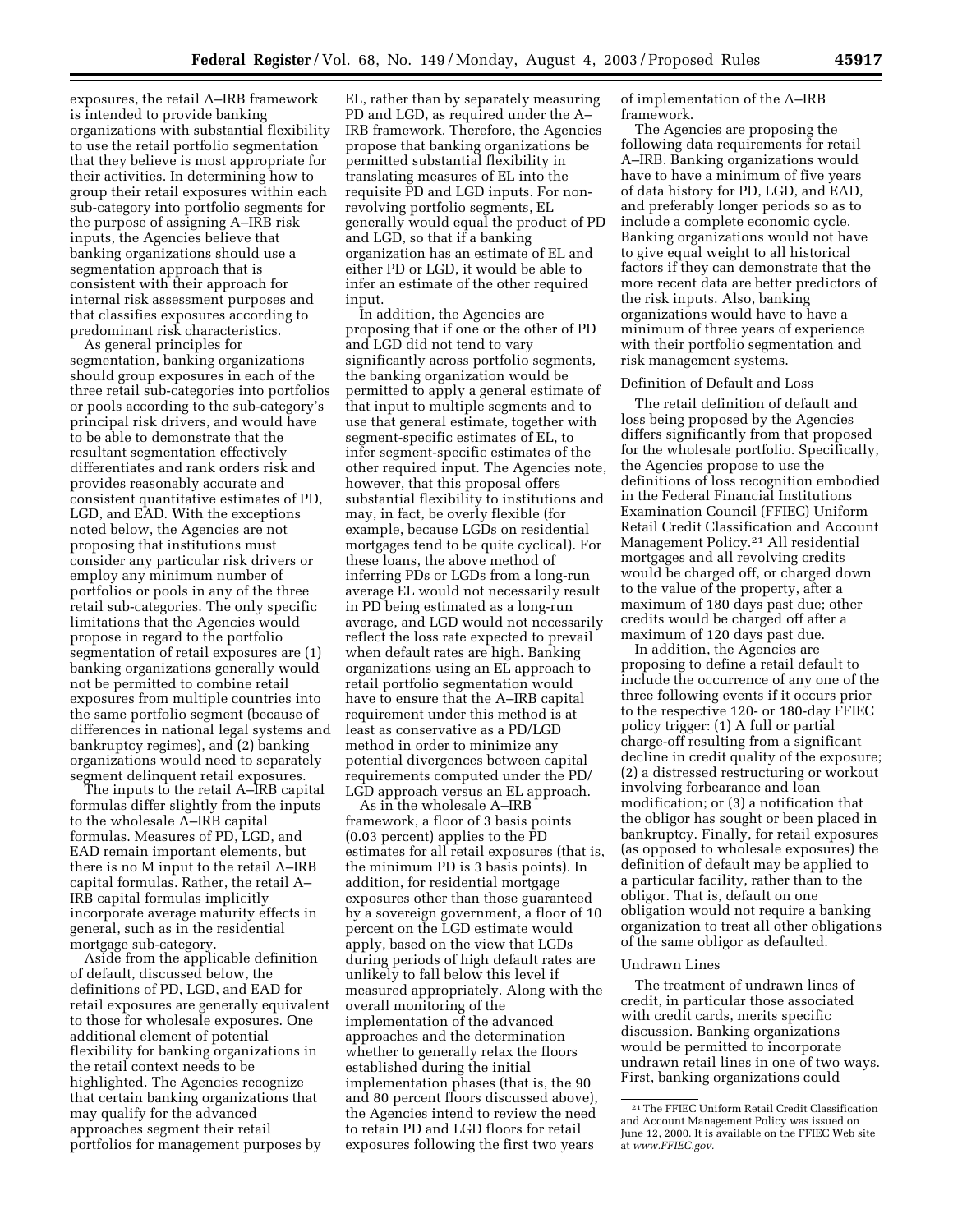exposures, the retail A–IRB framework is intended to provide banking organizations with substantial flexibility to use the retail portfolio segmentation that they believe is most appropriate for their activities. In determining how to group their retail exposures within each sub-category into portfolio segments for the purpose of assigning A–IRB risk inputs, the Agencies believe that banking organizations should use a segmentation approach that is consistent with their approach for internal risk assessment purposes and that classifies exposures according to predominant risk characteristics.

As general principles for segmentation, banking organizations should group exposures in each of the three retail sub-categories into portfolios or pools according to the sub-category's principal risk drivers, and would have to be able to demonstrate that the resultant segmentation effectively differentiates and rank orders risk and provides reasonably accurate and consistent quantitative estimates of PD, LGD, and EAD. With the exceptions noted below, the Agencies are not proposing that institutions must consider any particular risk drivers or employ any minimum number of portfolios or pools in any of the three retail sub-categories. The only specific limitations that the Agencies would propose in regard to the portfolio segmentation of retail exposures are (1) banking organizations generally would not be permitted to combine retail exposures from multiple countries into the same portfolio segment (because of differences in national legal systems and bankruptcy regimes), and (2) banking organizations would need to separately segment delinquent retail exposures.

The inputs to the retail A–IRB capital formulas differ slightly from the inputs to the wholesale A–IRB capital formulas. Measures of PD, LGD, and EAD remain important elements, but there is no M input to the retail A–IRB capital formulas. Rather, the retail A–IRB capital formulas implicitly incorporate average maturity effects in general, such as in the residential mortgage sub-category.

Aside from the applicable definition of default, discussed below, the definitions of PD, LGD, and EAD for retail exposures are generally equivalent to those for wholesale exposures. One additional element of potential flexibility for banking organizations in the retail context needs to be highlighted. The Agencies recognize that certain banking organizations that may qualify for the advanced approaches segment their retail portfolios for management purposes by EL, rather than by separately measuring PD and LGD, as required under the A–IRB framework. Therefore, the Agencies propose that banking organizations be permitted substantial flexibility in translating measures of EL into the requisite PD and LGD inputs. For non-revolving portfolio segments, EL generally would equal the product of PD and LGD, so that if a banking organization has an estimate of EL and either PD or LGD, it would be able to infer an estimate of the other required input.

In addition, the Agencies are proposing that if one or the other of PD and LGD did not tend to vary significantly across portfolio segments, the banking organization would be permitted to apply a general estimate of that input to multiple segments and to use that general estimate, together with segment-specific estimates of EL, to infer segment-specific estimates of the other required input. The Agencies note, however, that this proposal offers substantial flexibility to institutions and may, in fact, be overly flexible (for example, because LGDs on residential mortgages tend to be quite cyclical). For these loans, the above method of inferring PDs or LGDs from a long-run average EL would not necessarily result in PD being estimated as a long-run average, and LGD would not necessarily reflect the loss rate expected to prevail when default rates are high. Banking organizations using an EL approach to retail portfolio segmentation would have to ensure that the A–IRB capital requirement under this method is at least as conservative as a PD/LGD method in order to minimize any potential divergences between capital requirements computed under the PD/LGD approach versus an EL approach.

As in the wholesale A–IRB framework, a floor of 3 basis points (0.03 percent) applies to the PD estimates for all retail exposures (that is, the minimum PD is 3 basis points). In addition, for residential mortgage exposures other than those guaranteed by a sovereign government, a floor of 10 percent on the LGD estimate would apply, based on the view that LGDs during periods of high default rates are unlikely to fall below this level if measured appropriately. Along with the overall monitoring of the implementation of the advanced approaches and the determination whether to generally relax the floors established during the initial implementation phases (that is, the 90 and 80 percent floors discussed above), the Agencies intend to review the need to retain PD and LGD floors for retail exposures following the first two years of implementation of the A–IRB framework.

The Agencies are proposing the following data requirements for retail A–IRB. Banking organizations would have to have a minimum of five years of data history for PD, LGD, and EAD, and preferably longer periods so as to include a complete economic cycle. Banking organizations would not have to give equal weight to all historical factors if they can demonstrate that the more recent data are better predictors of the risk inputs. Also, banking organizations would have to have a minimum of three years of experience with their portfolio segmentation and risk management systems.

### Definition of Default and Loss

The retail definition of default and loss being proposed by the Agencies differs significantly from that proposed for the wholesale portfolio. Specifically, the Agencies propose to use the definitions of loss recognition embodied in the Federal Financial Institutions Examination Council (FFIEC) Uniform Retail Credit Classification and Account Management Policy.[21] All residential mortgages and all revolving credits would be charged off, or charged down to the value of the property, after a maximum of 180 days past due; other credits would be charged off after a maximum of 120 days past due.

In addition, the Agencies are proposing to define a retail default to include the occurrence of any one of the three following events if it occurs prior to the respective 120- or 180-day FFIEC policy trigger: (1) A full or partial charge-off resulting from a significant decline in credit quality of the exposure; (2) a distressed restructuring or workout involving forbearance and loan modification; or (3) a notification that the obligor has sought or been placed in bankruptcy. Finally, for retail exposures (as opposed to wholesale exposures) the definition of default may be applied to a particular facility, rather than to the obligor. That is, default on one obligation would not require a banking organization to treat all other obligations of the same obligor as defaulted.

### Undrawn Lines

The treatment of undrawn lines of credit, in particular those associated with credit cards, merits specific discussion. Banking organizations would be permitted to incorporate undrawn retail lines in one of two ways. First, banking organizations could

[21] The FFIEC Uniform Retail Credit Classification and Account Management Policy was issued on June 12, 2000. It is available on the FFIEC Web site at *www.FFIEC.gov.*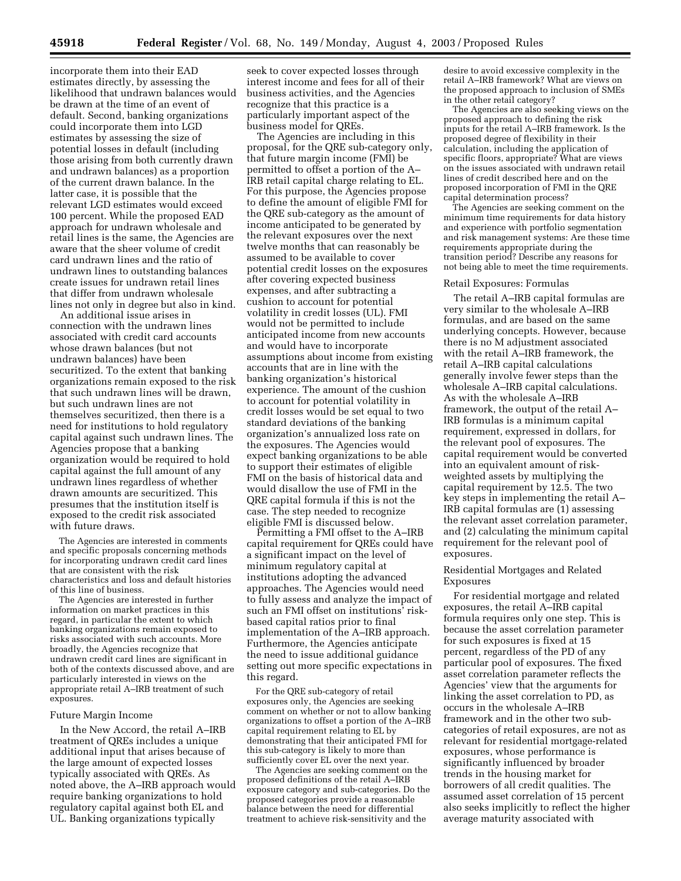incorporate them into their EAD estimates directly, by assessing the likelihood that undrawn balances would be drawn at the time of an event of default. Second, banking organizations could incorporate them into LGD estimates by assessing the size of potential losses in default (including those arising from both currently drawn and undrawn balances) as a proportion of the current drawn balance. In the latter case, it is possible that the relevant LGD estimates would exceed 100 percent. While the proposed EAD approach for undrawn wholesale and retail lines is the same, the Agencies are aware that the sheer volume of credit card undrawn lines and the ratio of undrawn lines to outstanding balances create issues for undrawn retail lines that differ from undrawn wholesale lines not only in degree but also in kind.

An additional issue arises in connection with the undrawn lines associated with credit card accounts whose drawn balances (but not undrawn balances) have been securitized. To the extent that banking organizations remain exposed to the risk that such undrawn lines will be drawn, but such undrawn lines are not themselves securitized, then there is a need for institutions to hold regulatory capital against such undrawn lines. The Agencies propose that a banking organization would be required to hold capital against the full amount of any undrawn lines regardless of whether drawn amounts are securitized. This presumes that the institution itself is exposed to the credit risk associated with future draws.

The Agencies are interested in comments and specific proposals concerning methods for incorporating undrawn credit card lines that are consistent with the risk characteristics and loss and default histories of this line of business.

The Agencies are interested in further information on market practices in this regard, in particular the extent to which banking organizations remain exposed to risks associated with such accounts. More broadly, the Agencies recognize that undrawn credit card lines are significant in both of the contexts discussed above, and are particularly interested in views on the appropriate retail A–IRB treatment of such exposures.

### Future Margin Income

In the New Accord, the retail A–IRB treatment of QREs includes a unique additional input that arises because of the large amount of expected losses typically associated with QREs. As noted above, the A–IRB approach would require banking organizations to hold regulatory capital against both EL and UL. Banking organizations typically seek to cover expected losses through interest income and fees for all of their business activities, and the Agencies recognize that this practice is a particularly important aspect of the business model for QREs.

The Agencies are including in this proposal, for the QRE sub-category only, that future margin income (FMI) be permitted to offset a portion of the A–IRB retail capital charge relating to EL. For this purpose, the Agencies propose to define the amount of eligible FMI for the QRE sub-category as the amount of income anticipated to be generated by the relevant exposures over the next twelve months that can reasonably be assumed to be available to cover potential credit losses on the exposures after covering expected business expenses, and after subtracting a cushion to account for potential volatility in credit losses (UL). FMI would not be permitted to include anticipated income from new accounts and would have to incorporate assumptions about income from existing accounts that are in line with the banking organization's historical experience. The amount of the cushion to account for potential volatility in credit losses would be set equal to two standard deviations of the banking organization's annualized loss rate on the exposures. The Agencies would expect banking organizations to be able to support their estimates of eligible FMI on the basis of historical data and would disallow the use of FMI in the QRE capital formula if this is not the case. The step needed to recognize eligible FMI is discussed below.

Permitting a FMI offset to the A–IRB capital requirement for QREs could have a significant impact on the level of minimum regulatory capital at institutions adopting the advanced approaches. The Agencies would need to fully assess and analyze the impact of such an FMI offset on institutions' risk-based capital ratios prior to final implementation of the A–IRB approach. Furthermore, the Agencies anticipate the need to issue additional guidance setting out more specific expectations in this regard.

For the QRE sub-category of retail exposures only, the Agencies are seeking comment on whether or not to allow banking organizations to offset a portion of the A–IRB capital requirement relating to EL by demonstrating that their anticipated FMI for this sub-category is likely to more than sufficiently cover EL over the next year.

The Agencies are seeking comment on the proposed definitions of the retail A–IRB exposure category and sub-categories. Do the proposed categories provide a reasonable balance between the need for differential treatment to achieve risk-sensitivity and the desire to avoid excessive complexity in the retail A–IRB framework? What are views on the proposed approach to inclusion of SMEs in the other retail category?

The Agencies are also seeking views on the proposed approach to defining the risk inputs for the retail A–IRB framework. Is the proposed degree of flexibility in their calculation, including the application of specific floors, appropriate? What are views on the issues associated with undrawn retail lines of credit described here and on the proposed incorporation of FMI in the QRE capital determination process?

The Agencies are seeking comment on the minimum time requirements for data history and experience with portfolio segmentation and risk management systems: Are these time requirements appropriate during the transition period? Describe any reasons for not being able to meet the time requirements.

### Retail Exposures: Formulas

The retail A–IRB capital formulas are very similar to the wholesale A–IRB formulas, and are based on the same underlying concepts. However, because there is no M adjustment associated with the retail A–IRB framework, the retail A–IRB capital calculations generally involve fewer steps than the wholesale A–IRB capital calculations. As with the wholesale A–IRB framework, the output of the retail A–IRB formulas is a minimum capital requirement, expressed in dollars, for the relevant pool of exposures. The capital requirement would be converted into an equivalent amount of risk-weighted assets by multiplying the capital requirement by 12.5. The two key steps in implementing the retail A–IRB capital formulas are (1) assessing the relevant asset correlation parameter, and (2) calculating the minimum capital requirement for the relevant pool of exposures.

### Residential Mortgages and Related Exposures

For residential mortgage and related exposures, the retail A–IRB capital formula requires only one step. This is because the asset correlation parameter for such exposures is fixed at 15 percent, regardless of the PD of any particular pool of exposures. The fixed asset correlation parameter reflects the Agencies' view that the arguments for linking the asset correlation to PD, as occurs in the wholesale A–IRB framework and in the other two sub-categories of retail exposures, are not as relevant for residential mortgage-related exposures, whose performance is significantly influenced by broader trends in the housing market for borrowers of all credit qualities. The assumed asset correlation of 15 percent also seeks implicitly to reflect the higher average maturity associated with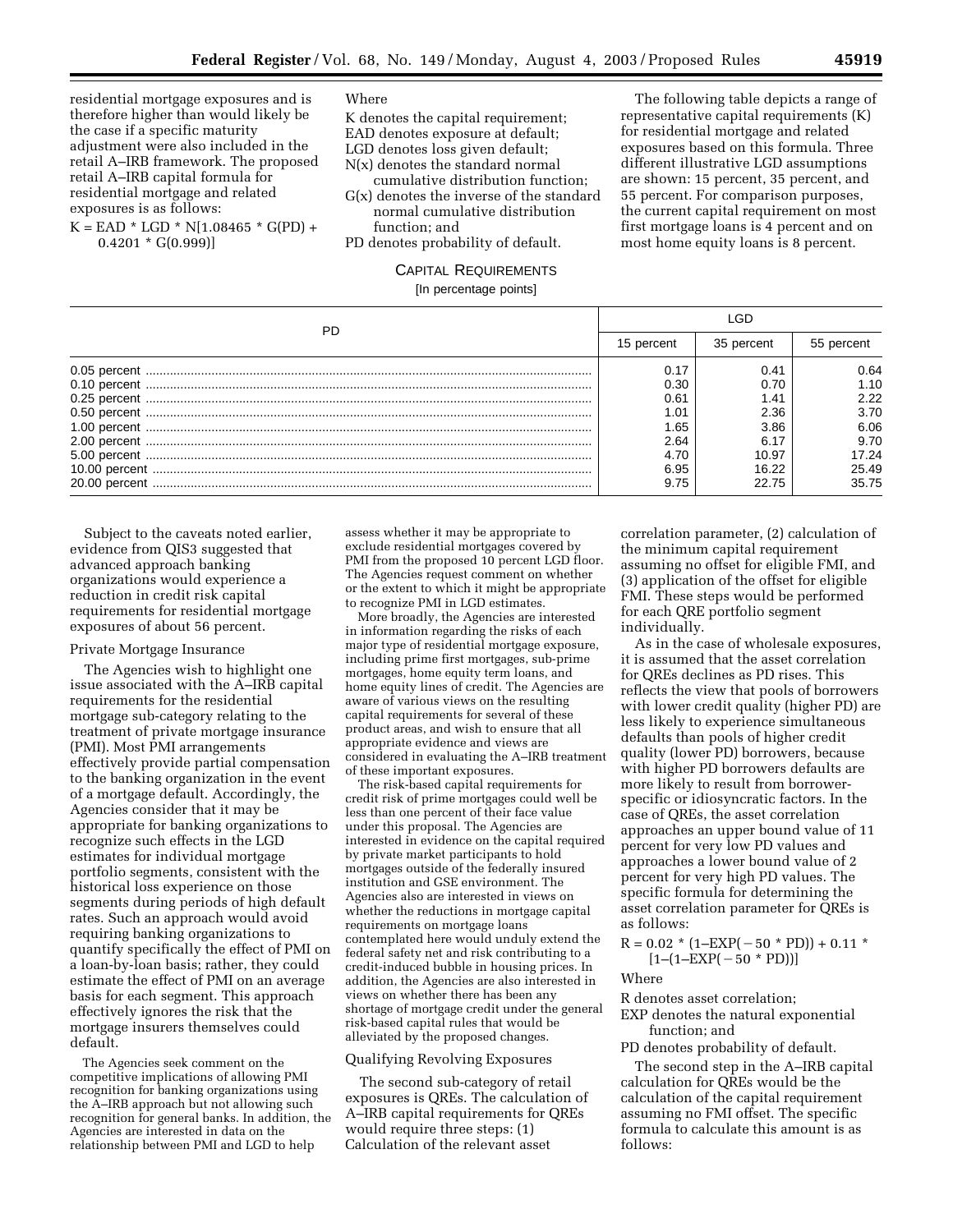residential mortgage exposures and is therefore higher than would likely be the case if a specific maturity adjustment were also included in the retail A–IRB framework. The proposed retail A–IRB capital formula for residential mortgage and related exposures is as follows:

$$K = EAD * LGD * N[1.08465 * G(PD) + 0.4201 * G(0.999)]$$

Where

K denotes the capital requirement;
EAD denotes exposure at default;
LGD denotes loss given default;
N(x) denotes the standard normal cumulative distribution function;
G(x) denotes the inverse of the standard normal cumulative distribution function; and
PD denotes probability of default.

The following table depicts a range of representative capital requirements (K) for residential mortgage and related exposures based on this formula. Three different illustrative LGD assumptions are shown: 15 percent, 35 percent, and 55 percent. For comparison purposes, the current capital requirement on most first mortgage loans is 4 percent and on most home equity loans is 8 percent.

CAPITAL REQUIREMENTS
[In percentage points]

| PD | LGD | | |
|---|---|---|---|
| | 15 percent | 35 percent | 55 percent |
| 0.05 percent | 0.17 | 0.41 | 0.64 |
| 0.10 percent | 0.30 | 0.70 | 1.10 |
| 0.25 percent | 0.61 | 1.41 | 2.22 |
| 0.50 percent | 1.01 | 2.36 | 3.70 |
| 1.00 percent | 1.65 | 3.86 | 6.06 |
| 2.00 percent | 2.64 | 6.17 | 9.70 |
| 5.00 percent | 4.70 | 10.97 | 17.24 |
| 10.00 percent | 6.95 | 16.22 | 25.49 |
| 20.00 percent | 9.75 | 22.75 | 35.75 |

Subject to the caveats noted earlier, evidence from QIS3 suggested that advanced approach banking organizations would experience a reduction in credit risk capital requirements for residential mortgage exposures of about 56 percent.

Private Mortgage Insurance

The Agencies wish to highlight one issue associated with the A–IRB capital requirements for the residential mortgage sub-category relating to the treatment of private mortgage insurance (PMI). Most PMI arrangements effectively provide partial compensation to the banking organization in the event of a mortgage default. Accordingly, the Agencies consider that it may be appropriate for banking organizations to recognize such effects in the LGD estimates for individual mortgage portfolio segments, consistent with the historical loss experience on those segments during periods of high default rates. Such an approach would avoid requiring banking organizations to quantify specifically the effect of PMI on a loan-by-loan basis; rather, they could estimate the effect of PMI on an average basis for each segment. This approach effectively ignores the risk that the mortgage insurers themselves could default.

The Agencies seek comment on the competitive implications of allowing PMI recognition for banking organizations using the A–IRB approach but not allowing such recognition for general banks. In addition, the Agencies are interested in data on the relationship between PMI and LGD to help assess whether it may be appropriate to exclude residential mortgages covered by PMI from the proposed 10 percent LGD floor. The Agencies request comment on whether or the extent to which it might be appropriate to recognize PMI in LGD estimates.

More broadly, the Agencies are interested in information regarding the risks of each major type of residential mortgage exposure, including prime first mortgages, sub-prime mortgages, home equity term loans, and home equity lines of credit. The Agencies are aware of various views on the resulting capital requirements for several of these product areas, and wish to ensure that all appropriate evidence and views are considered in evaluating the A–IRB treatment of these important exposures.

The risk-based capital requirements for credit risk of prime mortgages could well be less than one percent of their face value under this proposal. The Agencies are interested in evidence on the capital required by private market participants to hold mortgages outside of the federally insured institution and GSE environment. The Agencies also are interested in views on whether the reductions in mortgage capital requirements on mortgage loans contemplated here would unduly extend the federal safety net and risk contributing to a credit-induced bubble in housing prices. In addition, the Agencies are also interested in views on whether there has been any shortage of mortgage credit under the general risk-based capital rules that would be alleviated by the proposed changes.

Qualifying Revolving Exposures

The second sub-category of retail exposures is QREs. The calculation of A–IRB capital requirements for QREs would require three steps: (1) Calculation of the relevant asset correlation parameter, (2) calculation of the minimum capital requirement assuming no offset for eligible FMI, and (3) application of the offset for eligible FMI. These steps would be performed for each QRE portfolio segment individually.

As in the case of wholesale exposures, it is assumed that the asset correlation for QREs declines as PD rises. This reflects the view that pools of borrowers with lower credit quality (higher PD) are less likely to experience simultaneous defaults than pools of higher credit quality (lower PD) borrowers, because with higher PD borrowers defaults are more likely to result from borrower-specific or idiosyncratic factors. In the case of QREs, the asset correlation approaches an upper bound value of 11 percent for very low PD values and approaches a lower bound value of 2 percent for very high PD values. The specific formula for determining the asset correlation parameter for QREs is as follows:

$$R = 0.02 * (1 - EXP(-50 * PD)) + 0.11 * [1 - (1 - EXP(-50 * PD))]$$

Where

R denotes asset correlation;
EXP denotes the natural exponential function; and
PD denotes probability of default.

The second step in the A–IRB capital calculation for QREs would be the calculation of the capital requirement assuming no FMI offset. The specific formula to calculate this amount is as follows: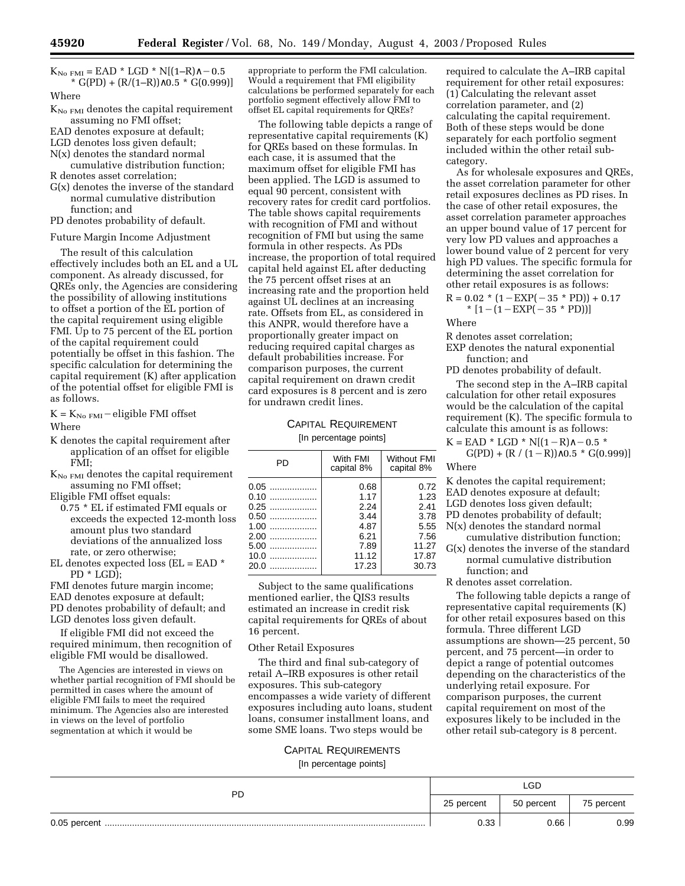$$K_{No\ FMI} = EAD * LGD * N[(1-R)^{-0.5} * G(PD) + (R/(1-R))^{0.5} * G(0.999)]$$

Where

$K_{No\ FMI}$ denotes the capital requirement assuming no FMI offset;
EAD denotes exposure at default;
LGD denotes loss given default;
N(x) denotes the standard normal cumulative distribution function;
R denotes asset correlation;
G(x) denotes the inverse of the standard normal cumulative distribution function; and
PD denotes probability of default.

Future Margin Income Adjustment

The result of this calculation effectively includes both an EL and a UL component. As already discussed, for QREs only, the Agencies are considering the possibility of allowing institutions to offset a portion of the EL portion of the capital requirement using eligible FMI. Up to 75 percent of the EL portion of the capital requirement could potentially be offset in this fashion. The specific calculation for determining the capital requirement (K) after application of the potential offset for eligible FMI is as follows.

$$K = K_{No\ FMI} - \text{eligible FMI offset}$$

Where

K denotes the capital requirement after application of an offset for eligible FMI;
$K_{No\ FMI}$ denotes the capital requirement assuming no FMI offset;
Eligible FMI offset equals:
0.75 * EL if estimated FMI equals or exceeds the expected 12-month loss amount plus two standard deviations of the annualized loss rate, or zero otherwise;
EL denotes expected loss (EL = EAD * PD * LGD);
FMI denotes future margin income;
EAD denotes exposure at default;
PD denotes probability of default; and
LGD denotes loss given default.

If eligible FMI did not exceed the required minimum, then recognition of eligible FMI would be disallowed.

The Agencies are interested in views on whether partial recognition of FMI should be permitted in cases where the amount of eligible FMI fails to meet the required minimum. The Agencies also are interested in views on the level of portfolio segmentation at which it would be appropriate to perform the FMI calculation. Would a requirement that FMI eligibility calculations be performed separately for each portfolio segment effectively allow FMI to offset EL capital requirements for QREs?

The following table depicts a range of representative capital requirements (K) for QREs based on these formulas. In each case, it is assumed that the maximum offset for eligible FMI has been applied. The LGD is assumed to equal 90 percent, consistent with recovery rates for credit card portfolios. The table shows capital requirements with recognition of FMI and without recognition of FMI but using the same formula in other respects. As PDs increase, the proportion of total required capital held against EL after deducting the 75 percent offset rises at an increasing rate and the proportion held against UL declines at an increasing rate. Offsets from EL, as considered in this ANPR, would therefore have a proportionally greater impact on reducing required capital charges as default probabilities increase. For comparison purposes, the current capital requirement on drawn credit card exposures is 8 percent and is zero for undrawn credit lines.

CAPITAL REQUIREMENT

[In percentage points]

| PD | With FMI capital 8% | Without FMI capital 8% |
|---|---|---|
| 0.05 | 0.68 | 0.72 |
| 0.10 | 1.17 | 1.23 |
| 0.25 | 2.24 | 2.41 |
| 0.50 | 3.44 | 3.78 |
| 1.00 | 4.87 | 5.55 |
| 2.00 | 6.21 | 7.56 |
| 5.00 | 7.89 | 11.27 |
| 10.0 | 11.12 | 17.87 |
| 20.0 | 17.23 | 30.73 |

Subject to the same qualifications mentioned earlier, the QIS3 results estimated an increase in credit risk capital requirements for QREs of about 16 percent.

Other Retail Exposures

The third and final sub-category of retail A–IRB exposures is other retail exposures. This sub-category encompasses a wide variety of different exposures including auto loans, student loans, consumer installment loans, and some SME loans. Two steps would be required to calculate the A–IRB capital requirement for other retail exposures: (1) Calculating the relevant asset correlation parameter, and (2) calculating the capital requirement. Both of these steps would be done separately for each portfolio segment included within the other retail sub-category.

As for wholesale exposures and QREs, the asset correlation parameter for other retail exposures declines as PD rises. In the case of other retail exposures, the asset correlation parameter approaches an upper bound value of 17 percent for very low PD values and approaches a lower bound value of 2 percent for very high PD values. The specific formula for determining the asset correlation for other retail exposures is as follows:

$$R = 0.02 * (1 - EXP(-35 * PD)) + 0.17 * [1 - (1 - EXP(-35 * PD))]$$

Where

R denotes asset correlation;
EXP denotes the natural exponential function; and
PD denotes probability of default.

The second step in the A–IRB capital calculation for other retail exposures would be the calculation of the capital requirement (K). The specific formula to calculate this amount is as follows:

$$K = EAD * LGD * N[(1 - R)^{-0.5} * G(PD) + (R / (1 - R))^{0.5} * G(0.999)]$$

Where

K denotes the capital requirement;
EAD denotes exposure at default;
LGD denotes loss given default;
PD denotes probability of default;
N(x) denotes the standard normal cumulative distribution function;
G(x) denotes the inverse of the standard normal cumulative distribution function; and
R denotes asset correlation.

The following table depicts a range of representative capital requirements (K) for other retail exposures based on this formula. Three different LGD assumptions are shown—25 percent, 50 percent, and 75 percent—in order to depict a range of potential outcomes depending on the characteristics of the underlying retail exposure. For comparison purposes, the current capital requirement on most of the exposures likely to be included in the other retail sub-category is 8 percent.

CAPITAL REQUIREMENTS

[In percentage points]

| PD | LGD | | |
|---|---|---|---|
| | 25 percent | 50 percent | 75 percent |
| 0.05 percent | 0.33 | 0.66 | 0.99 |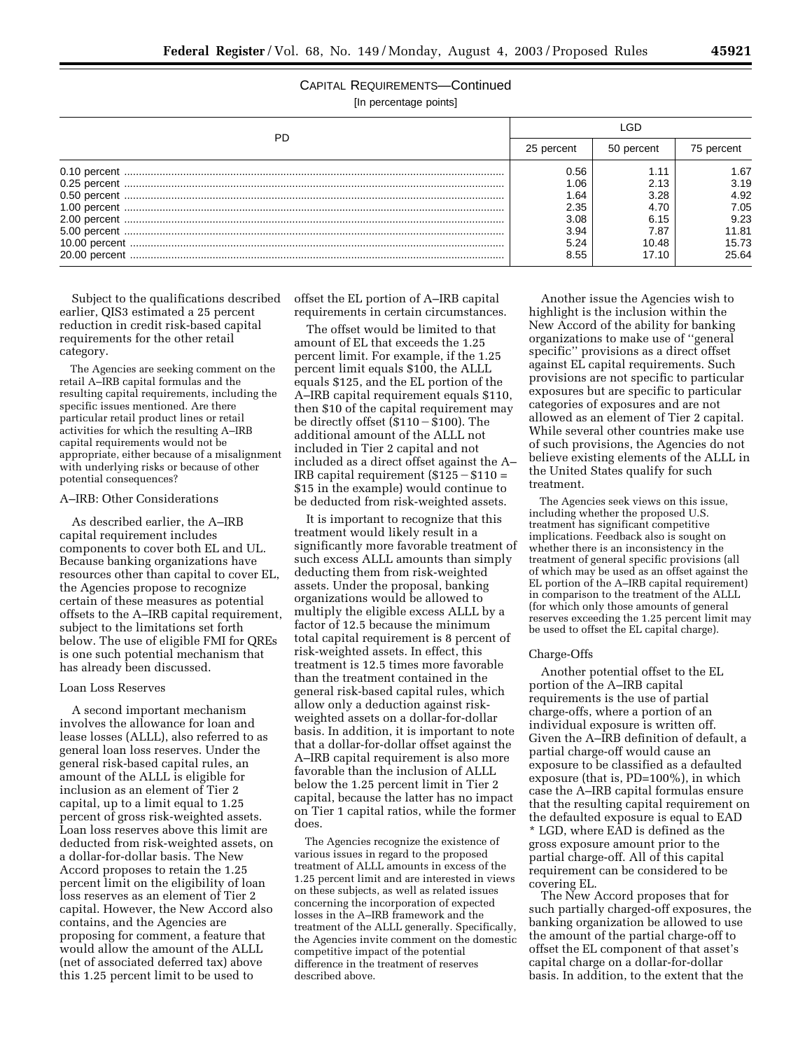CAPITAL REQUIREMENTS—Continued

[In percentage points]

| PD | LGD | | |
|---|---|---|---|
| | 25 percent | 50 percent | 75 percent |
| 0.10 percent | 0.56 | 1.11 | 1.67 |
| 0.25 percent | 1.06 | 2.13 | 3.19 |
| 0.50 percent | 1.64 | 3.28 | 4.92 |
| 1.00 percent | 2.35 | 4.70 | 7.05 |
| 2.00 percent | 3.08 | 6.15 | 9.23 |
| 5.00 percent | 3.94 | 7.87 | 11.81 |
| 10.00 percent | 5.24 | 10.48 | 15.73 |
| 20.00 percent | 8.55 | 17.10 | 25.64 |

Subject to the qualifications described earlier, QIS3 estimated a 25 percent reduction in credit risk-based capital requirements for the other retail category.

The Agencies are seeking comment on the retail A–IRB capital formulas and the resulting capital requirements, including the specific issues mentioned. Are there particular retail product lines or retail activities for which the resulting A–IRB capital requirements would not be appropriate, either because of a misalignment with underlying risks or because of other potential consequences?

### A–IRB: Other Considerations

As described earlier, the A–IRB capital requirement includes components to cover both EL and UL. Because banking organizations have resources other than capital to cover EL, the Agencies propose to recognize certain of these measures as potential offsets to the A–IRB capital requirement, subject to the limitations set forth below. The use of eligible FMI for QREs is one such potential mechanism that has already been discussed.

### Loan Loss Reserves

A second important mechanism involves the allowance for loan and lease losses (ALLL), also referred to as general loan loss reserves. Under the general risk-based capital rules, an amount of the ALLL is eligible for inclusion as an element of Tier 2 capital, up to a limit equal to 1.25 percent of gross risk-weighted assets. Loan loss reserves above this limit are deducted from risk-weighted assets, on a dollar-for-dollar basis. The New Accord proposes to retain the 1.25 percent limit on the eligibility of loan loss reserves as an element of Tier 2 capital. However, the New Accord also contains, and the Agencies are proposing for comment, a feature that would allow the amount of the ALLL (net of associated deferred tax) above this 1.25 percent limit to be used to offset the EL portion of A–IRB capital requirements in certain circumstances.

The offset would be limited to that amount of EL that exceeds the 1.25 percent limit. For example, if the 1.25 percent limit equals $100, the ALLL equals $125, and the EL portion of the A–IRB capital requirement equals $110, then $10 of the capital requirement may be directly offset ($110 − $100). The additional amount of the ALLL not included in Tier 2 capital and not included as a direct offset against the A–IRB capital requirement ($125 − $110 = $15 in the example) would continue to be deducted from risk-weighted assets.

It is important to recognize that this treatment would likely result in a significantly more favorable treatment of such excess ALLL amounts than simply deducting them from risk-weighted assets. Under the proposal, banking organizations would be allowed to multiply the eligible excess ALLL by a factor of 12.5 because the minimum total capital requirement is 8 percent of risk-weighted assets. In effect, this treatment is 12.5 times more favorable than the treatment contained in the general risk-based capital rules, which allow only a deduction against risk-weighted assets on a dollar-for-dollar basis. In addition, it is important to note that a dollar-for-dollar offset against the A–IRB capital requirement is also more favorable than the inclusion of ALLL below the 1.25 percent limit in Tier 2 capital, because the latter has no impact on Tier 1 capital ratios, while the former does.

The Agencies recognize the existence of various issues in regard to the proposed treatment of ALLL amounts in excess of the 1.25 percent limit and are interested in views on these subjects, as well as related issues concerning the incorporation of expected losses in the A–IRB framework and the treatment of the ALLL generally. Specifically, the Agencies invite comment on the domestic competitive impact of the potential difference in the treatment of reserves described above.

Another issue the Agencies wish to highlight is the inclusion within the New Accord of the ability for banking organizations to make use of "general specific" provisions as a direct offset against EL capital requirements. Such provisions are not specific to particular exposures but are specific to particular categories of exposures and are not allowed as an element of Tier 2 capital. While several other countries make use of such provisions, the Agencies do not believe existing elements of the ALLL in the United States qualify for such treatment.

The Agencies seek views on this issue, including whether the proposed U.S. treatment has significant competitive implications. Feedback also is sought on whether there is an inconsistency in the treatment of general specific provisions (all of which may be used as an offset against the EL portion of the A–IRB capital requirement) in comparison to the treatment of the ALLL (for which only those amounts of general reserves exceeding the 1.25 percent limit may be used to offset the EL capital charge).

### Charge-Offs

Another potential offset to the EL portion of the A–IRB capital requirements is the use of partial charge-offs, where a portion of an individual exposure is written off. Given the A–IRB definition of default, a partial charge-off would cause an exposure to be classified as a defaulted exposure (that is, PD=100%), in which case the A–IRB capital formulas ensure that the resulting capital requirement on the defaulted exposure is equal to EAD * LGD, where EAD is defined as the gross exposure amount prior to the partial charge-off. All of this capital requirement can be considered to be covering EL.

The New Accord proposes that for such partially charged-off exposures, the banking organization be allowed to use the amount of the partial charge-off to offset the EL component of that asset's capital charge on a dollar-for-dollar basis. In addition, to the extent that the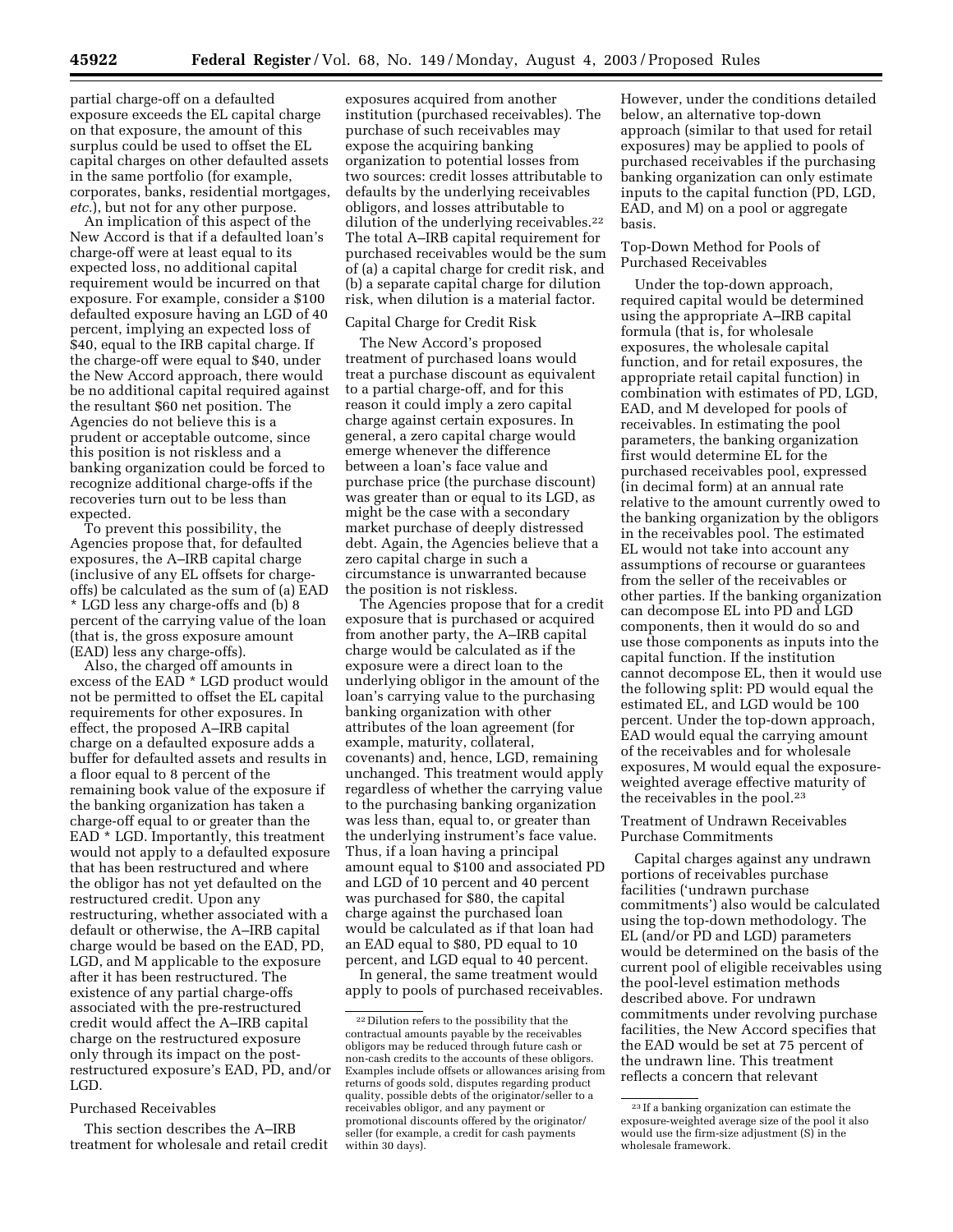partial charge-off on a defaulted exposure exceeds the EL capital charge on that exposure, the amount of this surplus could be used to offset the EL capital charges on other defaulted assets in the same portfolio (for example, corporates, banks, residential mortgages, *etc.*), but not for any other purpose.

An implication of this aspect of the New Accord is that if a defaulted loan's charge-off were at least equal to its expected loss, no additional capital requirement would be incurred on that exposure. For example, consider a $100 defaulted exposure having an LGD of 40 percent, implying an expected loss of $40, equal to the IRB capital charge. If the charge-off were equal to $40, under the New Accord approach, there would be no additional capital required against the resultant $60 net position. The Agencies do not believe this is a prudent or acceptable outcome, since this position is not riskless and a banking organization could be forced to recognize additional charge-offs if the recoveries turn out to be less than expected.

To prevent this possibility, the Agencies propose that, for defaulted exposures, the A–IRB capital charge (inclusive of any EL offsets for charge-offs) be calculated as the sum of (a) EAD * LGD less any charge-offs and (b) 8 percent of the carrying value of the loan (that is, the gross exposure amount (EAD) less any charge-offs).

Also, the charged off amounts in excess of the EAD * LGD product would not be permitted to offset the EL capital requirements for other exposures. In effect, the proposed A–IRB capital charge on a defaulted exposure adds a buffer for defaulted assets and results in a floor equal to 8 percent of the remaining book value of the exposure if the banking organization has taken a charge-off equal to or greater than the EAD * LGD. Importantly, this treatment would not apply to a defaulted exposure that has been restructured and where the obligor has not yet defaulted on the restructured credit. Upon any restructuring, whether associated with a default or otherwise, the A–IRB capital charge would be based on the EAD, PD, LGD, and M applicable to the exposure after it has been restructured. The existence of any partial charge-offs associated with the pre-restructured credit would affect the A–IRB capital charge on the restructured exposure only through its impact on the post-restructured exposure's EAD, PD, and/or LGD.

### Purchased Receivables

This section describes the A–IRB treatment for wholesale and retail credit exposures acquired from another institution (purchased receivables). The purchase of such receivables may expose the acquiring banking organization to potential losses from two sources: credit losses attributable to defaults by the underlying receivables obligors, and losses attributable to dilution of the underlying receivables.[22] The total A–IRB capital requirement for purchased receivables would be the sum of (a) a capital charge for credit risk, and (b) a separate capital charge for dilution risk, when dilution is a material factor.

### Capital Charge for Credit Risk

The New Accord's proposed treatment of purchased loans would treat a purchase discount as equivalent to a partial charge-off, and for this reason it could imply a zero capital charge against certain exposures. In general, a zero capital charge would emerge whenever the difference between a loan's face value and purchase price (the purchase discount) was greater than or equal to its LGD, as might be the case with a secondary market purchase of deeply distressed debt. Again, the Agencies believe that a zero capital charge in such a circumstance is unwarranted because the position is not riskless.

The Agencies propose that for a credit exposure that is purchased or acquired from another party, the A–IRB capital charge would be calculated as if the exposure were a direct loan to the underlying obligor in the amount of the loan's carrying value to the purchasing banking organization with other attributes of the loan agreement (for example, maturity, collateral, covenants) and, hence, LGD, remaining unchanged. This treatment would apply regardless of whether the carrying value to the purchasing banking organization was less than, equal to, or greater than the underlying instrument's face value. Thus, if a loan having a principal amount equal to $100 and associated PD and LGD of 10 percent and 40 percent was purchased for $80, the capital charge against the purchased loan would be calculated as if that loan had an EAD equal to $80, PD equal to 10 percent, and LGD equal to 40 percent.

In general, the same treatment would apply to pools of purchased receivables. However, under the conditions detailed below, an alternative top-down approach (similar to that used for retail exposures) may be applied to pools of purchased receivables if the purchasing banking organization can only estimate inputs to the capital function (PD, LGD, EAD, and M) on a pool or aggregate basis.

### Top-Down Method for Pools of Purchased Receivables

Under the top-down approach, required capital would be determined using the appropriate A–IRB capital formula (that is, for wholesale exposures, the wholesale capital function, and for retail exposures, the appropriate retail capital function) in combination with estimates of PD, LGD, EAD, and M developed for pools of receivables. In estimating the pool parameters, the banking organization first would determine EL for the purchased receivables pool, expressed (in decimal form) at an annual rate relative to the amount currently owed to the banking organization by the obligors in the receivables pool. The estimated EL would not take into account any assumptions of recourse or guarantees from the seller of the receivables or other parties. If the banking organization can decompose EL into PD and LGD components, then it would do so and use those components as inputs into the capital function. If the institution cannot decompose EL, then it would use the following split: PD would equal the estimated EL, and LGD would be 100 percent. Under the top-down approach, EAD would equal the carrying amount of the receivables and for wholesale exposures, M would equal the exposure-weighted average effective maturity of the receivables in the pool.[23]

### Treatment of Undrawn Receivables Purchase Commitments

Capital charges against any undrawn portions of receivables purchase facilities ('undrawn purchase commitments') also would be calculated using the top-down methodology. The EL (and/or PD and LGD) parameters would be determined on the basis of the current pool of eligible receivables using the pool-level estimation methods described above. For undrawn commitments under revolving purchase facilities, the New Accord specifies that the EAD would be set at 75 percent of the undrawn line. This treatment reflects a concern that relevant

---

[22] Dilution refers to the possibility that the contractual amounts payable by the receivables obligors may be reduced through future cash or non-cash credits to the accounts of these obligors. Examples include offsets or allowances arising from returns of goods sold, disputes regarding product quality, possible debts of the originator/seller to a receivables obligor, and any payment or promotional discounts offered by the originator/seller (for example, a credit for cash payments within 30 days).

[23] If a banking organization can estimate the exposure-weighted average size of the pool it also would use the firm-size adjustment (S) in the wholesale framework.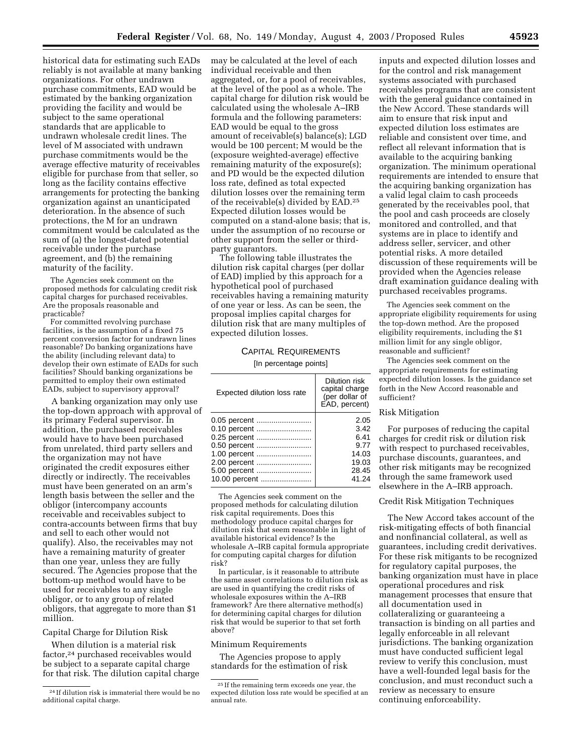historical data for estimating such EADs reliably is not available at many banking organizations. For other undrawn purchase commitments, EAD would be estimated by the banking organization providing the facility and would be subject to the same operational standards that are applicable to undrawn wholesale credit lines. The level of M associated with undrawn purchase commitments would be the average effective maturity of receivables eligible for purchase from that seller, so long as the facility contains effective arrangements for protecting the banking organization against an unanticipated deterioration. In the absence of such protections, the M for an undrawn commitment would be calculated as the sum of (a) the longest-dated potential receivable under the purchase agreement, and (b) the remaining maturity of the facility.

The Agencies seek comment on the proposed methods for calculating credit risk capital charges for purchased receivables. Are the proposals reasonable and practicable?

For committed revolving purchase facilities, is the assumption of a fixed 75 percent conversion factor for undrawn lines reasonable? Do banking organizations have the ability (including relevant data) to develop their own estimate of EADs for such facilities? Should banking organizations be permitted to employ their own estimated EADs, subject to supervisory approval?

A banking organization may only use the top-down approach with approval of its primary Federal supervisor. In addition, the purchased receivables would have to have been purchased from unrelated, third party sellers and the organization may not have originated the credit exposures either directly or indirectly. The receivables must have been generated on an arm's length basis between the seller and the obligor (intercompany accounts receivable and receivables subject to contra-accounts between firms that buy and sell to each other would not qualify). Also, the receivables may not have a remaining maturity of greater than one year, unless they are fully secured. The Agencies propose that the bottom-up method would have to be used for receivables to any single obligor, or to any group of related obligors, that aggregate to more than $1 million.

Capital Charge for Dilution Risk

When dilution is a material risk factor,[24] purchased receivables would be subject to a separate capital charge for that risk. The dilution capital charge may be calculated at the level of each individual receivable and then aggregated, or, for a pool of receivables, at the level of the pool as a whole. The capital charge for dilution risk would be calculated using the wholesale A–IRB formula and the following parameters: EAD would be equal to the gross amount of receivable(s) balance(s); LGD would be 100 percent; M would be the (exposure weighted-average) effective remaining maturity of the exposure(s); and PD would be the expected dilution loss rate, defined as total expected dilution losses over the remaining term of the receivable(s) divided by EAD.[25] Expected dilution losses would be computed on a stand-alone basis; that is, under the assumption of no recourse or other support from the seller or third-party guarantors.

The following table illustrates the dilution risk capital charges (per dollar of EAD) implied by this approach for a hypothetical pool of purchased receivables having a remaining maturity of one year or less. As can be seen, the proposal implies capital charges for dilution risk that are many multiples of expected dilution losses.

CAPITAL REQUIREMENTS

[In percentage points]

| Expected dilution loss rate | Dilution risk capital charge (per dollar of EAD, percent) |
|---|---|
| 0.05 percent | 2.05 |
| 0.10 percent | 3.42 |
| 0.25 percent | 6.41 |
| 0.50 percent | 9.77 |
| 1.00 percent | 14.03 |
| 2.00 percent | 19.03 |
| 5.00 percent | 28.45 |
| 10.00 percent | 41.24 |

The Agencies seek comment on the proposed methods for calculating dilution risk capital requirements. Does this methodology produce capital charges for dilution risk that seem reasonable in light of available historical evidence? Is the wholesale A–IRB capital formula appropriate for computing capital charges for dilution risk?

In particular, is it reasonable to attribute the same asset correlations to dilution risk as are used in quantifying the credit risks of wholesale exposures within the A–IRB framework? Are there alternative method(s) for determining capital charges for dilution risk that would be superior to that set forth above?

Minimum Requirements

The Agencies propose to apply standards for the estimation of risk inputs and expected dilution losses and for the control and risk management systems associated with purchased receivables programs that are consistent with the general guidance contained in the New Accord. These standards will aim to ensure that risk input and expected dilution loss estimates are reliable and consistent over time, and reflect all relevant information that is available to the acquiring banking organization. The minimum operational requirements are intended to ensure that the acquiring banking organization has a valid legal claim to cash proceeds generated by the receivables pool, that the pool and cash proceeds are closely monitored and controlled, and that systems are in place to identify and address seller, servicer, and other potential risks. A more detailed discussion of these requirements will be provided when the Agencies release draft examination guidance dealing with purchased receivables programs.

The Agencies seek comment on the appropriate eligibility requirements for using the top-down method. Are the proposed eligibility requirements, including the $1 million limit for any single obligor, reasonable and sufficient?

The Agencies seek comment on the appropriate requirements for estimating expected dilution losses. Is the guidance set forth in the New Accord reasonable and sufficient?

Risk Mitigation

For purposes of reducing the capital charges for credit risk or dilution risk with respect to purchased receivables, purchase discounts, guarantees, and other risk mitigants may be recognized through the same framework used elsewhere in the A–IRB approach.

Credit Risk Mitigation Techniques

The New Accord takes account of the risk-mitigating effects of both financial and nonfinancial collateral, as well as guarantees, including credit derivatives. For these risk mitigants to be recognized for regulatory capital purposes, the banking organization must have in place operational procedures and risk management processes that ensure that all documentation used in collateralizing or guaranteeing a transaction is binding on all parties and legally enforceable in all relevant jurisdictions. The banking organization must have conducted sufficient legal review to verify this conclusion, must have a well-founded legal basis for the conclusion, and must reconduct such a review as necessary to ensure continuing enforceability.

[24] If dilution risk is immaterial there would be no additional capital charge.

[25] If the remaining term exceeds one year, the expected dilution loss rate would be specified at an annual rate.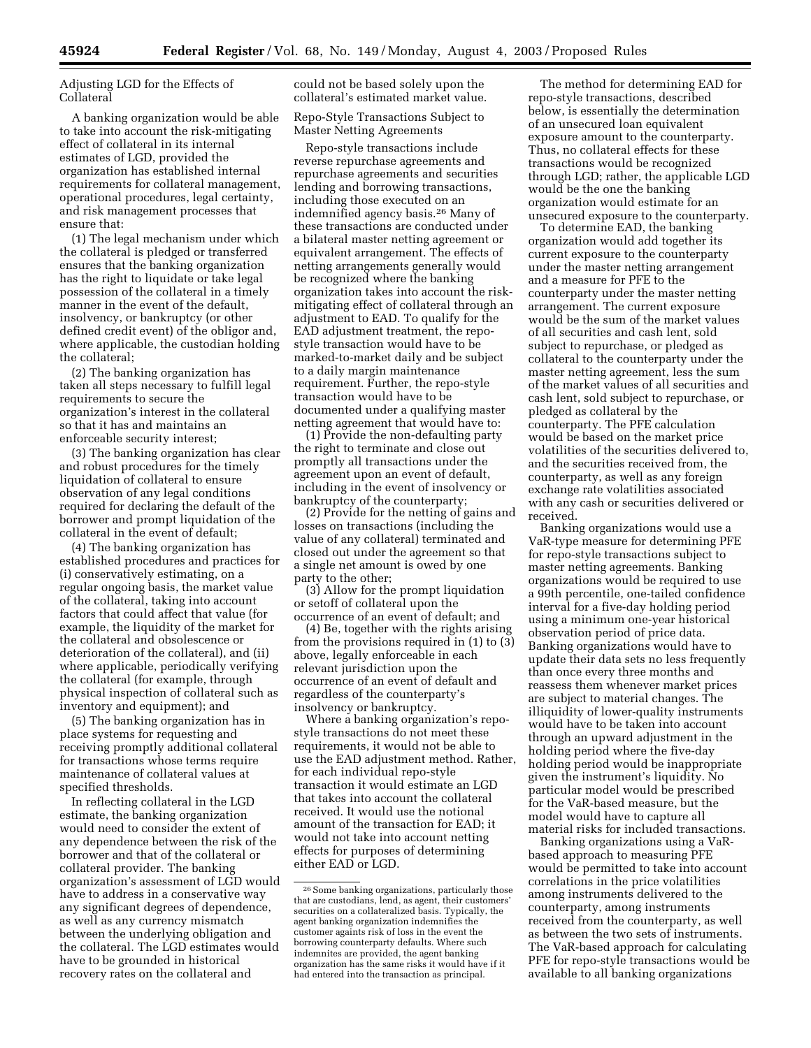### Adjusting LGD for the Effects of Collateral

A banking organization would be able to take into account the risk-mitigating effect of collateral in its internal estimates of LGD, provided the organization has established internal requirements for collateral management, operational procedures, legal certainty, and risk management processes that ensure that:

(1) The legal mechanism under which the collateral is pledged or transferred ensures that the banking organization has the right to liquidate or take legal possession of the collateral in a timely manner in the event of the default, insolvency, or bankruptcy (or other defined credit event) of the obligor and, where applicable, the custodian holding the collateral;

(2) The banking organization has taken all steps necessary to fulfill legal requirements to secure the organization's interest in the collateral so that it has and maintains an enforceable security interest;

(3) The banking organization has clear and robust procedures for the timely liquidation of collateral to ensure observation of any legal conditions required for declaring the default of the borrower and prompt liquidation of the collateral in the event of default;

(4) The banking organization has established procedures and practices for (i) conservatively estimating, on a regular ongoing basis, the market value of the collateral, taking into account factors that could affect that value (for example, the liquidity of the market for the collateral and obsolescence or deterioration of the collateral), and (ii) where applicable, periodically verifying the collateral (for example, through physical inspection of collateral such as inventory and equipment); and

(5) The banking organization has in place systems for requesting and receiving promptly additional collateral for transactions whose terms require maintenance of collateral values at specified thresholds.

In reflecting collateral in the LGD estimate, the banking organization would need to consider the extent of any dependence between the risk of the borrower and that of the collateral or collateral provider. The banking organization's assessment of LGD would have to address in a conservative way any significant degrees of dependence, as well as any currency mismatch between the underlying obligation and the collateral. The LGD estimates would have to be grounded in historical recovery rates on the collateral and could not be based solely upon the collateral's estimated market value.

### Repo-Style Transactions Subject to Master Netting Agreements

Repo-style transactions include reverse repurchase agreements and repurchase agreements and securities lending and borrowing transactions, including those executed on an indemnified agency basis.[26] Many of these transactions are conducted under a bilateral master netting agreement or equivalent arrangement. The effects of netting arrangements generally would be recognized where the banking organization takes into account the risk-mitigating effect of collateral through an adjustment to EAD. To qualify for the EAD adjustment treatment, the repo-style transaction would have to be marked-to-market daily and be subject to a daily margin maintenance requirement. Further, the repo-style transaction would have to be documented under a qualifying master netting agreement that would have to:

(1) Provide the non-defaulting party the right to terminate and close out promptly all transactions under the agreement upon an event of default, including in the event of insolvency or bankruptcy of the counterparty;

(2) Provide for the netting of gains and losses on transactions (including the value of any collateral) terminated and closed out under the agreement so that a single net amount is owed by one party to the other;

(3) Allow for the prompt liquidation or setoff of collateral upon the occurrence of an event of default; and

(4) Be, together with the rights arising from the provisions required in (1) to (3) above, legally enforceable in each relevant jurisdiction upon the occurrence of an event of default and regardless of the counterparty's insolvency or bankruptcy.

Where a banking organization's repo-style transactions do not meet these requirements, it would not be able to use the EAD adjustment method. Rather, for each individual repo-style transaction it would estimate an LGD that takes into account the collateral received. It would use the notional amount of the transaction for EAD; it would not take into account netting effects for purposes of determining either EAD or LGD.

[26] Some banking organizations, particularly those that are custodians, lend, as agent, their customers' securities on a collateralized basis. Typically, the agent banking organization indemnifies the customer againts risk of loss in the event the borrowing counterparty defaults. Where such indemnites are provided, the agent banking organization has the same risks it would have if it had entered into the transaction as principal.

The method for determining EAD for repo-style transactions, described below, is essentially the determination of an unsecured loan equivalent exposure amount to the counterparty. Thus, no collateral effects for these transactions would be recognized through LGD; rather, the applicable LGD would be the one the banking organization would estimate for an unsecured exposure to the counterparty.

To determine EAD, the banking organization would add together its current exposure to the counterparty under the master netting arrangement and a measure for PFE to the counterparty under the master netting arrangement. The current exposure would be the sum of the market values of all securities and cash lent, sold subject to repurchase, or pledged as collateral to the counterparty under the master netting agreement, less the sum of the market values of all securities and cash lent, sold subject to repurchase, or pledged as collateral by the counterparty. The PFE calculation would be based on the market price volatilities of the securities delivered to, and the securities received from, the counterparty, as well as any foreign exchange rate volatilities associated with any cash or securities delivered or received.

Banking organizations would use a VaR-type measure for determining PFE for repo-style transactions subject to master netting agreements. Banking organizations would be required to use a 99th percentile, one-tailed confidence interval for a five-day holding period using a minimum one-year historical observation period of price data. Banking organizations would have to update their data sets no less frequently than once every three months and reassess them whenever market prices are subject to material changes. The illiquidity of lower-quality instruments would have to be taken into account through an upward adjustment in the holding period where the five-day holding period would be inappropriate given the instrument's liquidity. No particular model would be prescribed for the VaR-based measure, but the model would have to capture all material risks for included transactions.

Banking organizations using a VaR-based approach to measuring PFE would be permitted to take into account correlations in the price volatilities among instruments delivered to the counterparty, among instruments received from the counterparty, as well as between the two sets of instruments. The VaR-based approach for calculating PFE for repo-style transactions would be available to all banking organizations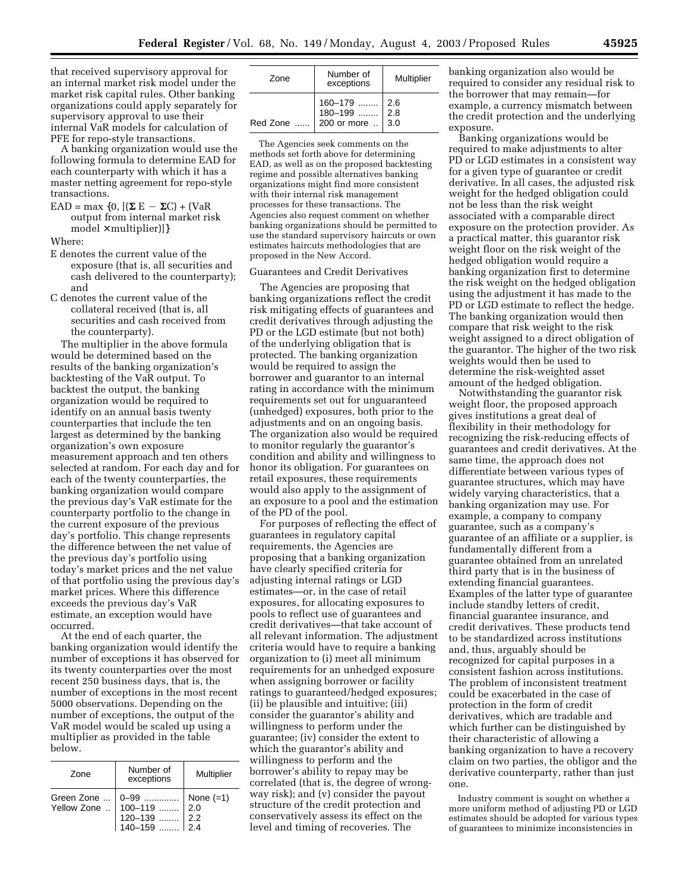that received supervisory approval for an internal market risk model under the market risk capital rules. Other banking organizations could apply separately for supervisory approval to use their internal VaR models for calculation of PFE for repo-style transactions.

A banking organization would use the following formula to determine EAD for each counterparty with which it has a master netting agreement for repo-style transactions.

EAD = max {0, [($\Sigma$E − $\Sigma$C) + (VaR output from internal market risk model × multiplier)]}

Where:

E denotes the current value of the exposure (that is, all securities and cash delivered to the counterparty); and

C denotes the current value of the collateral received (that is, all securities and cash received from the counterparty).

The multiplier in the above formula would be determined based on the results of the banking organization's backtesting of the VaR output. To backtest the output, the banking organization would be required to identify on an annual basis twenty counterparties that include the ten largest as determined by the banking organization's own exposure measurement approach and ten others selected at random. For each day and for each of the twenty counterparties, the banking organization would compare the previous day's VaR estimate for the counterparty portfolio to the change in the current exposure of the previous day's portfolio. This change represents the difference between the net value of the previous day's portfolio using today's market prices and the net value of that portfolio using the previous day's market prices. Where this difference exceeds the previous day's VaR estimate, an exception would have occurred.

At the end of each quarter, the banking organization would identify the number of exceptions it has observed for its twenty counterparties over the most recent 250 business days, that is, the number of exceptions in the most recent 5000 observations. Depending on the number of exceptions, the output of the VaR model would be scaled up using a multiplier as provided in the table below.

| Zone | Number of exceptions | Multiplier |
|---|---|---|
| Green Zone | 0–99 | None (=1) |
| Yellow Zone | 100–119 | 2.0 |
| | 120–139 | 2.2 |
| | 140–159 | 2.4 |
| | 160–179 | 2.6 |
| | 180–199 | 2.8 |
| Red Zone | 200 or more | 3.0 |

The Agencies seek comments on the methods set forth above for determining EAD, as well as on the proposed backtesting regime and possible alternatives banking organizations might find more consistent with their internal risk management processes for these transactions. The Agencies also request comment on whether banking organizations should be permitted to use the standard supervisory haircuts or own estimates haircuts methodologies that are proposed in the New Accord.

Guarantees and Credit Derivatives

The Agencies are proposing that banking organizations reflect the credit risk mitigating effects of guarantees and credit derivatives through adjusting the PD or the LGD estimate (but not both) of the underlying obligation that is protected. The banking organization would be required to assign the borrower and guarantor to an internal rating in accordance with the minimum requirements set out for unguaranteed (unhedged) exposures, both prior to the adjustments and on an ongoing basis. The organization also would be required to monitor regularly the guarantor's condition and ability and willingness to honor its obligation. For guarantees on retail exposures, these requirements would also apply to the assignment of an exposure to a pool and the estimation of the PD of the pool.

For purposes of reflecting the effect of guarantees in regulatory capital requirements, the Agencies are proposing that a banking organization have clearly specified criteria for adjusting internal ratings or LGD estimates—or, in the case of retail exposures, for allocating exposures to pools to reflect use of guarantees and credit derivatives—that take account of all relevant information. The adjustment criteria would have to require a banking organization to (i) meet all minimum requirements for an unhedged exposure when assigning borrower or facility ratings to guaranteed/hedged exposures; (ii) be plausible and intuitive; (iii) consider the guarantor's ability and willingness to perform under the guarantee; (iv) consider the extent to which the guarantor's ability and willingness to perform and the borrower's ability to repay may be correlated (that is, the degree of wrong-way risk); and (v) consider the payout structure of the credit protection and conservatively assess its effect on the level and timing of recoveries. The banking organization also would be required to consider any residual risk to the borrower that may remain—for example, a currency mismatch between the credit protection and the underlying exposure.

Banking organizations would be required to make adjustments to alter PD or LGD estimates in a consistent way for a given type of guarantee or credit derivative. In all cases, the adjusted risk weight for the hedged obligation could not be less than the risk weight associated with a comparable direct exposure on the protection provider. As a practical matter, this guarantor risk weight floor on the risk weight of the hedged obligation would require a banking organization first to determine the risk weight on the hedged obligation using the adjustment it has made to the PD or LGD estimate to reflect the hedge. The banking organization would then compare that risk weight to the risk weight assigned to a direct obligation of the guarantor. The higher of the two risk weights would then be used to determine the risk-weighted asset amount of the hedged obligation.

Notwithstanding the guarantor risk weight floor, the proposed approach gives institutions a great deal of flexibility in their methodology for recognizing the risk-reducing effects of guarantees and credit derivatives. At the same time, the approach does not differentiate between various types of guarantee structures, which may have widely varying characteristics, that a banking organization may use. For example, a company to company guarantee, such as a company's guarantee of an affiliate or a supplier, is fundamentally different from a guarantee obtained from an unrelated third party that is in the business of extending financial guarantees. Examples of the latter type of guarantee include standby letters of credit, financial guarantee insurance, and credit derivatives. These products tend to be standardized across institutions and, thus, arguably should be recognized for capital purposes in a consistent fashion across institutions. The problem of inconsistent treatment could be exacerbated in the case of protection in the form of credit derivatives, which are tradable and which further can be distinguished by their characteristic of allowing a banking organization to have a recovery claim on two parties, the obligor and the derivative counterparty, rather than just one.

Industry comment is sought on whether a more uniform method of adjusting PD or LGD estimates should be adopted for various types of guarantees to minimize inconsistencies in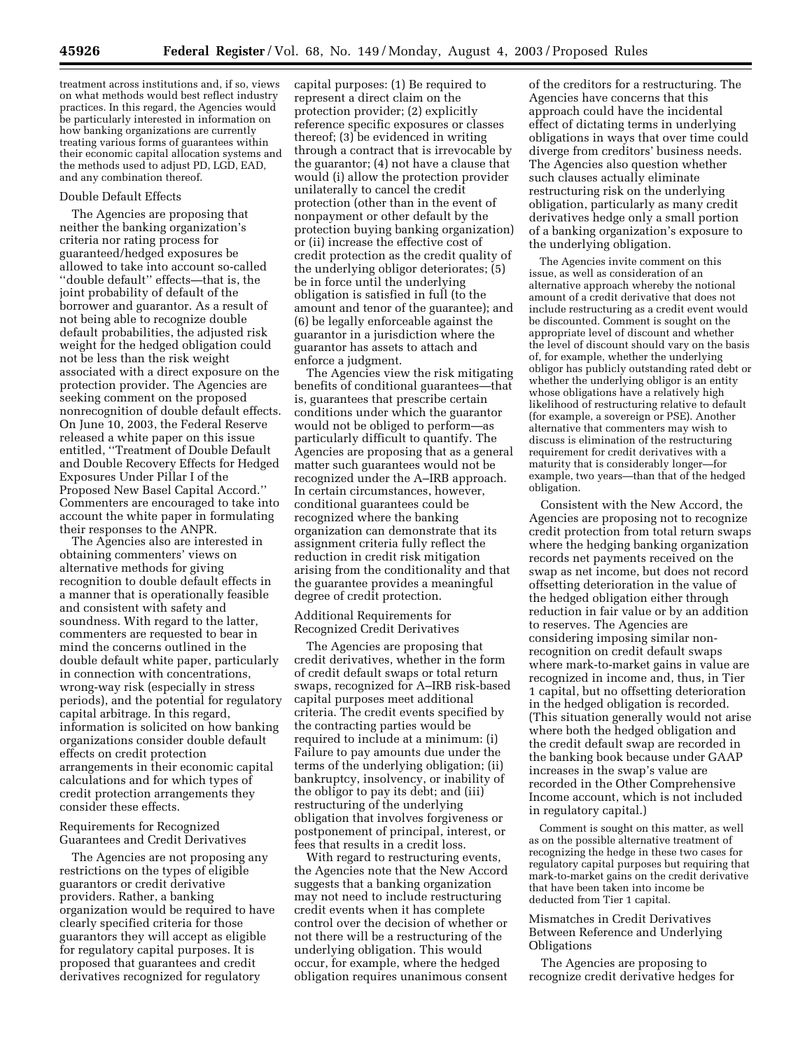treatment across institutions and, if so, views on what methods would best reflect industry practices. In this regard, the Agencies would be particularly interested in information on how banking organizations are currently treating various forms of guarantees within their economic capital allocation systems and the methods used to adjust PD, LGD, EAD, and any combination thereof.

Double Default Effects

The Agencies are proposing that neither the banking organization's criteria nor rating process for guaranteed/hedged exposures be allowed to take into account so-called ''double default'' effects—that is, the joint probability of default of the borrower and guarantor. As a result of not being able to recognize double default probabilities, the adjusted risk weight for the hedged obligation could not be less than the risk weight associated with a direct exposure on the protection provider. The Agencies are seeking comment on the proposed nonrecognition of double default effects. On June 10, 2003, the Federal Reserve released a white paper on this issue entitled, ''Treatment of Double Default and Double Recovery Effects for Hedged Exposures Under Pillar I of the Proposed New Basel Capital Accord.'' Commenters are encouraged to take into account the white paper in formulating their responses to the ANPR.

The Agencies also are interested in obtaining commenters' views on alternative methods for giving recognition to double default effects in a manner that is operationally feasible and consistent with safety and soundness. With regard to the latter, commenters are requested to bear in mind the concerns outlined in the double default white paper, particularly in connection with concentrations, wrong-way risk (especially in stress periods), and the potential for regulatory capital arbitrage. In this regard, information is solicited on how banking organizations consider double default effects on credit protection arrangements in their economic capital calculations and for which types of credit protection arrangements they consider these effects.

Requirements for Recognized Guarantees and Credit Derivatives

The Agencies are not proposing any restrictions on the types of eligible guarantors or credit derivative providers. Rather, a banking organization would be required to have clearly specified criteria for those guarantors they will accept as eligible for regulatory capital purposes. It is proposed that guarantees and credit derivatives recognized for regulatory capital purposes: (1) Be required to represent a direct claim on the protection provider; (2) explicitly reference specific exposures or classes thereof; (3) be evidenced in writing through a contract that is irrevocable by the guarantor; (4) not have a clause that would (i) allow the protection provider unilaterally to cancel the credit protection (other than in the event of nonpayment or other default by the protection buying banking organization) or (ii) increase the effective cost of credit protection as the credit quality of the underlying obligor deteriorates; (5) be in force until the underlying obligation is satisfied in full (to the amount and tenor of the guarantee); and (6) be legally enforceable against the guarantor in a jurisdiction where the guarantor has assets to attach and enforce a judgment.

The Agencies view the risk mitigating benefits of conditional guarantees—that is, guarantees that prescribe certain conditions under which the guarantor would not be obliged to perform—as particularly difficult to quantify. The Agencies are proposing that as a general matter such guarantees would not be recognized under the A–IRB approach. In certain circumstances, however, conditional guarantees could be recognized where the banking organization can demonstrate that its assignment criteria fully reflect the reduction in credit risk mitigation arising from the conditionality and that the guarantee provides a meaningful degree of credit protection.

Additional Requirements for Recognized Credit Derivatives

The Agencies are proposing that credit derivatives, whether in the form of credit default swaps or total return swaps, recognized for A–IRB risk-based capital purposes meet additional criteria. The credit events specified by the contracting parties would be required to include at a minimum: (i) Failure to pay amounts due under the terms of the underlying obligation; (ii) bankruptcy, insolvency, or inability of the obligor to pay its debt; and (iii) restructuring of the underlying obligation that involves forgiveness or postponement of principal, interest, or fees that results in a credit loss.

With regard to restructuring events, the Agencies note that the New Accord suggests that a banking organization may not need to include restructuring credit events when it has complete control over the decision of whether or not there will be a restructuring of the underlying obligation. This would occur, for example, where the hedged obligation requires unanimous consent of the creditors for a restructuring. The Agencies have concerns that this approach could have the incidental effect of dictating terms in underlying obligations in ways that over time could diverge from creditors' business needs. The Agencies also question whether such clauses actually eliminate restructuring risk on the underlying obligation, particularly as many credit derivatives hedge only a small portion of a banking organization's exposure to the underlying obligation.

The Agencies invite comment on this issue, as well as consideration of an alternative approach whereby the notional amount of a credit derivative that does not include restructuring as a credit event would be discounted. Comment is sought on the appropriate level of discount and whether the level of discount should vary on the basis of, for example, whether the underlying obligor has publicly outstanding rated debt or whether the underlying obligor is an entity whose obligations have a relatively high likelihood of restructuring relative to default (for example, a sovereign or PSE). Another alternative that commenters may wish to discuss is elimination of the restructuring requirement for credit derivatives with a maturity that is considerably longer—for example, two years—than that of the hedged obligation.

Consistent with the New Accord, the Agencies are proposing not to recognize credit protection from total return swaps where the hedging banking organization records net payments received on the swap as net income, but does not record offsetting deterioration in the value of the hedged obligation either through reduction in fair value or by an addition to reserves. The Agencies are considering imposing similar non-recognition on credit default swaps where mark-to-market gains in value are recognized in income and, thus, in Tier 1 capital, but no offsetting deterioration in the hedged obligation is recorded. (This situation generally would not arise where both the hedged obligation and the credit default swap are recorded in the banking book because under GAAP increases in the swap's value are recorded in the Other Comprehensive Income account, which is not included in regulatory capital.)

Comment is sought on this matter, as well as on the possible alternative treatment of recognizing the hedge in these two cases for regulatory capital purposes but requiring that mark-to-market gains on the credit derivative that have been taken into income be deducted from Tier 1 capital.

Mismatches in Credit Derivatives Between Reference and Underlying Obligations

The Agencies are proposing to recognize credit derivative hedges for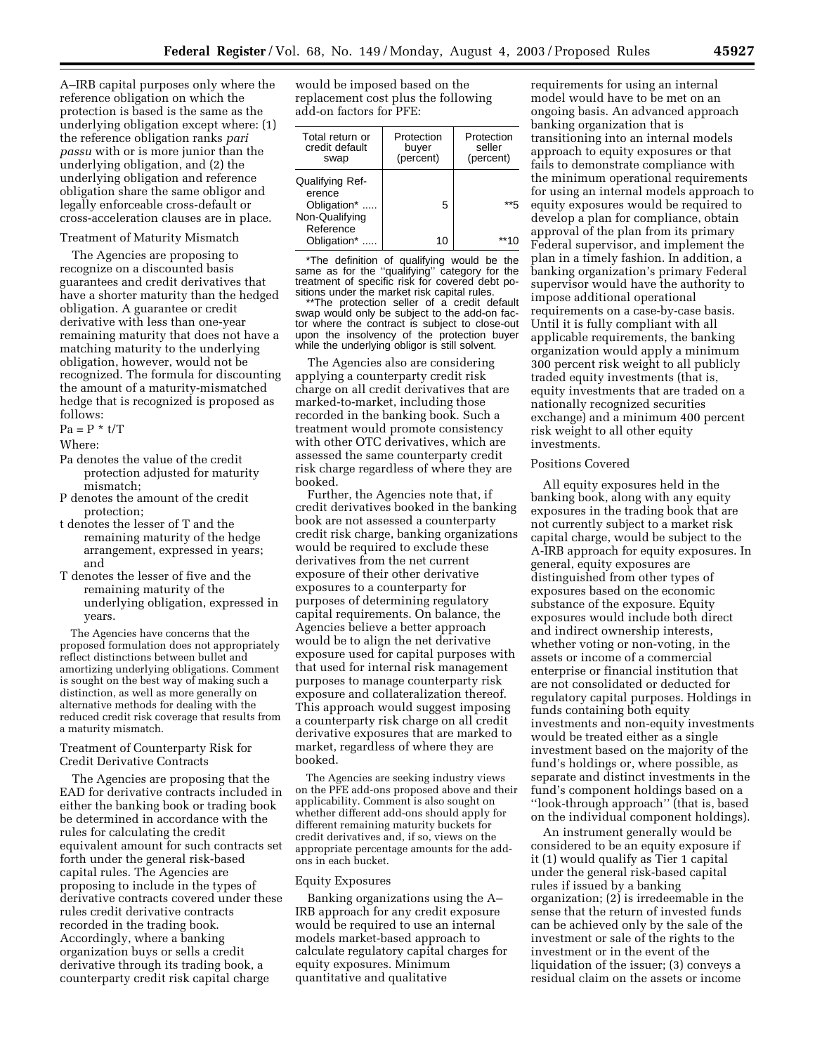A–IRB capital purposes only where the reference obligation on which the protection is based is the same as the underlying obligation except where: (1) the reference obligation ranks *pari passu* with or is more junior than the underlying obligation, and (2) the underlying obligation and reference obligation share the same obligor and legally enforceable cross-default or cross-acceleration clauses are in place.

Treatment of Maturity Mismatch

The Agencies are proposing to recognize on a discounted basis guarantees and credit derivatives that have a shorter maturity than the hedged obligation. A guarantee or credit derivative with less than one-year remaining maturity that does not have a matching maturity to the underlying obligation, however, would not be recognized. The formula for discounting the amount of a maturity-mismatched hedge that is recognized is proposed as follows:

$Pa = P * t/T$

Where:

- Pa denotes the value of the credit protection adjusted for maturity mismatch;
- P denotes the amount of the credit protection;
- t denotes the lesser of T and the remaining maturity of the hedge arrangement, expressed in years; and
- T denotes the lesser of five and the remaining maturity of the underlying obligation, expressed in years.

The Agencies have concerns that the proposed formulation does not appropriately reflect distinctions between bullet and amortizing underlying obligations. Comment is sought on the best way of making such a distinction, as well as more generally on alternative methods for dealing with the reduced credit risk coverage that results from a maturity mismatch.

Treatment of Counterparty Risk for Credit Derivative Contracts

The Agencies are proposing that the EAD for derivative contracts included in either the banking book or trading book be determined in accordance with the rules for calculating the credit equivalent amount for such contracts set forth under the general risk-based capital rules. The Agencies are proposing to include in the types of derivative contracts covered under these rules credit derivative contracts recorded in the trading book. Accordingly, where a banking organization buys or sells a credit derivative through its trading book, a counterparty credit risk capital charge would be imposed based on the replacement cost plus the following add-on factors for PFE:

| Total return or credit default swap | Protection buyer (percent) | Protection seller (percent) |
| --- | --- | --- |
| Qualifying Reference Obligation* | 5 | **5 |
| Non-Qualifying Reference Obligation* | 10 | **10 |

*The definition of qualifying would be the same as for the "qualifying" category for the treatment of specific risk for covered debt positions under the market risk capital rules.

**The protection seller of a credit default swap would only be subject to the add-on factor where the contract is subject to close-out upon the insolvency of the protection buyer while the underlying obligor is still solvent.

The Agencies also are considering applying a counterparty credit risk charge on all credit derivatives that are marked-to-market, including those recorded in the banking book. Such a treatment would promote consistency with other OTC derivatives, which are assessed the same counterparty credit risk charge regardless of where they are booked.

Further, the Agencies note that, if credit derivatives booked in the banking book are not assessed a counterparty credit risk charge, banking organizations would be required to exclude these derivatives from the net current exposure of their other derivative exposures to a counterparty for purposes of determining regulatory capital requirements. On balance, the Agencies believe a better approach would be to align the net derivative exposure used for capital purposes with that used for internal risk management purposes to manage counterparty risk exposure and collateralization thereof. This approach would suggest imposing a counterparty risk charge on all credit derivative exposures that are marked to market, regardless of where they are booked.

The Agencies are seeking industry views on the PFE add-ons proposed above and their applicability. Comment is also sought on whether different add-ons should apply for different remaining maturity buckets for credit derivatives and, if so, views on the appropriate percentage amounts for the add-ons in each bucket.

Equity Exposures

Banking organizations using the A–IRB approach for any credit exposure would be required to use an internal models market-based approach to calculate regulatory capital charges for equity exposures. Minimum quantitative and qualitative requirements for using an internal model would have to be met on an ongoing basis. An advanced approach banking organization that is transitioning into an internal models approach to equity exposures or that fails to demonstrate compliance with the minimum operational requirements for using an internal models approach to equity exposures would be required to develop a plan for compliance, obtain approval of the plan from its primary Federal supervisor, and implement the plan in a timely fashion. In addition, a banking organization's primary Federal supervisor would have the authority to impose additional operational requirements on a case-by-case basis. Until it is fully compliant with all applicable requirements, the banking organization would apply a minimum 300 percent risk weight to all publicly traded equity investments (that is, equity investments that are traded on a nationally recognized securities exchange) and a minimum 400 percent risk weight to all other equity investments.

Positions Covered

All equity exposures held in the banking book, along with any equity exposures in the trading book that are not currently subject to a market risk capital charge, would be subject to the A-IRB approach for equity exposures. In general, equity exposures are distinguished from other types of exposures based on the economic substance of the exposure. Equity exposures would include both direct and indirect ownership interests, whether voting or non-voting, in the assets or income of a commercial enterprise or financial institution that are not consolidated or deducted for regulatory capital purposes. Holdings in funds containing both equity investments and non-equity investments would be treated either as a single investment based on the majority of the fund's holdings or, where possible, as separate and distinct investments in the fund's component holdings based on a "look-through approach" (that is, based on the individual component holdings).

An instrument generally would be considered to be an equity exposure if it (1) would qualify as Tier 1 capital under the general risk-based capital rules if issued by a banking organization; (2) is irredeemable in the sense that the return of invested funds can be achieved only by the sale of the investment or sale of the rights to the investment or in the event of the liquidation of the issuer; (3) conveys a residual claim on the assets or income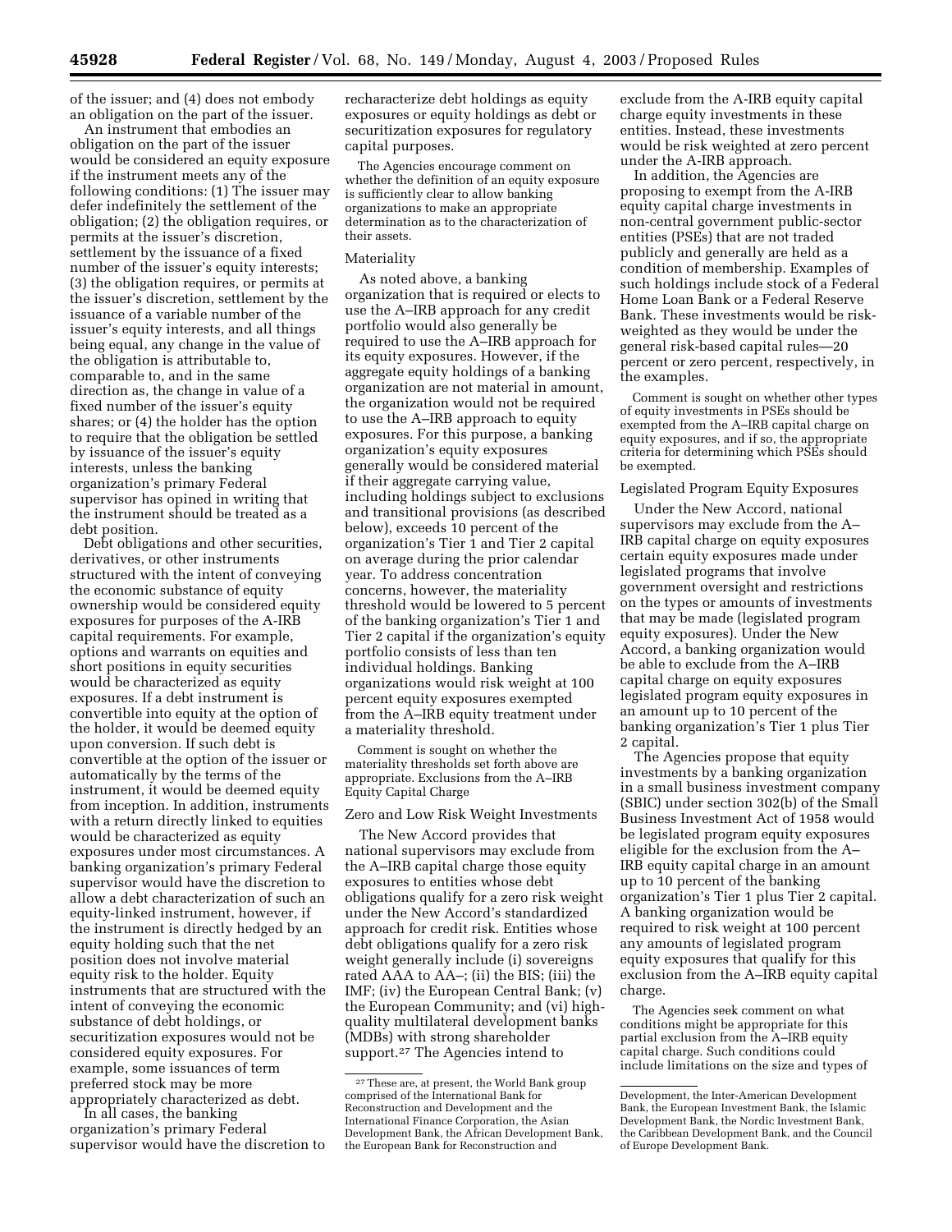of the issuer; and (4) does not embody an obligation on the part of the issuer.

An instrument that embodies an obligation on the part of the issuer would be considered an equity exposure if the instrument meets any of the following conditions: (1) The issuer may defer indefinitely the settlement of the obligation; (2) the obligation requires, or permits at the issuer's discretion, settlement by the issuance of a fixed number of the issuer's equity interests; (3) the obligation requires, or permits at the issuer's discretion, settlement by the issuance of a variable number of the issuer's equity interests, and all things being equal, any change in the value of the obligation is attributable to, comparable to, and in the same direction as, the change in value of a fixed number of the issuer's equity shares; or (4) the holder has the option to require that the obligation be settled by issuance of the issuer's equity interests, unless the banking organization's primary Federal supervisor has opined in writing that the instrument should be treated as a debt position.

Debt obligations and other securities, derivatives, or other instruments structured with the intent of conveying the economic substance of equity ownership would be considered equity exposures for purposes of the A-IRB capital requirements. For example, options and warrants on equities and short positions in equity securities would be characterized as equity exposures. If a debt instrument is convertible into equity at the option of the holder, it would be deemed equity upon conversion. If such debt is convertible at the option of the issuer or automatically by the terms of the instrument, it would be deemed equity from inception. In addition, instruments with a return directly linked to equities would be characterized as equity exposures under most circumstances. A banking organization's primary Federal supervisor would have the discretion to allow a debt characterization of such an equity-linked instrument, however, if the instrument is directly hedged by an equity holding such that the net position does not involve material equity risk to the holder. Equity instruments that are structured with the intent of conveying the economic substance of debt holdings, or securitization exposures would not be considered equity exposures. For example, some issuances of term preferred stock may be more appropriately characterized as debt.

In all cases, the banking organization's primary Federal supervisor would have the discretion to recharacterize debt holdings as equity exposures or equity holdings as debt or securitization exposures for regulatory capital purposes.

The Agencies encourage comment on whether the definition of an equity exposure is sufficiently clear to allow banking organizations to make an appropriate determination as to the characterization of their assets.

### Materiality

As noted above, a banking organization that is required or elects to use the A–IRB approach for any credit portfolio would also generally be required to use the A–IRB approach for its equity exposures. However, if the aggregate equity holdings of a banking organization are not material in amount, the organization would not be required to use the A–IRB approach to equity exposures. For this purpose, a banking organization's equity exposures generally would be considered material if their aggregate carrying value, including holdings subject to exclusions and transitional provisions (as described below), exceeds 10 percent of the organization's Tier 1 and Tier 2 capital on average during the prior calendar year. To address concentration concerns, however, the materiality threshold would be lowered to 5 percent of the banking organization's Tier 1 and Tier 2 capital if the organization's equity portfolio consists of less than ten individual holdings. Banking organizations would risk weight at 100 percent equity exposures exempted from the A–IRB equity treatment under a materiality threshold.

Comment is sought on whether the materiality thresholds set forth above are appropriate. Exclusions from the A–IRB Equity Capital Charge

### Zero and Low Risk Weight Investments

The New Accord provides that national supervisors may exclude from the A–IRB capital charge those equity exposures to entities whose debt obligations qualify for a zero risk weight under the New Accord's standardized approach for credit risk. Entities whose debt obligations qualify for a zero risk weight generally include (i) sovereigns rated AAA to AA–; (ii) the BIS; (iii) the IMF; (iv) the European Central Bank; (v) the European Community; and (vi) high-quality multilateral development banks (MDBs) with strong shareholder support.[27] The Agencies intend to exclude from the A-IRB equity capital charge equity investments in these entities. Instead, these investments would be risk weighted at zero percent under the A-IRB approach.

In addition, the Agencies are proposing to exempt from the A-IRB equity capital charge investments in non-central government public-sector entities (PSEs) that are not traded publicly and generally are held as a condition of membership. Examples of such holdings include stock of a Federal Home Loan Bank or a Federal Reserve Bank. These investments would be risk-weighted as they would be under the general risk-based capital rules—20 percent or zero percent, respectively, in the examples.

Comment is sought on whether other types of equity investments in PSEs should be exempted from the A–IRB capital charge on equity exposures, and if so, the appropriate criteria for determining which PSEs should be exempted.

### Legislated Program Equity Exposures

Under the New Accord, national supervisors may exclude from the A–IRB capital charge on equity exposures certain equity exposures made under legislated programs that involve government oversight and restrictions on the types or amounts of investments that may be made (legislated program equity exposures). Under the New Accord, a banking organization would be able to exclude from the A–IRB capital charge on equity exposures legislated program equity exposures in an amount up to 10 percent of the banking organization's Tier 1 plus Tier 2 capital.

The Agencies propose that equity investments by a banking organization in a small business investment company (SBIC) under section 302(b) of the Small Business Investment Act of 1958 would be legislated program equity exposures eligible for the exclusion from the A–IRB equity capital charge in an amount up to 10 percent of the banking organization's Tier 1 plus Tier 2 capital. A banking organization would be required to risk weight at 100 percent any amounts of legislated program equity exposures that qualify for this exclusion from the A–IRB equity capital charge.

The Agencies seek comment on what conditions might be appropriate for this partial exclusion from the A–IRB equity capital charge. Such conditions could include limitations on the size and types of

[27] These are, at present, the World Bank group comprised of the International Bank for Reconstruction and Development and the International Finance Corporation, the Asian Development Bank, the African Development Bank, the European Bank for Reconstruction and Development, the Inter-American Development Bank, the European Investment Bank, the Islamic Development Bank, the Nordic Investment Bank, the Caribbean Development Bank, and the Council of Europe Development Bank.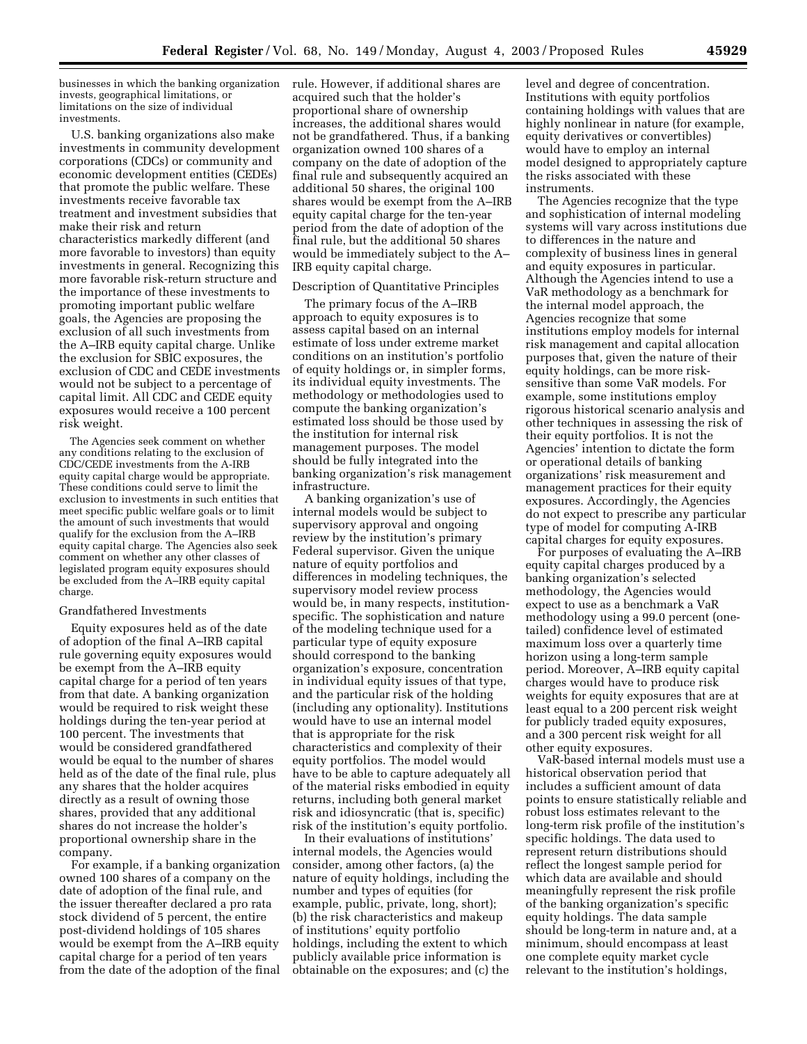businesses in which the banking organization invests, geographical limitations, or limitations on the size of individual investments.

U.S. banking organizations also make investments in community development corporations (CDCs) or community and economic development entities (CEDEs) that promote the public welfare. These investments receive favorable tax treatment and investment subsidies that make their risk and return characteristics markedly different (and more favorable to investors) than equity investments in general. Recognizing this more favorable risk-return structure and the importance of these investments to promoting important public welfare goals, the Agencies are proposing the exclusion of all such investments from the A–IRB equity capital charge. Unlike the exclusion for SBIC exposures, the exclusion of CDC and CEDE investments would not be subject to a percentage of capital limit. All CDC and CEDE equity exposures would receive a 100 percent risk weight.

The Agencies seek comment on whether any conditions relating to the exclusion of CDC/CEDE investments from the A-IRB equity capital charge would be appropriate. These conditions could serve to limit the exclusion to investments in such entities that meet specific public welfare goals or to limit the amount of such investments that would qualify for the exclusion from the A–IRB equity capital charge. The Agencies also seek comment on whether any other classes of legislated program equity exposures should be excluded from the A–IRB equity capital charge.

Grandfathered Investments

Equity exposures held as of the date of adoption of the final A–IRB capital rule governing equity exposures would be exempt from the A–IRB equity capital charge for a period of ten years from that date. A banking organization would be required to risk weight these holdings during the ten-year period at 100 percent. The investments that would be considered grandfathered would be equal to the number of shares held as of the date of the final rule, plus any shares that the holder acquires directly as a result of owning those shares, provided that any additional shares do not increase the holder's proportional ownership share in the company.

For example, if a banking organization owned 100 shares of a company on the date of adoption of the final rule, and the issuer thereafter declared a pro rata stock dividend of 5 percent, the entire post-dividend holdings of 105 shares would be exempt from the A–IRB equity capital charge for a period of ten years from the date of the adoption of the final rule. However, if additional shares are acquired such that the holder's proportional share of ownership increases, the additional shares would not be grandfathered. Thus, if a banking organization owned 100 shares of a company on the date of adoption of the final rule and subsequently acquired an additional 50 shares, the original 100 shares would be exempt from the A–IRB equity capital charge for the ten-year period from the date of adoption of the final rule, but the additional 50 shares would be immediately subject to the A–IRB equity capital charge.

Description of Quantitative Principles

The primary focus of the A–IRB approach to equity exposures is to assess capital based on an internal estimate of loss under extreme market conditions on an institution's portfolio of equity holdings or, in simpler forms, its individual equity investments. The methodology or methodologies used to compute the banking organization's estimated loss should be those used by the institution for internal risk management purposes. The model should be fully integrated into the banking organization's risk management infrastructure.

A banking organization's use of internal models would be subject to supervisory approval and ongoing review by the institution's primary Federal supervisor. Given the unique nature of equity portfolios and differences in modeling techniques, the supervisory model review process would be, in many respects, institution-specific. The sophistication and nature of the modeling technique used for a particular type of equity exposure should correspond to the banking organization's exposure, concentration in individual equity issues of that type, and the particular risk of the holding (including any optionality). Institutions would have to use an internal model that is appropriate for the risk characteristics and complexity of their equity portfolios. The model would have to be able to capture adequately all of the material risks embodied in equity returns, including both general market risk and idiosyncratic (that is, specific) risk of the institution's equity portfolio.

In their evaluations of institutions' internal models, the Agencies would consider, among other factors, (a) the nature of equity holdings, including the number and types of equities (for example, public, private, long, short); (b) the risk characteristics and makeup of institutions' equity portfolio holdings, including the extent to which publicly available price information is obtainable on the exposures; and (c) the level and degree of concentration. Institutions with equity portfolios containing holdings with values that are highly nonlinear in nature (for example, equity derivatives or convertibles) would have to employ an internal model designed to appropriately capture the risks associated with these instruments.

The Agencies recognize that the type and sophistication of internal modeling systems will vary across institutions due to differences in the nature and complexity of business lines in general and equity exposures in particular. Although the Agencies intend to use a VaR methodology as a benchmark for the internal model approach, the Agencies recognize that some institutions employ models for internal risk management and capital allocation purposes that, given the nature of their equity holdings, can be more risk-sensitive than some VaR models. For example, some institutions employ rigorous historical scenario analysis and other techniques in assessing the risk of their equity portfolios. It is not the Agencies' intention to dictate the form or operational details of banking organizations' risk measurement and management practices for their equity exposures. Accordingly, the Agencies do not expect to prescribe any particular type of model for computing A-IRB capital charges for equity exposures.

For purposes of evaluating the A–IRB equity capital charges produced by a banking organization's selected methodology, the Agencies would expect to use as a benchmark a VaR methodology using a 99.0 percent (one-tailed) confidence level of estimated maximum loss over a quarterly time horizon using a long-term sample period. Moreover, A–IRB equity capital charges would have to produce risk weights for equity exposures that are at least equal to a 200 percent risk weight for publicly traded equity exposures, and a 300 percent risk weight for all other equity exposures.

VaR-based internal models must use a historical observation period that includes a sufficient amount of data points to ensure statistically reliable and robust loss estimates relevant to the long-term risk profile of the institution's specific holdings. The data used to represent return distributions should reflect the longest sample period for which data are available and should meaningfully represent the risk profile of the banking organization's specific equity holdings. The data sample should be long-term in nature and, at a minimum, should encompass at least one complete equity market cycle relevant to the institution's holdings,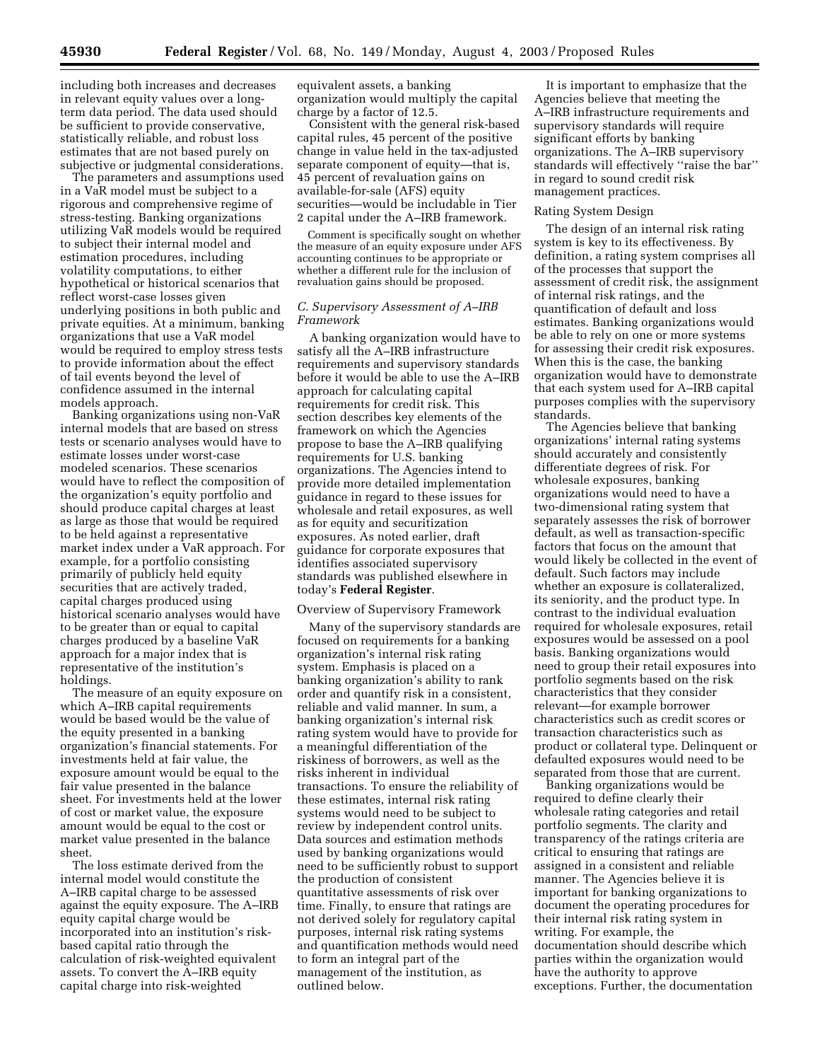including both increases and decreases in relevant equity values over a long-term data period. The data used should be sufficient to provide conservative, statistically reliable, and robust loss estimates that are not based purely on subjective or judgmental considerations.

The parameters and assumptions used in a VaR model must be subject to a rigorous and comprehensive regime of stress-testing. Banking organizations utilizing VaR models would be required to subject their internal model and estimation procedures, including volatility computations, to either hypothetical or historical scenarios that reflect worst-case losses given underlying positions in both public and private equities. At a minimum, banking organizations that use a VaR model would be required to employ stress tests to provide information about the effect of tail events beyond the level of confidence assumed in the internal models approach.

Banking organizations using non-VaR internal models that are based on stress tests or scenario analyses would have to estimate losses under worst-case modeled scenarios. These scenarios would have to reflect the composition of the organization's equity portfolio and should produce capital charges at least as large as those that would be required to be held against a representative market index under a VaR approach. For example, for a portfolio consisting primarily of publicly held equity securities that are actively traded, capital charges produced using historical scenario analyses would have to be greater than or equal to capital charges produced by a baseline VaR approach for a major index that is representative of the institution's holdings.

The measure of an equity exposure on which A–IRB capital requirements would be based would be the value of the equity presented in a banking organization's financial statements. For investments held at fair value, the exposure amount would be equal to the fair value presented in the balance sheet. For investments held at the lower of cost or market value, the exposure amount would be equal to the cost or market value presented in the balance sheet.

The loss estimate derived from the internal model would constitute the A–IRB capital charge to be assessed against the equity exposure. The A–IRB equity capital charge would be incorporated into an institution's risk-based capital ratio through the calculation of risk-weighted equivalent assets. To convert the A–IRB equity capital charge into risk-weighted equivalent assets, a banking organization would multiply the capital charge by a factor of 12.5.

Consistent with the general risk-based capital rules, 45 percent of the positive change in value held in the tax-adjusted separate component of equity—that is, 45 percent of revaluation gains on available-for-sale (AFS) equity securities—would be includable in Tier 2 capital under the A–IRB framework.

Comment is specifically sought on whether the measure of an equity exposure under AFS accounting continues to be appropriate or whether a different rule for the inclusion of revaluation gains should be proposed.

### *C. Supervisory Assessment of A–IRB Framework*

A banking organization would have to satisfy all the A–IRB infrastructure requirements and supervisory standards before it would be able to use the A–IRB approach for calculating capital requirements for credit risk. This section describes key elements of the framework on which the Agencies propose to base the A–IRB qualifying requirements for U.S. banking organizations. The Agencies intend to provide more detailed implementation guidance in regard to these issues for wholesale and retail exposures, as well as for equity and securitization exposures. As noted earlier, draft guidance for corporate exposures that identifies associated supervisory standards was published elsewhere in today's **Federal Register**.

#### Overview of Supervisory Framework

Many of the supervisory standards are focused on requirements for a banking organization's internal risk rating system. Emphasis is placed on a banking organization's ability to rank order and quantify risk in a consistent, reliable and valid manner. In sum, a banking organization's internal risk rating system would have to provide for a meaningful differentiation of the riskiness of borrowers, as well as the risks inherent in individual transactions. To ensure the reliability of these estimates, internal risk rating systems would need to be subject to review by independent control units. Data sources and estimation methods used by banking organizations would need to be sufficiently robust to support the production of consistent quantitative assessments of risk over time. Finally, to ensure that ratings are not derived solely for regulatory capital purposes, internal risk rating systems and quantification methods would need to form an integral part of the management of the institution, as outlined below.

It is important to emphasize that the Agencies believe that meeting the A–IRB infrastructure requirements and supervisory standards will require significant efforts by banking organizations. The A–IRB supervisory standards will effectively "raise the bar" in regard to sound credit risk management practices.

#### Rating System Design

The design of an internal risk rating system is key to its effectiveness. By definition, a rating system comprises all of the processes that support the assessment of credit risk, the assignment of internal risk ratings, and the quantification of default and loss estimates. Banking organizations would be able to rely on one or more systems for assessing their credit risk exposures. When this is the case, the banking organization would have to demonstrate that each system used for A–IRB capital purposes complies with the supervisory standards.

The Agencies believe that banking organizations' internal rating systems should accurately and consistently differentiate degrees of risk. For wholesale exposures, banking organizations would need to have a two-dimensional rating system that separately assesses the risk of borrower default, as well as transaction-specific factors that focus on the amount that would likely be collected in the event of default. Such factors may include whether an exposure is collateralized, its seniority, and the product type. In contrast to the individual evaluation required for wholesale exposures, retail exposures would be assessed on a pool basis. Banking organizations would need to group their retail exposures into portfolio segments based on the risk characteristics that they consider relevant—for example borrower characteristics such as credit scores or transaction characteristics such as product or collateral type. Delinquent or defaulted exposures would need to be separated from those that are current.

Banking organizations would be required to define clearly their wholesale rating categories and retail portfolio segments. The clarity and transparency of the ratings criteria are critical to ensuring that ratings are assigned in a consistent and reliable manner. The Agencies believe it is important for banking organizations to document the operating procedures for their internal risk rating system in writing. For example, the documentation should describe which parties within the organization would have the authority to approve exceptions. Further, the documentation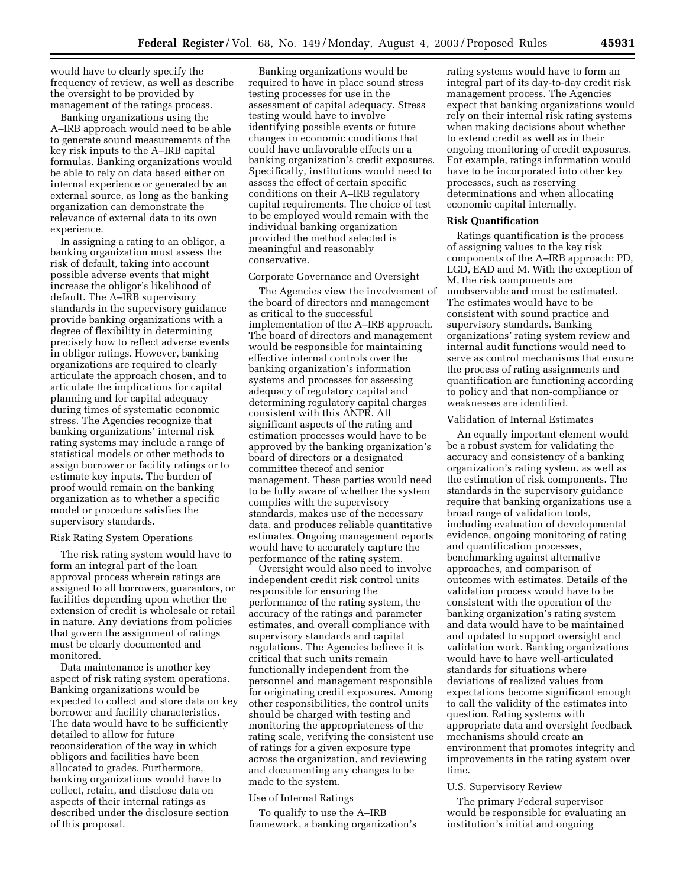would have to clearly specify the frequency of review, as well as describe the oversight to be provided by management of the ratings process.

Banking organizations using the A–IRB approach would need to be able to generate sound measurements of the key risk inputs to the A–IRB capital formulas. Banking organizations would be able to rely on data based either on internal experience or generated by an external source, as long as the banking organization can demonstrate the relevance of external data to its own experience.

In assigning a rating to an obligor, a banking organization must assess the risk of default, taking into account possible adverse events that might increase the obligor's likelihood of default. The A–IRB supervisory standards in the supervisory guidance provide banking organizations with a degree of flexibility in determining precisely how to reflect adverse events in obligor ratings. However, banking organizations are required to clearly articulate the approach chosen, and to articulate the implications for capital planning and for capital adequacy during times of systematic economic stress. The Agencies recognize that banking organizations' internal risk rating systems may include a range of statistical models or other methods to assign borrower or facility ratings or to estimate key inputs. The burden of proof would remain on the banking organization as to whether a specific model or procedure satisfies the supervisory standards.

Risk Rating System Operations

The risk rating system would have to form an integral part of the loan approval process wherein ratings are assigned to all borrowers, guarantors, or facilities depending upon whether the extension of credit is wholesale or retail in nature. Any deviations from policies that govern the assignment of ratings must be clearly documented and monitored.

Data maintenance is another key aspect of risk rating system operations. Banking organizations would be expected to collect and store data on key borrower and facility characteristics. The data would have to be sufficiently detailed to allow for future reconsideration of the way in which obligors and facilities have been allocated to grades. Furthermore, banking organizations would have to collect, retain, and disclose data on aspects of their internal ratings as described under the disclosure section of this proposal.

Banking organizations would be required to have in place sound stress testing processes for use in the assessment of capital adequacy. Stress testing would have to involve identifying possible events or future changes in economic conditions that could have unfavorable effects on a banking organization's credit exposures. Specifically, institutions would need to assess the effect of certain specific conditions on their A–IRB regulatory capital requirements. The choice of test to be employed would remain with the individual banking organization provided the method selected is meaningful and reasonably conservative.

Corporate Governance and Oversight

The Agencies view the involvement of the board of directors and management as critical to the successful implementation of the A–IRB approach. The board of directors and management would be responsible for maintaining effective internal controls over the banking organization's information systems and processes for assessing adequacy of regulatory capital and determining regulatory capital charges consistent with this ANPR. All significant aspects of the rating and estimation processes would have to be approved by the banking organization's board of directors or a designated committee thereof and senior management. These parties would need to be fully aware of whether the system complies with the supervisory standards, makes use of the necessary data, and produces reliable quantitative estimates. Ongoing management reports would have to accurately capture the performance of the rating system.

Oversight would also need to involve independent credit risk control units responsible for ensuring the performance of the rating system, the accuracy of the ratings and parameter estimates, and overall compliance with supervisory standards and capital regulations. The Agencies believe it is critical that such units remain functionally independent from the personnel and management responsible for originating credit exposures. Among other responsibilities, the control units should be charged with testing and monitoring the appropriateness of the rating scale, verifying the consistent use of ratings for a given exposure type across the organization, and reviewing and documenting any changes to be made to the system.

Use of Internal Ratings

To qualify to use the A–IRB framework, a banking organization's rating systems would have to form an integral part of its day-to-day credit risk management process. The Agencies expect that banking organizations would rely on their internal risk rating systems when making decisions about whether to extend credit as well as in their ongoing monitoring of credit exposures. For example, ratings information would have to be incorporated into other key processes, such as reserving determinations and when allocating economic capital internally.

**Risk Quantification**

Ratings quantification is the process of assigning values to the key risk components of the A–IRB approach: PD, LGD, EAD and M. With the exception of M, the risk components are unobservable and must be estimated. The estimates would have to be consistent with sound practice and supervisory standards. Banking organizations' rating system review and internal audit functions would need to serve as control mechanisms that ensure the process of rating assignments and quantification are functioning according to policy and that non-compliance or weaknesses are identified.

Validation of Internal Estimates

An equally important element would be a robust system for validating the accuracy and consistency of a banking organization's rating system, as well as the estimation of risk components. The standards in the supervisory guidance require that banking organizations use a broad range of validation tools, including evaluation of developmental evidence, ongoing monitoring of rating and quantification processes, benchmarking against alternative approaches, and comparison of outcomes with estimates. Details of the validation process would have to be consistent with the operation of the banking organization's rating system and data would have to be maintained and updated to support oversight and validation work. Banking organizations would have to have well-articulated standards for situations where deviations of realized values from expectations become significant enough to call the validity of the estimates into question. Rating systems with appropriate data and oversight feedback mechanisms should create an environment that promotes integrity and improvements in the rating system over time.

U.S. Supervisory Review

The primary Federal supervisor would be responsible for evaluating an institution's initial and ongoing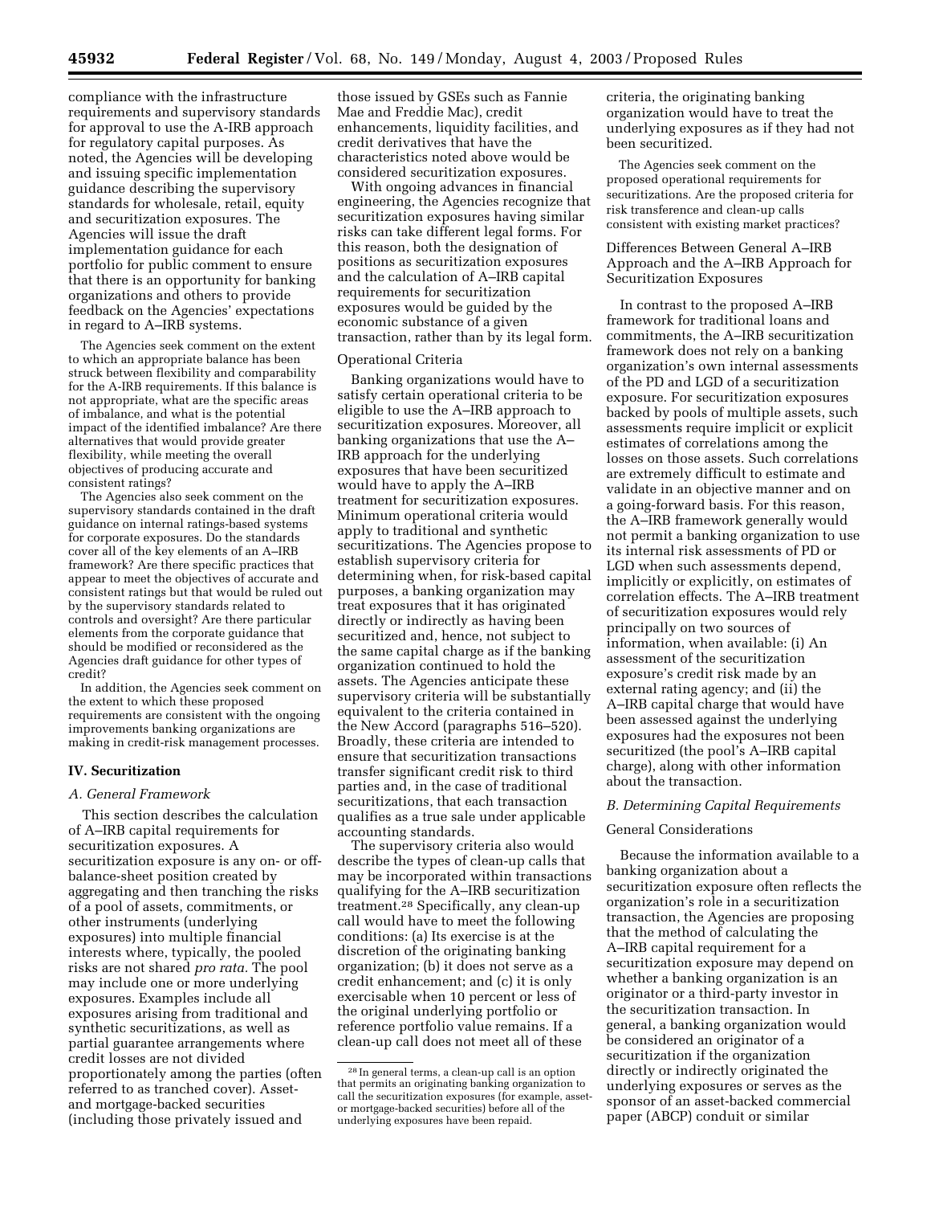compliance with the infrastructure requirements and supervisory standards for approval to use the A-IRB approach for regulatory capital purposes. As noted, the Agencies will be developing and issuing specific implementation guidance describing the supervisory standards for wholesale, retail, equity and securitization exposures. The Agencies will issue the draft implementation guidance for each portfolio for public comment to ensure that there is an opportunity for banking organizations and others to provide feedback on the Agencies' expectations in regard to A-IRB systems.

The Agencies seek comment on the extent to which an appropriate balance has been struck between flexibility and comparability for the A-IRB requirements. If this balance is not appropriate, what are the specific areas of imbalance, and what is the potential impact of the identified imbalance? Are there alternatives that would provide greater flexibility, while meeting the overall objectives of producing accurate and consistent ratings?

The Agencies also seek comment on the supervisory standards contained in the draft guidance on internal ratings-based systems for corporate exposures. Do the standards cover all of the key elements of an A–IRB framework? Are there specific practices that appear to meet the objectives of accurate and consistent ratings but that would be ruled out by the supervisory standards related to controls and oversight? Are there particular elements from the corporate guidance that should be modified or reconsidered as the Agencies draft guidance for other types of credit?

In addition, the Agencies seek comment on the extent to which these proposed requirements are consistent with the ongoing improvements banking organizations are making in credit-risk management processes.

## IV. Securitization

### *A. General Framework*

This section describes the calculation of A–IRB capital requirements for securitization exposures. A securitization exposure is any on- or off-balance-sheet position created by aggregating and then tranching the risks of a pool of assets, commitments, or other instruments (underlying exposures) into multiple financial interests where, typically, the pooled risks are not shared *pro rata.* The pool may include one or more underlying exposures. Examples include all exposures arising from traditional and synthetic securitizations, as well as partial guarantee arrangements where credit losses are not divided proportionately among the parties (often referred to as tranched cover). Asset- and mortgage-backed securities (including those privately issued and those issued by GSEs such as Fannie Mae and Freddie Mac), credit enhancements, liquidity facilities, and credit derivatives that have the characteristics noted above would be considered securitization exposures.

With ongoing advances in financial engineering, the Agencies recognize that securitization exposures having similar risks can take different legal forms. For this reason, both the designation of positions as securitization exposures and the calculation of A–IRB capital requirements for securitization exposures would be guided by the economic substance of a given transaction, rather than by its legal form.

Operational Criteria

Banking organizations would have to satisfy certain operational criteria to be eligible to use the A–IRB approach to securitization exposures. Moreover, all banking organizations that use the A–IRB approach for the underlying exposures that have been securitized would have to apply the A–IRB treatment for securitization exposures. Minimum operational criteria would apply to traditional and synthetic securitizations. The Agencies propose to establish supervisory criteria for determining when, for risk-based capital purposes, a banking organization may treat exposures that it has originated directly or indirectly as having been securitized and, hence, not subject to the same capital charge as if the banking organization continued to hold the assets. The Agencies anticipate these supervisory criteria will be substantially equivalent to the criteria contained in the New Accord (paragraphs 516–520). Broadly, these criteria are intended to ensure that securitization transactions transfer significant credit risk to third parties and, in the case of traditional securitizations, that each transaction qualifies as a true sale under applicable accounting standards.

The supervisory criteria also would describe the types of clean-up calls that may be incorporated within transactions qualifying for the A–IRB securitization treatment.[28] Specifically, any clean-up call would have to meet the following conditions: (a) Its exercise is at the discretion of the originating banking organization; (b) it does not serve as a credit enhancement; and (c) it is only exercisable when 10 percent or less of the original underlying portfolio or reference portfolio value remains. If a clean-up call does not meet all of these criteria, the originating banking organization would have to treat the underlying exposures as if they had not been securitized.

The Agencies seek comment on the proposed operational requirements for securitizations. Are the proposed criteria for risk transference and clean-up calls consistent with existing market practices?

Differences Between General A–IRB Approach and the A–IRB Approach for Securitization Exposures

In contrast to the proposed A–IRB framework for traditional loans and commitments, the A–IRB securitization framework does not rely on a banking organization's own internal assessments of the PD and LGD of a securitization exposure. For securitization exposures backed by pools of multiple assets, such assessments require implicit or explicit estimates of correlations among the losses on those assets. Such correlations are extremely difficult to estimate and validate in an objective manner and on a going-forward basis. For this reason, the A–IRB framework generally would not permit a banking organization to use its internal risk assessments of PD or LGD when such assessments depend, implicitly or explicitly, on estimates of correlation effects. The A–IRB treatment of securitization exposures would rely principally on two sources of information, when available: (i) An assessment of the securitization exposure's credit risk made by an external rating agency; and (ii) the A–IRB capital charge that would have been assessed against the underlying exposures had the exposures not been securitized (the pool's A–IRB capital charge), along with other information about the transaction.

### *B. Determining Capital Requirements*

General Considerations

Because the information available to a banking organization about a securitization exposure often reflects the organization's role in a securitization transaction, the Agencies are proposing that the method of calculating the A–IRB capital requirement for a securitization exposure may depend on whether a banking organization is an originator or a third-party investor in the securitization transaction. In general, a banking organization would be considered an originator of a securitization if the organization directly or indirectly originated the underlying exposures or serves as the sponsor of an asset-backed commercial paper (ABCP) conduit or similar

[28] In general terms, a clean-up call is an option that permits an originating banking organization to call the securitization exposures (for example, asset- or mortgage-backed securities) before all of the underlying exposures have been repaid.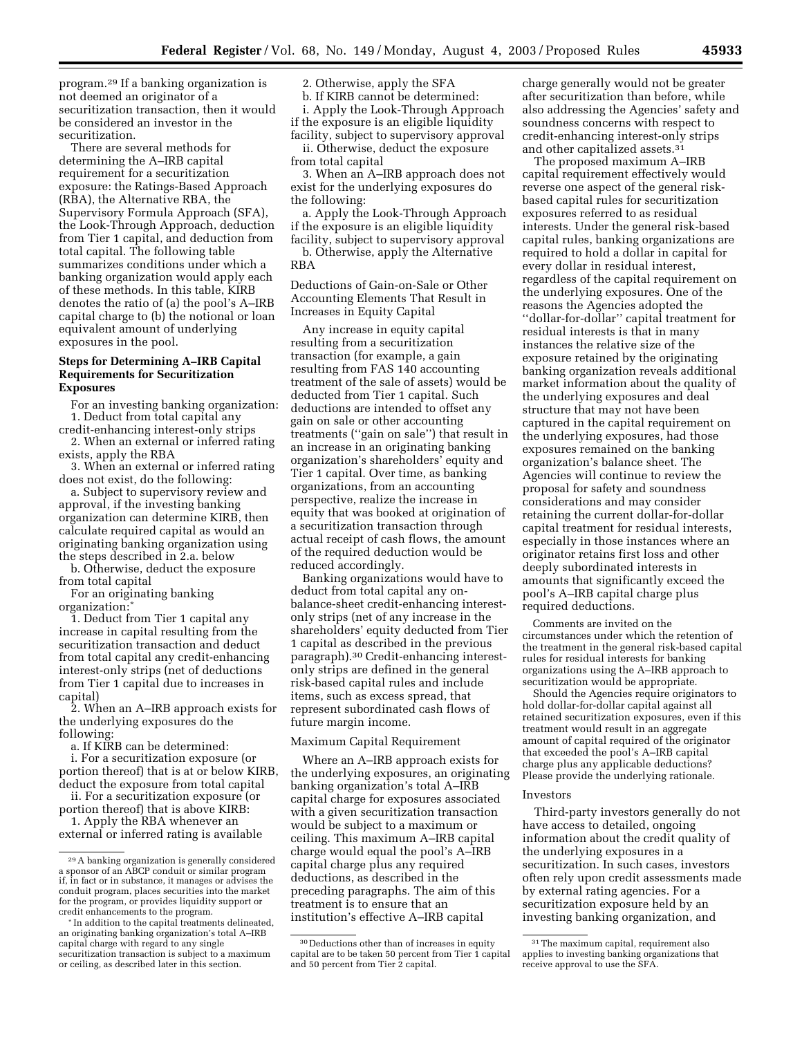program.[29] If a banking organization is not deemed an originator of a securitization transaction, then it would be considered an investor in the securitization.

There are several methods for determining the A–IRB capital requirement for a securitization exposure: the Ratings-Based Approach (RBA), the Alternative RBA, the Supervisory Formula Approach (SFA), the Look-Through Approach, deduction from Tier 1 capital, and deduction from total capital. The following table summarizes conditions under which a banking organization would apply each of these methods. In this table, KIRB denotes the ratio of (a) the pool's A–IRB capital charge to (b) the notional or loan equivalent amount of underlying exposures in the pool.

**Steps for Determining A–IRB Capital Requirements for Securitization Exposures**

For an investing banking organization:

1. Deduct from total capital any credit-enhancing interest-only strips
2. When an external or inferred rating exists, apply the RBA
3. When an external or inferred rating does not exist, do the following:
   a. Subject to supervisory review and approval, if the investing banking organization can determine KIRB, then calculate required capital as would an originating banking organization using the steps described in 2.a. below
   b. Otherwise, deduct the exposure from total capital

For an originating banking organization:*

1. Deduct from Tier 1 capital any increase in capital resulting from the securitization transaction and deduct from total capital any credit-enhancing interest-only strips (net of deductions from Tier 1 capital due to increases in capital)
2. When an A–IRB approach exists for the underlying exposures do the following:
   a. If KIRB can be determined:
      i. For a securitization exposure (or portion thereof) that is at or below KIRB, deduct the exposure from total capital
      ii. For a securitization exposure (or portion thereof) that is above KIRB:
         1. Apply the RBA whenever an external or inferred rating is available
         2. Otherwise, apply the SFA
   b. If KIRB cannot be determined:
      i. Apply the Look-Through Approach if the exposure is an eligible liquidity facility, subject to supervisory approval
      ii. Otherwise, deduct the exposure from total capital
3. When an A–IRB approach does not exist for the underlying exposures do the following:
   a. Apply the Look-Through Approach if the exposure is an eligible liquidity facility, subject to supervisory approval
   b. Otherwise, apply the Alternative RBA

*In addition to the capital treatments delineated, an originating banking organization's total A–IRB capital charge with regard to any single securitization transaction is subject to a maximum or ceiling, as described later in this section.

Deductions of Gain-on-Sale or Other Accounting Elements That Result in Increases in Equity Capital

Any increase in equity capital resulting from a securitization transaction (for example, a gain resulting from FAS 140 accounting treatment of the sale of assets) would be deducted from Tier 1 capital. Such deductions are intended to offset any gain on sale or other accounting treatments (''gain on sale'') that result in an increase in an originating banking organization's shareholders' equity and Tier 1 capital. Over time, as banking organizations, from an accounting perspective, realize the increase in equity that was booked at origination of a securitization transaction through actual receipt of cash flows, the amount of the required deduction would be reduced accordingly.

Banking organizations would have to deduct from total capital any on-balance-sheet credit-enhancing interest-only strips (net of any increase in the shareholders' equity deducted from Tier 1 capital as described in the previous paragraph).[30] Credit-enhancing interest-only strips are defined in the general risk-based capital rules and include items, such as excess spread, that represent subordinated cash flows of future margin income.

Maximum Capital Requirement

Where an A–IRB approach exists for the underlying exposures, an originating banking organization's total A–IRB capital charge for exposures associated with a given securitization transaction would be subject to a maximum or ceiling. This maximum A–IRB capital charge would equal the pool's A–IRB capital charge plus any required deductions, as described in the preceding paragraphs. The aim of this treatment is to ensure that an institution's effective A–IRB capital charge generally would not be greater after securitization than before, while also addressing the Agencies' safety and soundness concerns with respect to credit-enhancing interest-only strips and other capitalized assets.[31]

The proposed maximum A–IRB capital requirement effectively would reverse one aspect of the general risk-based capital rules for securitization exposures referred to as residual interests. Under the general risk-based capital rules, banking organizations are required to hold a dollar in capital for every dollar in residual interest, regardless of the capital requirement on the underlying exposures. One of the reasons the Agencies adopted the ''dollar-for-dollar'' capital treatment for residual interests is that in many instances the relative size of the exposure retained by the originating banking organization reveals additional market information about the quality of the underlying exposures and deal structure that may not have been captured in the capital requirement on the underlying exposures, had those exposures remained on the banking organization's balance sheet. The Agencies will continue to review the proposal for safety and soundness considerations and may consider retaining the current dollar-for-dollar capital treatment for residual interests, especially in those instances where an originator retains first loss and other deeply subordinated interests in amounts that significantly exceed the pool's A–IRB capital charge plus required deductions.

Comments are invited on the circumstances under which the retention of the treatment in the general risk-based capital rules for residual interests for banking organizations using the A–IRB approach to securitization would be appropriate.

Should the Agencies require originators to hold dollar-for-dollar capital against all retained securitization exposures, even if this treatment would result in an aggregate amount of capital required of the originator that exceeded the pool's A–IRB capital charge plus any applicable deductions? Please provide the underlying rationale.

Investors

Third-party investors generally do not have access to detailed, ongoing information about the credit quality of the underlying exposures in a securitization. In such cases, investors often rely upon credit assessments made by external rating agencies. For a securitization exposure held by an investing banking organization, and

---

[29] A banking organization is generally considered a sponsor of an ABCP conduit or similar program if, in fact or in substance, it manages or advises the conduit program, places securities into the market for the program, or provides liquidity support or credit enhancements to the program.

[30] Deductions other than of increases in equity capital are to be taken 50 percent from Tier 1 capital and 50 percent from Tier 2 capital.

[31] The maximum capital, requirement also applies to investing banking organizations that receive approval to use the SFA.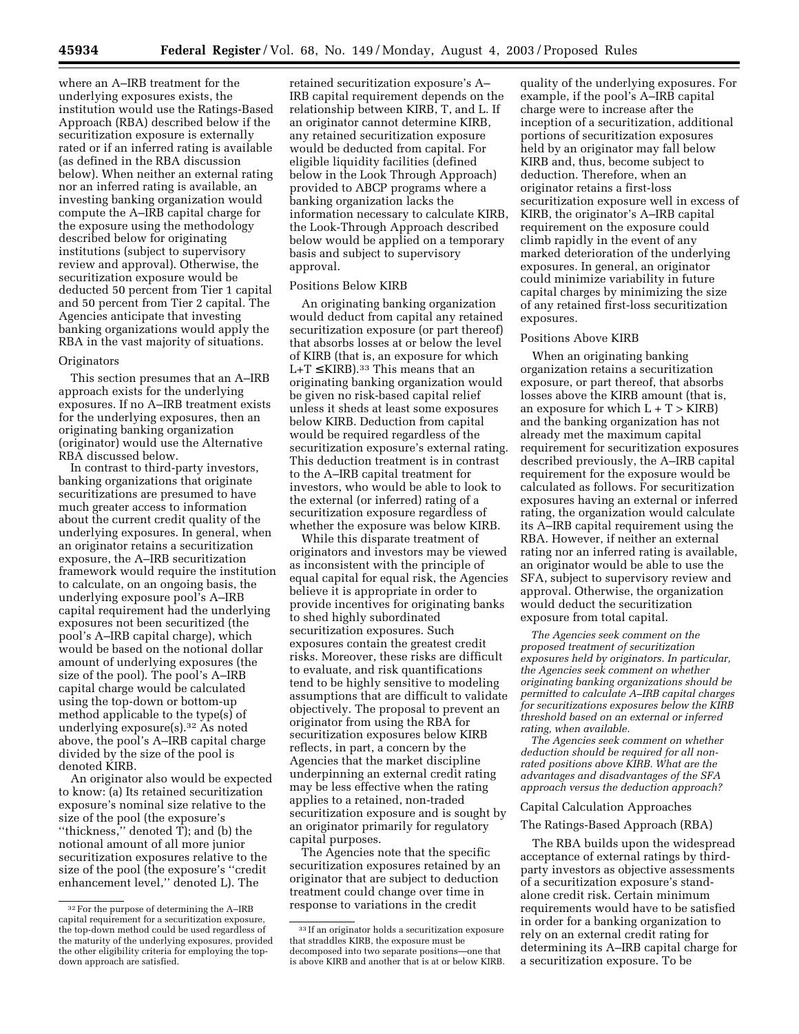where an A–IRB treatment for the underlying exposures exists, the institution would use the Ratings-Based Approach (RBA) described below if the securitization exposure is externally rated or if an inferred rating is available (as defined in the RBA discussion below). When neither an external rating nor an inferred rating is available, an investing banking organization would compute the A–IRB capital charge for the exposure using the methodology described below for originating institutions (subject to supervisory review and approval). Otherwise, the securitization exposure would be deducted 50 percent from Tier 1 capital and 50 percent from Tier 2 capital. The Agencies anticipate that investing banking organizations would apply the RBA in the vast majority of situations.

### Originators

This section presumes that an A–IRB approach exists for the underlying exposures. If no A–IRB treatment exists for the underlying exposures, then an originating banking organization (originator) would use the Alternative RBA discussed below.

In contrast to third-party investors, banking organizations that originate securitizations are presumed to have much greater access to information about the current credit quality of the underlying exposures. In general, when an originator retains a securitization exposure, the A–IRB securitization framework would require the institution to calculate, on an ongoing basis, the underlying exposure pool's A–IRB capital requirement had the underlying exposures not been securitized (the pool's A–IRB capital charge), which would be based on the notional dollar amount of underlying exposures (the size of the pool). The pool's A–IRB capital charge would be calculated using the top-down or bottom-up method applicable to the type(s) of underlying exposure(s).[32] As noted above, the pool's A–IRB capital charge divided by the size of the pool is denoted KIRB.

An originator also would be expected to know: (a) Its retained securitization exposure's nominal size relative to the size of the pool (the exposure's ''thickness,'' denoted T); and (b) the notional amount of all more junior securitization exposures relative to the size of the pool (the exposure's ''credit enhancement level,'' denoted L). The retained securitization exposure's A–IRB capital requirement depends on the relationship between KIRB, T, and L. If an originator cannot determine KIRB, any retained securitization exposure would be deducted from capital. For eligible liquidity facilities (defined below in the Look Through Approach) provided to ABCP programs where a banking organization lacks the information necessary to calculate KIRB, the Look-Through Approach described below would be applied on a temporary basis and subject to supervisory approval.

### Positions Below KIRB

An originating banking organization would deduct from capital any retained securitization exposure (or part thereof) that absorbs losses at or below the level of KIRB (that is, an exposure for which $L+T \leq KIRB$).[33] This means that an originating banking organization would be given no risk-based capital relief unless it sheds at least some exposures below KIRB. Deduction from capital would be required regardless of the securitization exposure's external rating. This deduction treatment is in contrast to the A–IRB capital treatment for investors, who would be able to look to the external (or inferred) rating of a securitization exposure regardless of whether the exposure was below KIRB.

While this disparate treatment of originators and investors may be viewed as inconsistent with the principle of equal capital for equal risk, the Agencies believe it is appropriate in order to provide incentives for originating banks to shed highly subordinated securitization exposures. Such exposures contain the greatest credit risks. Moreover, these risks are difficult to evaluate, and risk quantifications tend to be highly sensitive to modeling assumptions that are difficult to validate objectively. The proposal to prevent an originator from using the RBA for securitization exposures below KIRB reflects, in part, a concern by the Agencies that the market discipline underpinning an external credit rating may be less effective when the rating applies to a retained, non-traded securitization exposure and is sought by an originator primarily for regulatory capital purposes.

The Agencies note that the specific securitization exposures retained by an originator that are subject to deduction treatment could change over time in response to variations in the credit quality of the underlying exposures. For example, if the pool's A–IRB capital charge were to increase after the inception of a securitization, additional portions of securitization exposures held by an originator may fall below KIRB and, thus, become subject to deduction. Therefore, when an originator retains a first-loss securitization exposure well in excess of KIRB, the originator's A–IRB capital requirement on the exposure could climb rapidly in the event of any marked deterioration of the underlying exposures. In general, an originator could minimize variability in future capital charges by minimizing the size of any retained first-loss securitization exposures.

### Positions Above KIRB

When an originating banking organization retains a securitization exposure, or part thereof, that absorbs losses above the KIRB amount (that is, an exposure for which $L + T > KIRB$) and the banking organization has not already met the maximum capital requirement for securitization exposures described previously, the A–IRB capital requirement for the exposure would be calculated as follows. For securitization exposures having an external or inferred rating, the organization would calculate its A–IRB capital requirement using the RBA. However, if neither an external rating nor an inferred rating is available, an originator would be able to use the SFA, subject to supervisory review and approval. Otherwise, the organization would deduct the securitization exposure from total capital.

*The Agencies seek comment on the proposed treatment of securitization exposures held by originators. In particular, the Agencies seek comment on whether originating banking organizations should be permitted to calculate A–IRB capital charges for securitizations exposures below the KIRB threshold based on an external or inferred rating, when available.*

*The Agencies seek comment on whether deduction should be required for all non-rated positions above KIRB. What are the advantages and disadvantages of the SFA approach versus the deduction approach?*

### Capital Calculation Approaches

### The Ratings-Based Approach (RBA)

The RBA builds upon the widespread acceptance of external ratings by third-party investors as objective assessments of a securitization exposure's stand-alone credit risk. Certain minimum requirements would have to be satisfied in order for a banking organization to rely on an external credit rating for determining its A–IRB capital charge for a securitization exposure. To be

---

[32] For the purpose of determining the A–IRB capital requirement for a securitization exposure, the top-down method could be used regardless of the maturity of the underlying exposures, provided the other eligibility criteria for employing the top-down approach are satisfied.

[33] If an originator holds a securitization exposure that straddles KIRB, the exposure must be decomposed into two separate positions—one that is above KIRB and another that is at or below KIRB.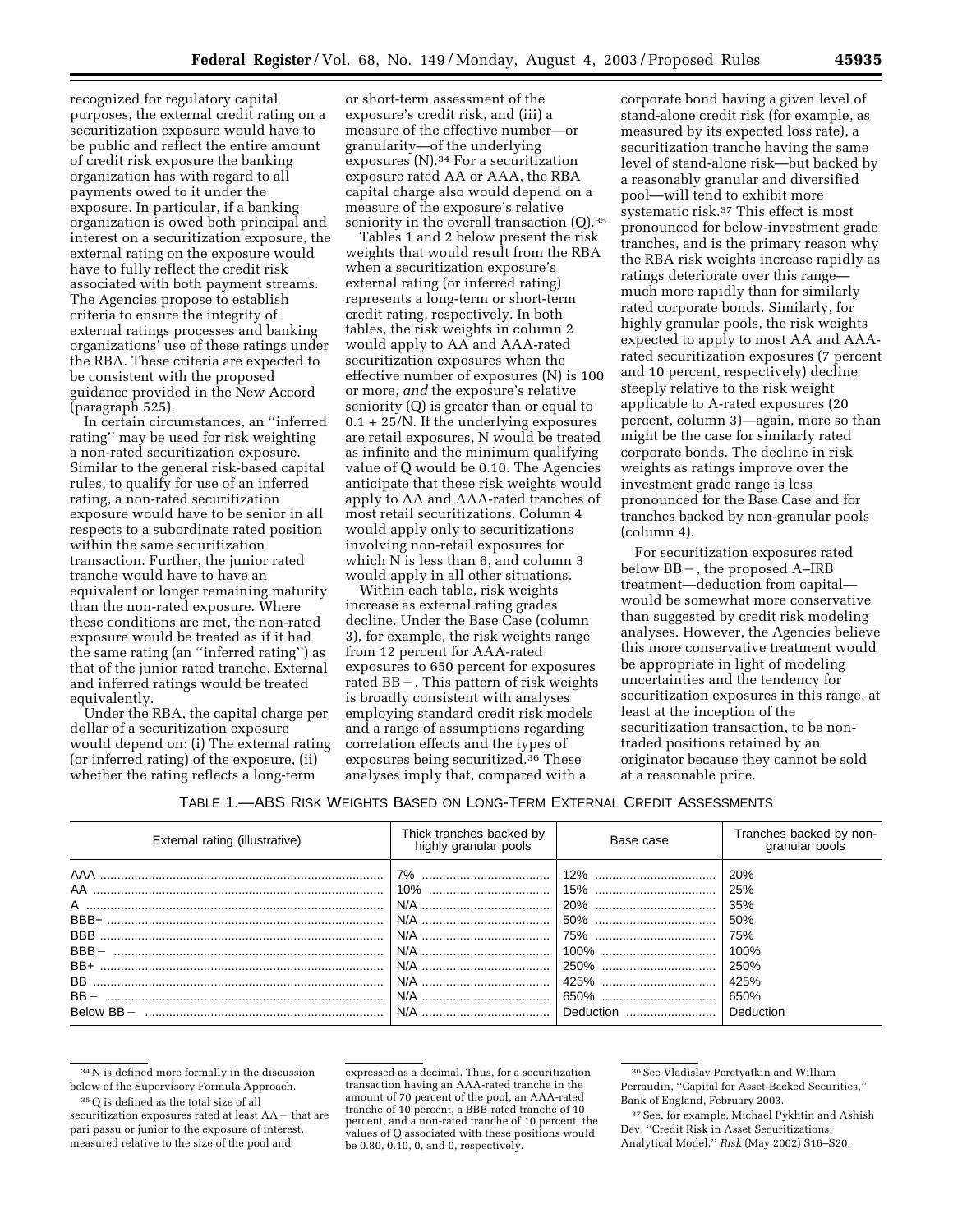recognized for regulatory capital purposes, the external credit rating on a securitization exposure would have to be public and reflect the entire amount of credit risk exposure the banking organization has with regard to all payments owed to it under the exposure. In particular, if a banking organization is owed both principal and interest on a securitization exposure, the external rating on the exposure would have to fully reflect the credit risk associated with both payment streams. The Agencies propose to establish criteria to ensure the integrity of external ratings processes and banking organizations' use of these ratings under the RBA. These criteria are expected to be consistent with the proposed guidance provided in the New Accord (paragraph 525).

In certain circumstances, an ''inferred rating'' may be used for risk weighting a non-rated securitization exposure. Similar to the general risk-based capital rules, to qualify for use of an inferred rating, a non-rated securitization exposure would have to be senior in all respects to a subordinate rated position within the same securitization transaction. Further, the junior rated tranche would have to have an equivalent or longer remaining maturity than the non-rated exposure. Where these conditions are met, the non-rated exposure would be treated as if it had the same rating (an ''inferred rating'') as that of the junior rated tranche. External and inferred ratings would be treated equivalently.

Under the RBA, the capital charge per dollar of a securitization exposure would depend on: (i) The external rating (or inferred rating) of the exposure, (ii) whether the rating reflects a long-term or short-term assessment of the exposure's credit risk, and (iii) a measure of the effective number—or granularity—of the underlying exposures (N).[34] For a securitization exposure rated AA or AAA, the RBA capital charge also would depend on a measure of the exposure's relative seniority in the overall transaction (Q).[35]

Tables 1 and 2 below present the risk weights that would result from the RBA when a securitization exposure's external rating (or inferred rating) represents a long-term or short-term credit rating, respectively. In both tables, the risk weights in column 2 would apply to AA and AAA-rated securitization exposures when the effective number of exposures (N) is 100 or more, *and* the exposure's relative seniority (Q) is greater than or equal to 0.1 + 25/N. If the underlying exposures are retail exposures, N would be treated as infinite and the minimum qualifying value of Q would be 0.10. The Agencies anticipate that these risk weights would apply to AA and AAA-rated tranches of most retail securitizations. Column 4 would apply only to securitizations involving non-retail exposures for which N is less than 6, and column 3 would apply in all other situations.

Within each table, risk weights increase as external rating grades decline. Under the Base Case (column 3), for example, the risk weights range from 12 percent for AAA-rated exposures to 650 percent for exposures rated BB−. This pattern of risk weights is broadly consistent with analyses employing standard credit risk models and a range of assumptions regarding correlation effects and the types of exposures being securitized.[36] These analyses imply that, compared with a corporate bond having a given level of stand-alone credit risk (for example, as measured by its expected loss rate), a securitization tranche having the same level of stand-alone risk—but backed by a reasonably granular and diversified pool—will tend to exhibit more systematic risk.[37] This effect is most pronounced for below-investment grade tranches, and is the primary reason why the RBA risk weights increase rapidly as ratings deteriorate over this range—much more rapidly than for similarly rated corporate bonds. Similarly, for highly granular pools, the risk weights expected to apply to most AA and AAA-rated securitization exposures (7 percent and 10 percent, respectively) decline steeply relative to the risk weight applicable to A-rated exposures (20 percent, column 3)—again, more so than might be the case for similarly rated corporate bonds. The decline in risk weights as ratings improve over the investment grade range is less pronounced for the Base Case and for tranches backed by non-granular pools (column 4).

For securitization exposures rated below BB−, the proposed A–IRB treatment—deduction from capital—would be somewhat more conservative than suggested by credit risk modeling analyses. However, the Agencies believe this more conservative treatment would be appropriate in light of modeling uncertainties and the tendency for securitization exposures in this range, at least at the inception of the securitization transaction, to be non-traded positions retained by an originator because they cannot be sold at a reasonable price.

TABLE 1.—ABS RISK WEIGHTS BASED ON LONG-TERM EXTERNAL CREDIT ASSESSMENTS

| External rating (illustrative) | Thick tranches backed by highly granular pools | Base case | Tranches backed by non-granular pools |
|---|---|---|---|
| AAA | 7% | 12% | 20% |
| AA | 10% | 15% | 25% |
| A | N/A | 20% | 35% |
| BBB+ | N/A | 50% | 50% |
| BBB | N/A | 75% | 75% |
| BBB− | N/A | 100% | 100% |
| BB+ | N/A | 250% | 250% |
| BB | N/A | 425% | 425% |
| BB− | N/A | 650% | 650% |
| Below BB− | N/A | Deduction | Deduction |

[34] N is defined more formally in the discussion below of the Supervisory Formula Approach.

[35] Q is defined as the total size of all securitization exposures rated at least AA− that are pari passu or junior to the exposure of interest, measured relative to the size of the pool and expressed as a decimal. Thus, for a securitization transaction having an AAA-rated tranche in the amount of 70 percent of the pool, an AAA-rated tranche of 10 percent, a BBB-rated tranche of 10 percent, and a non-rated tranche of 10 percent, the values of Q associated with these positions would be 0.80, 0.10, 0, and 0, respectively.

[36] See Vladislav Peretyatkin and William Perraudin, ''Capital for Asset-Backed Securities,'' Bank of England, February 2003.

[37] See, for example, Michael Pykhtin and Ashish Dev, ''Credit Risk in Asset Securitizations: Analytical Model,'' *Risk* (May 2002) S16–S20.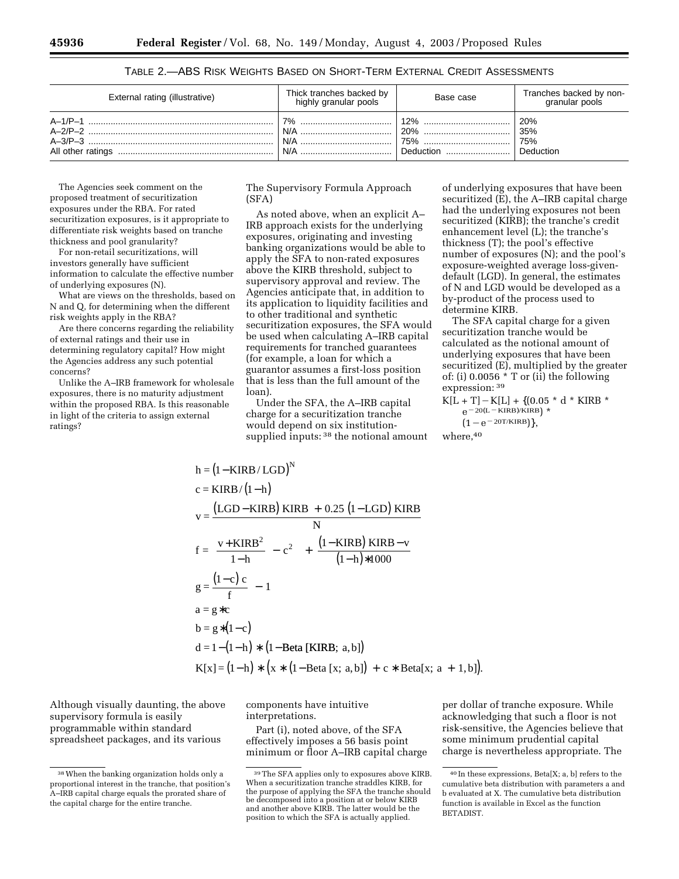TABLE 2.—ABS RISK WEIGHTS BASED ON SHORT-TERM EXTERNAL CREDIT ASSESSMENTS

| External rating (illustrative) | Thick tranches backed by highly granular pools | Base case | Tranches backed by non-granular pools |
|---|---|---|---|
| A–1/P–1 | 7% | 12% | 20% |
| A–2/P–2 | N/A | 20% | 35% |
| A–3/P–3 | N/A | 75% | 75% |
| All other ratings | N/A | Deduction | Deduction |

The Agencies seek comment on the proposed treatment of securitization exposures under the RBA. For rated securitization exposures, is it appropriate to differentiate risk weights based on tranche thickness and pool granularity?

For non-retail securitizations, will investors generally have sufficient information to calculate the effective number of underlying exposures (N).

What are views on the thresholds, based on N and Q, for determining when the different risk weights apply in the RBA?

Are there concerns regarding the reliability of external ratings and their use in determining regulatory capital? How might the Agencies address any such potential concerns?

Unlike the A–IRB framework for wholesale exposures, there is no maturity adjustment within the proposed RBA. Is this reasonable in light of the criteria to assign external ratings?

The Supervisory Formula Approach (SFA)

As noted above, when an explicit A–IRB approach exists for the underlying exposures, originating and investing banking organizations would be able to apply the SFA to non-rated exposures above the KIRB threshold, subject to supervisory approval and review. The Agencies anticipate that, in addition to its application to liquidity facilities and to other traditional and synthetic securitization exposures, the SFA would be used when calculating A–IRB capital requirements for tranched guarantees (for example, a loan for which a guarantor assumes a first-loss position that is less than the full amount of the loan).

Under the SFA, the A–IRB capital charge for a securitization tranche would depend on six institution-supplied inputs:[38] the notional amount of underlying exposures that have been securitized (E), the A–IRB capital charge had the underlying exposures not been securitized (KIRB); the tranche's credit enhancement level (L); the tranche's thickness (T); the pool's effective number of exposures (N); and the pool's exposure-weighted average loss-given-default (LGD). In general, the estimates of N and LGD would be developed as a by-product of the process used to determine KIRB.

The SFA capital charge for a given securitization tranche would be calculated as the notional amount of underlying exposures that have been securitized (E), multiplied by the greater of: (i) 0.0056 * T or (ii) the following expression:[39]

$$K[L + T] - K[L] + \{(0.05 * d * KIRB * e^{-20(L - KIRB)/KIRB}) * (1 - e^{-20T/KIRB})\},$$

where,[40]

$$h = (1 - KIRB / LGD)^N$$

$$c = KIRB / (1 - h)$$

$$v = \frac{(LGD - KIRB)\, KIRB + 0.25\,(1 - LGD)\, KIRB}{N}$$

$$f = \left(\frac{v + KIRB^2}{1 - h} - c^2\right) + \frac{(1 - KIRB)\, KIRB - v}{(1 - h) * 1000}$$

$$g = \frac{(1 - c)\, c}{f} - 1$$

$$a = g * c$$

$$b = g * (1 - c)$$

$$d = 1 - (1 - h) * (1 - \text{Beta}\,[KIRB;\, a, b])$$

$$K[x] = (1 - h) * \left(x * (1 - \text{Beta}\,[x;\, a, b]) + c * \text{Beta}[x;\, a + 1, b]\right).$$

Although visually daunting, the above supervisory formula is easily programmable within standard spreadsheet packages, and its various components have intuitive interpretations.

Part (i), noted above, of the SFA effectively imposes a 56 basis point minimum or floor A–IRB capital charge per dollar of tranche exposure. While acknowledging that such a floor is not risk-sensitive, the Agencies believe that some minimum prudential capital charge is nevertheless appropriate. The

[38] When the banking organization holds only a proportional interest in the tranche, that position's A–IRB capital charge equals the prorated share of the capital charge for the entire tranche.

[39] The SFA applies only to exposures above KIRB. When a securitization tranche straddles KIRB, for the purpose of applying the SFA the tranche should be decomposed into a position at or below KIRB and another above KIRB. The latter would be the position to which the SFA is actually applied.

[40] In these expressions, Beta[X; a, b] refers to the cumulative beta distribution with parameters a and b evaluated at X. The cumulative beta distribution function is available in Excel as the function BETADIST.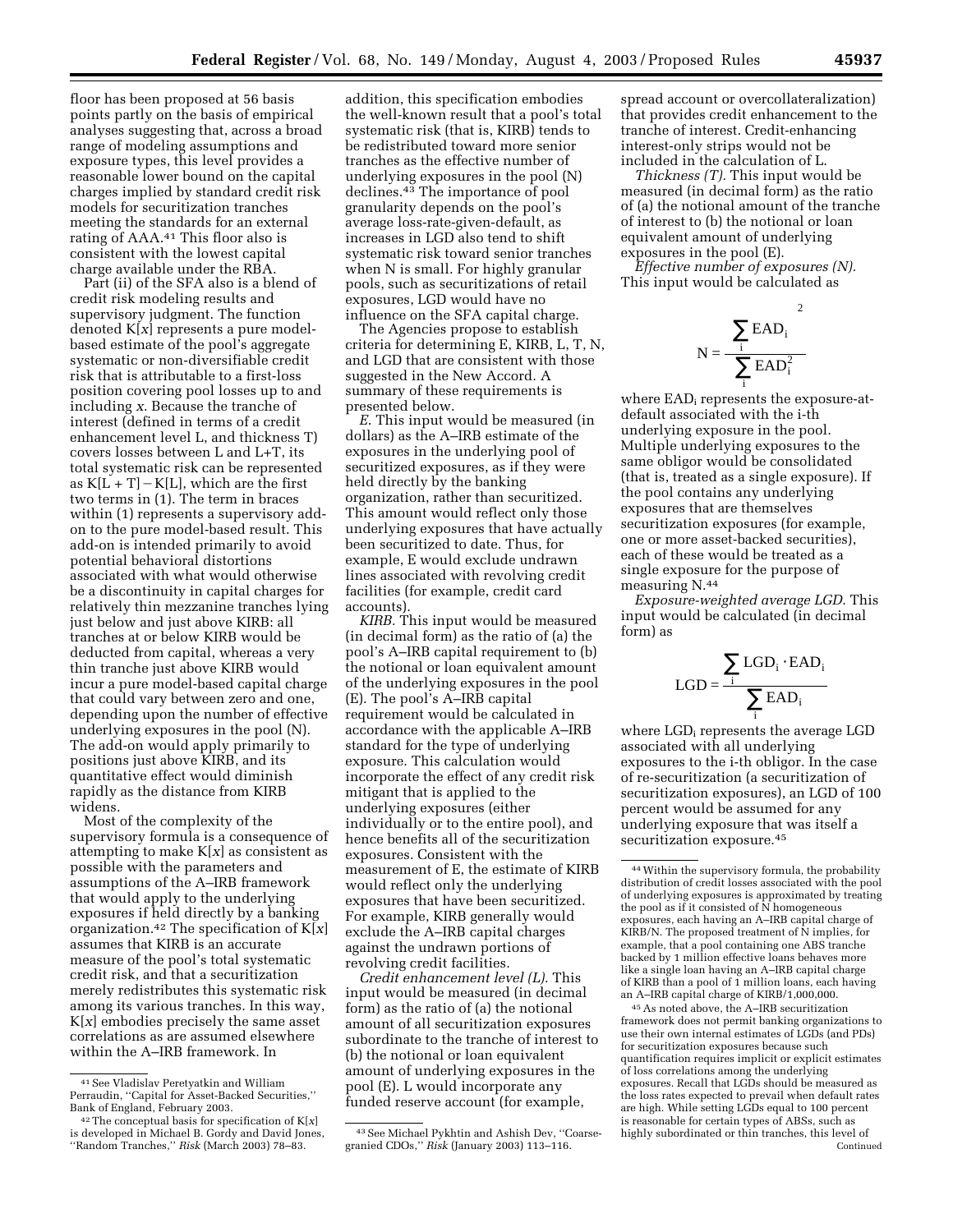floor has been proposed at 56 basis points partly on the basis of empirical analyses suggesting that, across a broad range of modeling assumptions and exposure types, this level provides a reasonable lower bound on the capital charges implied by standard credit risk models for securitization tranches meeting the standards for an external rating of AAA.[41] This floor also is consistent with the lowest capital charge available under the RBA.

Part (ii) of the SFA also is a blend of credit risk modeling results and supervisory judgment. The function denoted K[*x*] represents a pure model-based estimate of the pool's aggregate systematic or non-diversifiable credit risk that is attributable to a first-loss position covering pool losses up to and including *x*. Because the tranche of interest (defined in terms of a credit enhancement level L, and thickness T) covers losses between L and L+T, its total systematic risk can be represented as K[L + T] − K[L], which are the first two terms in (1). The term in braces within (1) represents a supervisory add-on to the pure model-based result. This add-on is intended primarily to avoid potential behavioral distortions associated with what would otherwise be a discontinuity in capital charges for relatively thin mezzanine tranches lying just below and just above KIRB: all tranches at or below KIRB would be deducted from capital, whereas a very thin tranche just above KIRB would incur a pure model-based capital charge that could vary between zero and one, depending upon the number of effective underlying exposures in the pool (N). The add-on would apply primarily to positions just above KIRB, and its quantitative effect would diminish rapidly as the distance from KIRB widens.

Most of the complexity of the supervisory formula is a consequence of attempting to make K[*x*] as consistent as possible with the parameters and assumptions of the A–IRB framework that would apply to the underlying exposures if held directly by a banking organization.[42] The specification of K[*x*] assumes that KIRB is an accurate measure of the pool's total systematic credit risk, and that a securitization merely redistributes this systematic risk among its various tranches. In this way, K[*x*] embodies precisely the same asset correlations as are assumed elsewhere within the A–IRB framework. In addition, this specification embodies the well-known result that a pool's total systematic risk (that is, KIRB) tends to be redistributed toward more senior tranches as the effective number of underlying exposures in the pool (N) declines.[43] The importance of pool granularity depends on the pool's average loss-rate-given-default, as increases in LGD also tend to shift systematic risk toward senior tranches when N is small. For highly granular pools, such as securitizations of retail exposures, LGD would have no influence on the SFA capital charge.

The Agencies propose to establish criteria for determining E, KIRB, L, T, N, and LGD that are consistent with those suggested in the New Accord. A summary of these requirements is presented below.

*E.* This input would be measured (in dollars) as the A–IRB estimate of the exposures in the underlying pool of securitized exposures, as if they were held directly by the banking organization, rather than securitized. This amount would reflect only those underlying exposures that have actually been securitized to date. Thus, for example, E would exclude undrawn lines associated with revolving credit facilities (for example, credit card accounts).

*KIRB.* This input would be measured (in decimal form) as the ratio of (a) the pool's A–IRB capital requirement to (b) the notional or loan equivalent amount of the underlying exposures in the pool (E). The pool's A–IRB capital requirement would be calculated in accordance with the applicable A–IRB standard for the type of underlying exposure. This calculation would incorporate the effect of any credit risk mitigant that is applied to the underlying exposures (either individually or to the entire pool), and hence benefits all of the securitization exposures. Consistent with the measurement of E, the estimate of KIRB would reflect only the underlying exposures that have been securitized. For example, KIRB generally would exclude the A–IRB capital charges against the undrawn portions of revolving credit facilities.

*Credit enhancement level (L).* This input would be measured (in decimal form) as the ratio of (a) the notional amount of all securitization exposures subordinate to the tranche of interest to (b) the notional or loan equivalent amount of underlying exposures in the pool (E). L would incorporate any funded reserve account (for example, spread account or overcollateralization) that provides credit enhancement to the tranche of interest. Credit-enhancing interest-only strips would not be included in the calculation of L.

*Thickness (T).* This input would be measured (in decimal form) as the ratio of (a) the notional amount of the tranche of interest to (b) the notional or loan equivalent amount of underlying exposures in the pool (E).

*Effective number of exposures (N).* This input would be calculated as

$$N = \frac{\left(\sum_i \text{EAD}_i\right)^2}{\sum_i \text{EAD}_i^2}$$

where $\text{EAD}_i$ represents the exposure-at-default associated with the i-th underlying exposure in the pool. Multiple underlying exposures to the same obligor would be consolidated (that is, treated as a single exposure). If the pool contains any underlying exposures that are themselves securitization exposures (for example, one or more asset-backed securities), each of these would be treated as a single exposure for the purpose of measuring N.[44]

*Exposure-weighted average LGD.* This input would be calculated (in decimal form) as

$$\text{LGD} = \frac{\sum_i \text{LGD}_i \cdot \text{EAD}_i}{\sum_i \text{EAD}_i}$$

where $\text{LGD}_i$ represents the average LGD associated with all underlying exposures to the i-th obligor. In the case of re-securitization (a securitization of securitization exposures), an LGD of 100 percent would be assumed for any underlying exposure that was itself a securitization exposure.[45]

---

[41] See Vladislav Peretyatkin and William Perraudin, "Capital for Asset-Backed Securities," Bank of England, February 2003.

[42] The conceptual basis for specification of K[*x*] is developed in Michael B. Gordy and David Jones, "Random Tranches," *Risk* (March 2003) 78–83.

[43] See Michael Pykhtin and Ashish Dev, "Coarse-granied CDOs," *Risk* (January 2003) 113–116.

[44] Within the supervisory formula, the probability distribution of credit losses associated with the pool of underlying exposures is approximated by treating the pool as if it consisted of N homogeneous exposures, each having an A–IRB capital charge of KIRB/N. The proposed treatment of N implies, for example, that a pool containing one ABS tranche backed by 1 million effective loans behaves more like a single loan having an A–IRB capital charge of KIRB than a pool of 1 million loans, each having an A–IRB capital charge of KIRB/1,000,000.

[45] As noted above, the A–IRB securitization framework does not permit banking organizations to use their own internal estimates of LGDs (and PDs) for securitization exposures because such quantification requires implicit or explicit estimates of loss correlations among the underlying exposures. Recall that LGDs should be measured as the loss rates expected to prevail when default rates are high. While setting LGDs equal to 100 percent is reasonable for certain types of ABSs, such as highly subordinated or thin tranches, this level of

Continued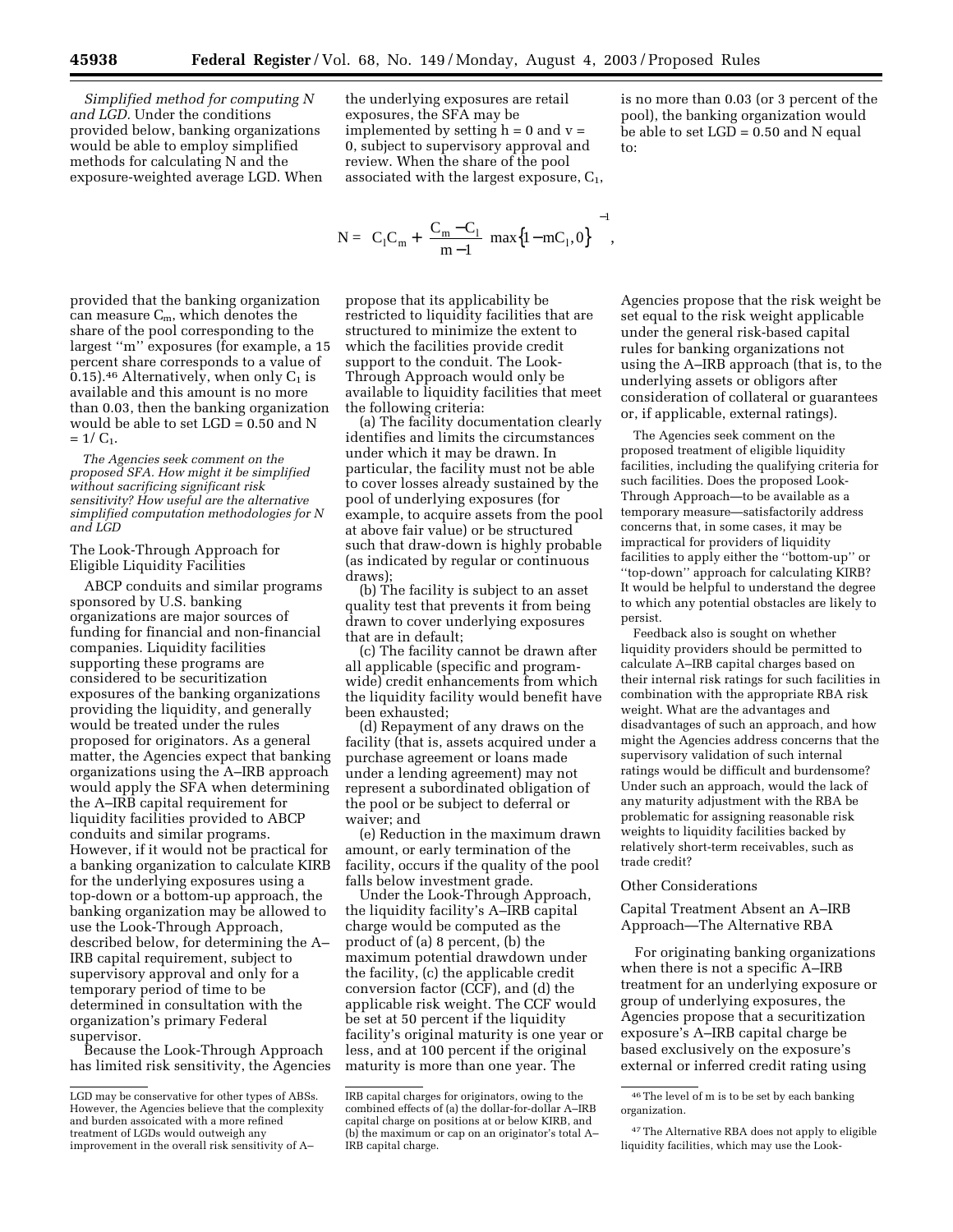*Simplified method for computing N and LGD.* Under the conditions provided below, banking organizations would be able to employ simplified methods for calculating N and the exposure-weighted average LGD. When the underlying exposures are retail exposures, the SFA may be implemented by setting h = 0 and v = 0, subject to supervisory approval and review. When the share of the pool associated with the largest exposure, $C_1$, is no more than 0.03 (or 3 percent of the pool), the banking organization would be able to set LGD = 0.50 and N equal to:

$$N = \left[ C_1 C_m + \left( \frac{C_m - C_1}{m-1} \right) \max\{1 - mC_1, 0\} \right]^{-1},$$

provided that the banking organization can measure $C_m$, which denotes the share of the pool corresponding to the largest "m" exposures (for example, a 15 percent share corresponds to a value of 0.15).[46] Alternatively, when only $C_1$ is available and this amount is no more than 0.03, then the banking organization would be able to set LGD = 0.50 and N = $1/C_1$.

*The Agencies seek comment on the proposed SFA. How might it be simplified without sacrificing significant risk sensitivity? How useful are the alternative simplified computation methodologies for N and LGD*

### The Look-Through Approach for Eligible Liquidity Facilities

ABCP conduits and similar programs sponsored by U.S. banking organizations are major sources of funding for financial and non-financial companies. Liquidity facilities supporting these programs are considered to be securitization exposures of the banking organizations providing the liquidity, and generally would be treated under the rules proposed for originators. As a general matter, the Agencies expect that banking organizations using the A–IRB approach would apply the SFA when determining the A–IRB capital requirement for liquidity facilities provided to ABCP conduits and similar programs. However, if it would not be practical for a banking organization to calculate KIRB for the underlying exposures using a top-down or a bottom-up approach, the banking organization may be allowed to use the Look-Through Approach, described below, for determining the A–IRB capital requirement, subject to supervisory approval and only for a temporary period of time to be determined in consultation with the organization's primary Federal supervisor.

Because the Look-Through Approach has limited risk sensitivity, the Agencies propose that its applicability be restricted to liquidity facilities that are structured to minimize the extent to which the facilities provide credit support to the conduit. The Look-Through Approach would only be available to liquidity facilities that meet the following criteria:

(a) The facility documentation clearly identifies and limits the circumstances under which it may be drawn. In particular, the facility must not be able to cover losses already sustained by the pool of underlying exposures (for example, to acquire assets from the pool at above fair value) or be structured such that draw-down is highly probable (as indicated by regular or continuous draws);

(b) The facility is subject to an asset quality test that prevents it from being drawn to cover underlying exposures that are in default;

(c) The facility cannot be drawn after all applicable (specific and program-wide) credit enhancements from which the liquidity facility would benefit have been exhausted;

(d) Repayment of any draws on the facility (that is, assets acquired under a purchase agreement or loans made under a lending agreement) may not represent a subordinated obligation of the pool or be subject to deferral or waiver; and

(e) Reduction in the maximum drawn amount, or early termination of the facility, occurs if the quality of the pool falls below investment grade.

Under the Look-Through Approach, the liquidity facility's A–IRB capital charge would be computed as the product of (a) 8 percent, (b) the maximum potential drawdown under the facility, (c) the applicable credit conversion factor (CCF), and (d) the applicable risk weight. The CCF would be set at 50 percent if the liquidity facility's original maturity is one year or less, and at 100 percent if the original maturity is more than one year. The Agencies propose that the risk weight be set equal to the risk weight applicable under the general risk-based capital rules for banking organizations not using the A–IRB approach (that is, to the underlying assets or obligors after consideration of collateral or guarantees or, if applicable, external ratings).

The Agencies seek comment on the proposed treatment of eligible liquidity facilities, including the qualifying criteria for such facilities. Does the proposed Look-Through Approach—to be available as a temporary measure—satisfactorily address concerns that, in some cases, it may be impractical for providers of liquidity facilities to apply either the "bottom-up" or "top-down" approach for calculating KIRB? It would be helpful to understand the degree to which any potential obstacles are likely to persist.

Feedback also is sought on whether liquidity providers should be permitted to calculate A–IRB capital charges based on their internal risk ratings for such facilities in combination with the appropriate RBA risk weight. What are the advantages and disadvantages of such an approach, and how might the Agencies address concerns that the supervisory validation of such internal ratings would be difficult and burdensome? Under such an approach, would the lack of any maturity adjustment with the RBA be problematic for assigning reasonable risk weights to liquidity facilities backed by relatively short-term receivables, such as trade credit?

### Other Considerations

#### Capital Treatment Absent an A–IRB Approach—The Alternative RBA

For originating banking organizations when there is not a specific A–IRB treatment for an underlying exposure or group of underlying exposures, the Agencies propose that a securitization exposure's A–IRB capital charge be based exclusively on the exposure's external or inferred credit rating using

---

LGD may be conservative for other types of ABSs. However, the Agencies believe that the complexity and burden assoicated with a more refined treatment of LGDs would outweigh any improvement in the overall risk sensitivity of A–IRB capital charges for originators, owing to the combined effects of (a) the dollar-for-dollar A–IRB capital charge on positions at or below KIRB, and (b) the maximum or cap on an originator's total A–IRB capital charge.

[46] The level of m is to be set by each banking organization.

[47] The Alternative RBA does not apply to eligible liquidity facilities, which may use the Look-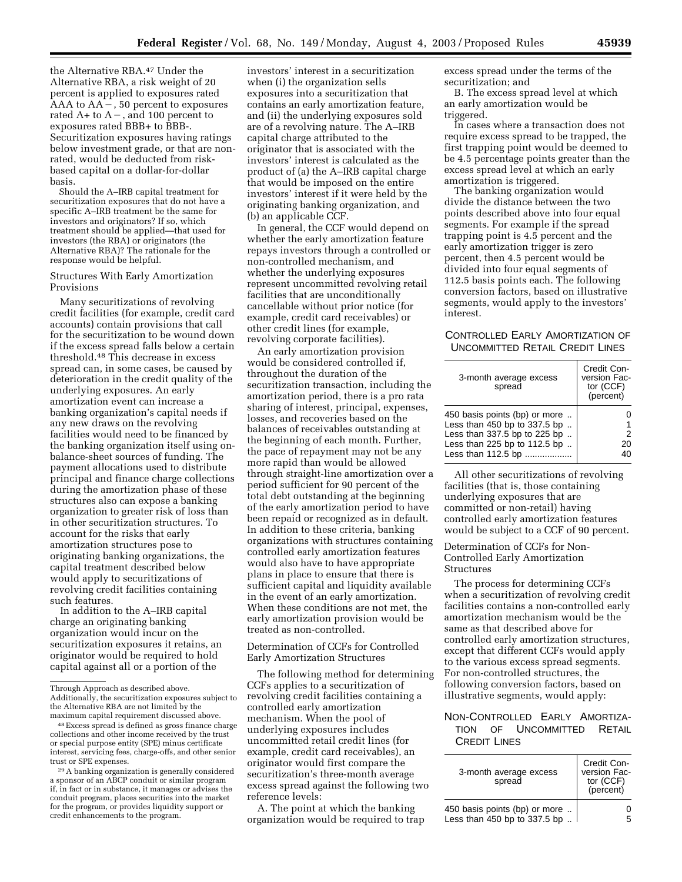the Alternative RBA.[47] Under the Alternative RBA, a risk weight of 20 percent is applied to exposures rated AAA to AA−, 50 percent to exposures rated A+ to A−, and 100 percent to exposures rated BBB+ to BBB-. Securitization exposures having ratings below investment grade, or that are non-rated, would be deducted from risk-based capital on a dollar-for-dollar basis.

Should the A–IRB capital treatment for securitization exposures that do not have a specific A–IRB treatment be the same for investors and originators? If so, which treatment should be applied—that used for investors (the RBA) or originators (the Alternative RBA)? The rationale for the response would be helpful.

Structures With Early Amortization Provisions

Many securitizations of revolving credit facilities (for example, credit card accounts) contain provisions that call for the securitization to be wound down if the excess spread falls below a certain threshold.[48] This decrease in excess spread can, in some cases, be caused by deterioration in the credit quality of the underlying exposures. An early amortization event can increase a banking organization's capital needs if any new draws on the revolving facilities would need to be financed by the banking organization itself using on-balance-sheet sources of funding. The payment allocations used to distribute principal and finance charge collections during the amortization phase of these structures also can expose a banking organization to greater risk of loss than in other securitization structures. To account for the risks that early amortization structures pose to originating banking organizations, the capital treatment described below would apply to securitizations of revolving credit facilities containing such features.

In addition to the A–IRB capital charge an originating banking organization would incur on the securitization exposures it retains, an originator would be required to hold capital against all or a portion of the investors' interest in a securitization when (i) the organization sells exposures into a securitization that contains an early amortization feature, and (ii) the underlying exposures sold are of a revolving nature. The A–IRB capital charge attributed to the originator that is associated with the investors' interest is calculated as the product of (a) the A–IRB capital charge that would be imposed on the entire investors' interest if it were held by the originating banking organization, and (b) an applicable CCF.

In general, the CCF would depend on whether the early amortization feature repays investors through a controlled or non-controlled mechanism, and whether the underlying exposures represent uncommitted revolving retail facilities that are unconditionally cancellable without prior notice (for example, credit card receivables) or other credit lines (for example, revolving corporate facilities).

An early amortization provision would be considered controlled if, throughout the duration of the securitization transaction, including the amortization period, there is a pro rata sharing of interest, principal, expenses, losses, and recoveries based on the balances of receivables outstanding at the beginning of each month. Further, the pace of repayment may not be any more rapid than would be allowed through straight-line amortization over a period sufficient for 90 percent of the total debt outstanding at the beginning of the early amortization period to have been repaid or recognized as in default. In addition to these criteria, banking organizations with structures containing controlled early amortization features would also have to have appropriate plans in place to ensure that there is sufficient capital and liquidity available in the event of an early amortization. When these conditions are not met, the early amortization provision would be treated as non-controlled.

Determination of CCFs for Controlled Early Amortization Structures

The following method for determining CCFs applies to a securitization of revolving credit facilities containing a controlled early amortization mechanism. When the pool of underlying exposures includes uncommitted retail credit lines (for example, credit card receivables), an originator would first compare the securitization's three-month average excess spread against the following two reference levels:

A. The point at which the banking organization would be required to trap excess spread under the terms of the securitization; and

B. The excess spread level at which an early amortization would be triggered.

In cases where a transaction does not require excess spread to be trapped, the first trapping point would be deemed to be 4.5 percentage points greater than the excess spread level at which an early amortization is triggered.

The banking organization would divide the distance between the two points described above into four equal segments. For example if the spread trapping point is 4.5 percent and the early amortization trigger is zero percent, then 4.5 percent would be divided into four equal segments of 112.5 basis points each. The following conversion factors, based on illustrative segments, would apply to the investors' interest.

CONTROLLED EARLY AMORTIZATION OF UNCOMMITTED RETAIL CREDIT LINES

| 3-month average excess spread | Credit Conversion Factor (CCF) (percent) |
|---|---|
| 450 basis points (bp) or more | 0 |
| Less than 450 bp to 337.5 bp | 1 |
| Less than 337.5 bp to 225 bp | 2 |
| Less than 225 bp to 112.5 bp | 20 |
| Less than 112.5 bp | 40 |

All other securitizations of revolving facilities (that is, those containing underlying exposures that are committed or non-retail) having controlled early amortization features would be subject to a CCF of 90 percent.

Determination of CCFs for Non-Controlled Early Amortization Structures

The process for determining CCFs when a securitization of revolving credit facilities contains a non-controlled early amortization mechanism would be the same as that described above for controlled early amortization structures, except that different CCFs would apply to the various excess spread segments. For non-controlled structures, the following conversion factors, based on illustrative segments, would apply:

NON-CONTROLLED EARLY AMORTIZATION OF UNCOMMITTED RETAIL CREDIT LINES

| 3-month average excess spread | Credit Conversion Factor (CCF) (percent) |
|---|---|
| 450 basis points (bp) or more | 0 |
| Less than 450 bp to 337.5 bp | 5 |

---

Through Approach as described above. Additionally, the securitization exposures subject to the Alternative RBA are not limited by the maximum capital requirement discussed above.

[48] Excess spread is defined as gross finance charge collections and other income received by the trust or special purpose entity (SPE) minus certificate interest, servicing fees, charge-offs, and other senior trust or SPE expenses.

[29] A banking organization is generally considered a sponsor of an ABCP conduit or similar program if, in fact or in substance, it manages or advises the conduit program, places securities into the market for the program, or provides liquidity support or credit enhancements to the program.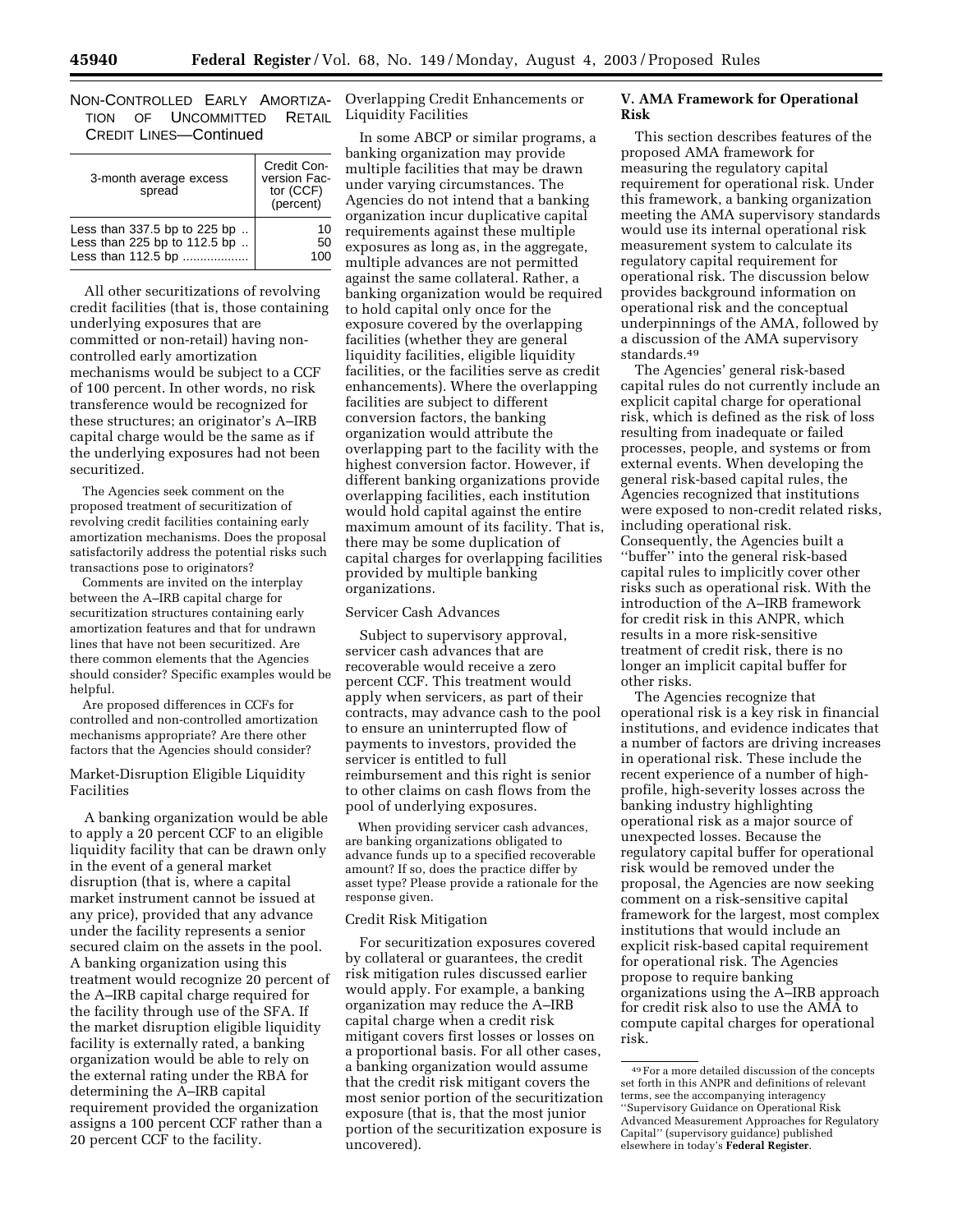NON-CONTROLLED EARLY AMORTIZATION OF UNCOMMITTED RETAIL CREDIT LINES—Continued

| 3-month average excess spread | Credit Conversion Factor (CCF) (percent) |
|---|---|
| Less than 337.5 bp to 225 bp .. | 10 |
| Less than 225 bp to 112.5 bp .. | 50 |
| Less than 112.5 bp .................. | 100 |

All other securitizations of revolving credit facilities (that is, those containing underlying exposures that are committed or non-retail) having non-controlled early amortization mechanisms would be subject to a CCF of 100 percent. In other words, no risk transference would be recognized for these structures; an originator's A–IRB capital charge would be the same as if the underlying exposures had not been securitized.

The Agencies seek comment on the proposed treatment of securitization of revolving credit facilities containing early amortization mechanisms. Does the proposal satisfactorily address the potential risks such transactions pose to originators?

Comments are invited on the interplay between the A–IRB capital charge for securitization structures containing early amortization features and that for undrawn lines that have not been securitized. Are there common elements that the Agencies should consider? Specific examples would be helpful.

Are proposed differences in CCFs for controlled and non-controlled amortization mechanisms appropriate? Are there other factors that the Agencies should consider?

Market-Disruption Eligible Liquidity Facilities

A banking organization would be able to apply a 20 percent CCF to an eligible liquidity facility that can be drawn only in the event of a general market disruption (that is, where a capital market instrument cannot be issued at any price), provided that any advance under the facility represents a senior secured claim on the assets in the pool. A banking organization using this treatment would recognize 20 percent of the A–IRB capital charge required for the facility through use of the SFA. If the market disruption eligible liquidity facility is externally rated, a banking organization would be able to rely on the external rating under the RBA for determining the A–IRB capital requirement provided the organization assigns a 100 percent CCF rather than a 20 percent CCF to the facility.

Overlapping Credit Enhancements or Liquidity Facilities

In some ABCP or similar programs, a banking organization may provide multiple facilities that may be drawn under varying circumstances. The Agencies do not intend that a banking organization incur duplicative capital requirements against these multiple exposures as long as, in the aggregate, multiple advances are not permitted against the same collateral. Rather, a banking organization would be required to hold capital only once for the exposure covered by the overlapping facilities (whether they are general liquidity facilities, eligible liquidity facilities, or the facilities serve as credit enhancements). Where the overlapping facilities are subject to different conversion factors, the banking organization would attribute the overlapping part to the facility with the highest conversion factor. However, if different banking organizations provide overlapping facilities, each institution would hold capital against the entire maximum amount of its facility. That is, there may be some duplication of capital charges for overlapping facilities provided by multiple banking organizations.

Servicer Cash Advances

Subject to supervisory approval, servicer cash advances that are recoverable would receive a zero percent CCF. This treatment would apply when servicers, as part of their contracts, may advance cash to the pool to ensure an uninterrupted flow of payments to investors, provided the servicer is entitled to full reimbursement and this right is senior to other claims on cash flows from the pool of underlying exposures.

When providing servicer cash advances, are banking organizations obligated to advance funds up to a specified recoverable amount? If so, does the practice differ by asset type? Please provide a rationale for the response given.

Credit Risk Mitigation

For securitization exposures covered by collateral or guarantees, the credit risk mitigation rules discussed earlier would apply. For example, a banking organization may reduce the A–IRB capital charge when a credit risk mitigant covers first losses or losses on a proportional basis. For all other cases, a banking organization would assume that the credit risk mitigant covers the most senior portion of the securitization exposure (that is, that the most junior portion of the securitization exposure is uncovered).

## V. AMA Framework for Operational Risk

This section describes features of the proposed AMA framework for measuring the regulatory capital requirement for operational risk. Under this framework, a banking organization meeting the AMA supervisory standards would use its internal operational risk measurement system to calculate its regulatory capital requirement for operational risk. The discussion below provides background information on operational risk and the conceptual underpinnings of the AMA, followed by a discussion of the AMA supervisory standards.[49]

The Agencies' general risk-based capital rules do not currently include an explicit capital charge for operational risk, which is defined as the risk of loss resulting from inadequate or failed processes, people, and systems or from external events. When developing the general risk-based capital rules, the Agencies recognized that institutions were exposed to non-credit related risks, including operational risk. Consequently, the Agencies built a ''buffer'' into the general risk-based capital rules to implicitly cover other risks such as operational risk. With the introduction of the A–IRB framework for credit risk in this ANPR, which results in a more risk-sensitive treatment of credit risk, there is no longer an implicit capital buffer for other risks.

The Agencies recognize that operational risk is a key risk in financial institutions, and evidence indicates that a number of factors are driving increases in operational risk. These include the recent experience of a number of high-profile, high-severity losses across the banking industry highlighting operational risk as a major source of unexpected losses. Because the regulatory capital buffer for operational risk would be removed under the proposal, the Agencies are now seeking comment on a risk-sensitive capital framework for the largest, most complex institutions that would include an explicit risk-based capital requirement for operational risk. The Agencies propose to require banking organizations using the A–IRB approach for credit risk also to use the AMA to compute capital charges for operational risk.

[49] For a more detailed discussion of the concepts set forth in this ANPR and definitions of relevant terms, see the accompanying interagency ''Supervisory Guidance on Operational Risk Advanced Measurement Approaches for Regulatory Capital'' (supervisory guidance) published elsewhere in today's **Federal Register**.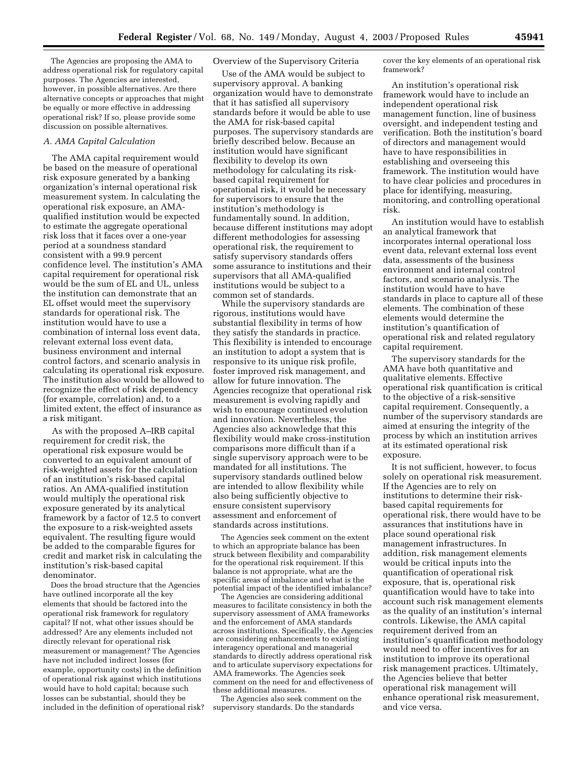The Agencies are proposing the AMA to address operational risk for regulatory capital purposes. The Agencies are interested, however, in possible alternatives. Are there alternative concepts or approaches that might be equally or more effective in addressing operational risk? If so, please provide some discussion on possible alternatives.

### *A. AMA Capital Calculation*

The AMA capital requirement would be based on the measure of operational risk exposure generated by a banking organization's internal operational risk measurement system. In calculating the operational risk exposure, an AMA-qualified institution would be expected to estimate the aggregate operational risk loss that it faces over a one-year period at a soundness standard consistent with a 99.9 percent confidence level. The institution's AMA capital requirement for operational risk would be the sum of EL and UL, unless the institution can demonstrate that an EL offset would meet the supervisory standards for operational risk. The institution would have to use a combination of internal loss event data, relevant external loss event data, business environment and internal control factors, and scenario analysis in calculating its operational risk exposure. The institution also would be allowed to recognize the effect of risk dependency (for example, correlation) and, to a limited extent, the effect of insurance as a risk mitigant.

As with the proposed A–IRB capital requirement for credit risk, the operational risk exposure would be converted to an equivalent amount of risk-weighted assets for the calculation of an institution's risk-based capital ratios. An AMA-qualified institution would multiply the operational risk exposure generated by its analytical framework by a factor of 12.5 to convert the exposure to a risk-weighted assets equivalent. The resulting figure would be added to the comparable figures for credit and market risk in calculating the institution's risk-based capital denominator.

Does the broad structure that the Agencies have outlined incorporate all the key elements that should be factored into the operational risk framework for regulatory capital? If not, what other issues should be addressed? Are any elements included not directly relevant for operational risk measurement or management? The Agencies have not included indirect losses (for example, opportunity costs) in the definition of operational risk against which institutions would have to hold capital; because such losses can be substantial, should they be included in the definition of operational risk?

Overview of the Supervisory Criteria

Use of the AMA would be subject to supervisory approval. A banking organization would have to demonstrate that it has satisfied all supervisory standards before it would be able to use the AMA for risk-based capital purposes. The supervisory standards are briefly described below. Because an institution would have significant flexibility to develop its own methodology for calculating its risk-based capital requirement for operational risk, it would be necessary for supervisors to ensure that the institution's methodology is fundamentally sound. In addition, because different institutions may adopt different methodologies for assessing operational risk, the requirement to satisfy supervisory standards offers some assurance to institutions and their supervisors that all AMA-qualified institutions would be subject to a common set of standards.

While the supervisory standards are rigorous, institutions would have substantial flexibility in terms of how they satisfy the standards in practice. This flexibility is intended to encourage an institution to adopt a system that is responsive to its unique risk profile, foster improved risk management, and allow for future innovation. The Agencies recognize that operational risk measurement is evolving rapidly and wish to encourage continued evolution and innovation. Nevertheless, the Agencies also acknowledge that this flexibility would make cross-institution comparisons more difficult than if a single supervisory approach were to be mandated for all institutions. The supervisory standards outlined below are intended to allow flexibility while also being sufficiently objective to ensure consistent supervisory assessment and enforcement of standards across institutions.

The Agencies seek comment on the extent to which an appropriate balance has been struck between flexibility and comparability for the operational risk requirement. If this balance is not appropriate, what are the specific areas of imbalance and what is the potential impact of the identified imbalance?

The Agencies are considering additional measures to facilitate consistency in both the supervisory assessment of AMA frameworks and the enforcement of AMA standards across institutions. Specifically, the Agencies are considering enhancements to existing interagency operational and managerial standards to directly address operational risk and to articulate supervisory expectations for AMA frameworks. The Agencies seek comment on the need for and effectiveness of these additional measures.

The Agencies also seek comment on the supervisory standards. Do the standards cover the key elements of an operational risk framework?

An institution's operational risk framework would have to include an independent operational risk management function, line of business oversight, and independent testing and verification. Both the institution's board of directors and management would have to have responsibilities in establishing and overseeing this framework. The institution would have to have clear policies and procedures in place for identifying, measuring, monitoring, and controlling operational risk.

An institution would have to establish an analytical framework that incorporates internal operational loss event data, relevant external loss event data, assessments of the business environment and internal control factors, and scenario analysis. The institution would have to have standards in place to capture all of these elements. The combination of these elements would determine the institution's quantification of operational risk and related regulatory capital requirement.

The supervisory standards for the AMA have both quantitative and qualitative elements. Effective operational risk quantification is critical to the objective of a risk-sensitive capital requirement. Consequently, a number of the supervisory standards are aimed at ensuring the integrity of the process by which an institution arrives at its estimated operational risk exposure.

It is not sufficient, however, to focus solely on operational risk measurement. If the Agencies are to rely on institutions to determine their risk-based capital requirements for operational risk, there would have to be assurances that institutions have in place sound operational risk management infrastructures. In addition, risk management elements would be critical inputs into the quantification of operational risk exposure, that is, operational risk quantification would have to take into account such risk management elements as the quality of an institution's internal controls. Likewise, the AMA capital requirement derived from an institution's quantification methodology would need to offer incentives for an institution to improve its operational risk management practices. Ultimately, the Agencies believe that better operational risk management will enhance operational risk measurement, and vice versa.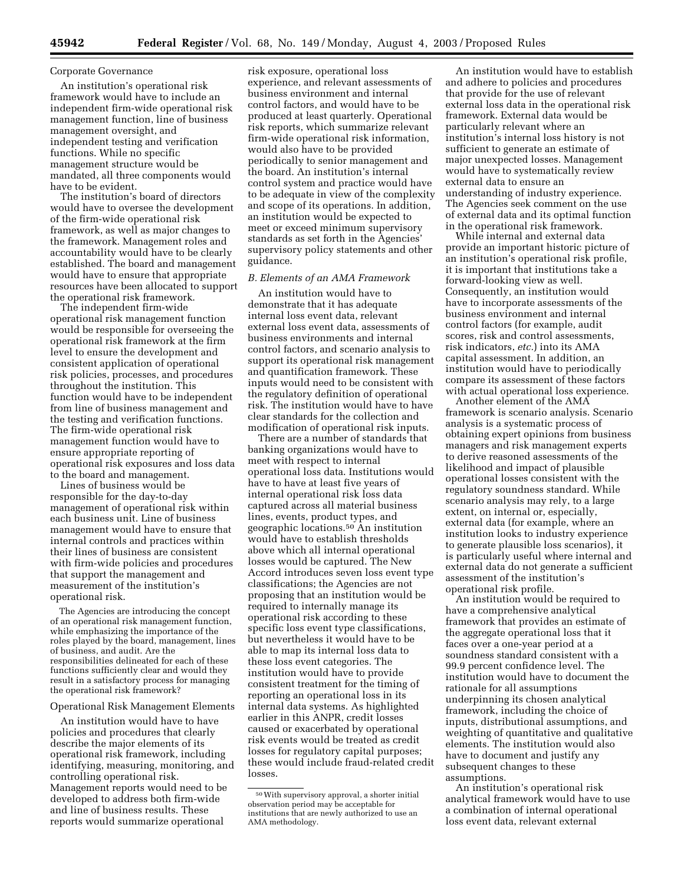Corporate Governance

An institution's operational risk framework would have to include an independent firm-wide operational risk management function, line of business management oversight, and independent testing and verification functions. While no specific management structure would be mandated, all three components would have to be evident.

The institution's board of directors would have to oversee the development of the firm-wide operational risk framework, as well as major changes to the framework. Management roles and accountability would have to be clearly established. The board and management would have to ensure that appropriate resources have been allocated to support the operational risk framework.

The independent firm-wide operational risk management function would be responsible for overseeing the operational risk framework at the firm level to ensure the development and consistent application of operational risk policies, processes, and procedures throughout the institution. This function would have to be independent from line of business management and the testing and verification functions. The firm-wide operational risk management function would have to ensure appropriate reporting of operational risk exposures and loss data to the board and management.

Lines of business would be responsible for the day-to-day management of operational risk within each business unit. Line of business management would have to ensure that internal controls and practices within their lines of business are consistent with firm-wide policies and procedures that support the management and measurement of the institution's operational risk.

The Agencies are introducing the concept of an operational risk management function, while emphasizing the importance of the roles played by the board, management, lines of business, and audit. Are the responsibilities delineated for each of these functions sufficiently clear and would they result in a satisfactory process for managing the operational risk framework?

Operational Risk Management Elements

An institution would have to have policies and procedures that clearly describe the major elements of its operational risk framework, including identifying, measuring, monitoring, and controlling operational risk. Management reports would need to be developed to address both firm-wide and line of business results. These reports would summarize operational risk exposure, operational loss experience, and relevant assessments of business environment and internal control factors, and would have to be produced at least quarterly. Operational risk reports, which summarize relevant firm-wide operational risk information, would also have to be provided periodically to senior management and the board. An institution's internal control system and practice would have to be adequate in view of the complexity and scope of its operations. In addition, an institution would be expected to meet or exceed minimum supervisory standards as set forth in the Agencies' supervisory policy statements and other guidance.

## *B. Elements of an AMA Framework*

An institution would have to demonstrate that it has adequate internal loss event data, relevant external loss event data, assessments of business environments and internal control factors, and scenario analysis to support its operational risk management and quantification framework. These inputs would need to be consistent with the regulatory definition of operational risk. The institution would have to have clear standards for the collection and modification of operational risk inputs.

There are a number of standards that banking organizations would have to meet with respect to internal operational loss data. Institutions would have to have at least five years of internal operational risk loss data captured across all material business lines, events, product types, and geographic locations.[50] An institution would have to establish thresholds above which all internal operational losses would be captured. The New Accord introduces seven loss event type classifications; the Agencies are not proposing that an institution would be required to internally manage its operational risk according to these specific loss event type classifications, but nevertheless it would have to be able to map its internal loss data to these loss event categories. The institution would have to provide consistent treatment for the timing of reporting an operational loss in its internal data systems. As highlighted earlier in this ANPR, credit losses caused or exacerbated by operational risk events would be treated as credit losses for regulatory capital purposes; these would include fraud-related credit losses.

An institution would have to establish and adhere to policies and procedures that provide for the use of relevant external loss data in the operational risk framework. External data would be particularly relevant where an institution's internal loss history is not sufficient to generate an estimate of major unexpected losses. Management would have to systematically review external data to ensure an understanding of industry experience. The Agencies seek comment on the use of external data and its optimal function in the operational risk framework.

While internal and external data provide an important historic picture of an institution's operational risk profile, it is important that institutions take a forward-looking view as well. Consequently, an institution would have to incorporate assessments of the business environment and internal control factors (for example, audit scores, risk and control assessments, risk indicators, *etc.*) into its AMA capital assessment. In addition, an institution would have to periodically compare its assessment of these factors with actual operational loss experience.

Another element of the AMA framework is scenario analysis. Scenario analysis is a systematic process of obtaining expert opinions from business managers and risk management experts to derive reasoned assessments of the likelihood and impact of plausible operational losses consistent with the regulatory soundness standard. While scenario analysis may rely, to a large extent, on internal or, especially, external data (for example, where an institution looks to industry experience to generate plausible loss scenarios), it is particularly useful where internal and external data do not generate a sufficient assessment of the institution's operational risk profile.

An institution would be required to have a comprehensive analytical framework that provides an estimate of the aggregate operational loss that it faces over a one-year period at a soundness standard consistent with a 99.9 percent confidence level. The institution would have to document the rationale for all assumptions underpinning its chosen analytical framework, including the choice of inputs, distributional assumptions, and weighting of quantitative and qualitative elements. The institution would also have to document and justify any subsequent changes to these assumptions.

An institution's operational risk analytical framework would have to use a combination of internal operational loss event data, relevant external

[50] With supervisory approval, a shorter initial observation period may be acceptable for institutions that are newly authorized to use an AMA methodology.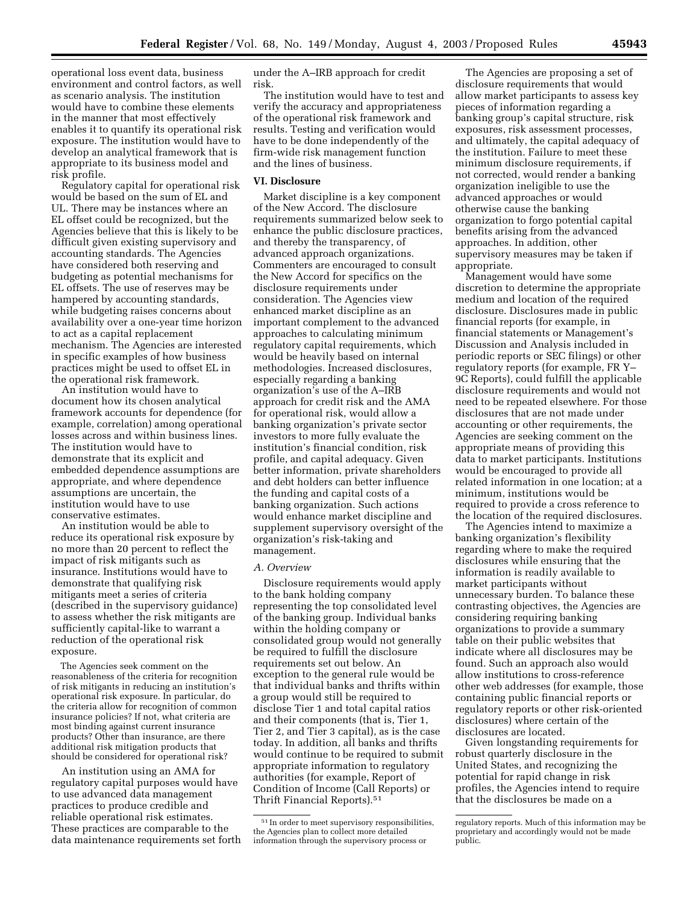operational loss event data, business environment and control factors, as well as scenario analysis. The institution would have to combine these elements in the manner that most effectively enables it to quantify its operational risk exposure. The institution would have to develop an analytical framework that is appropriate to its business model and risk profile.

Regulatory capital for operational risk would be based on the sum of EL and UL. There may be instances where an EL offset could be recognized, but the Agencies believe that this is likely to be difficult given existing supervisory and accounting standards. The Agencies have considered both reserving and budgeting as potential mechanisms for EL offsets. The use of reserves may be hampered by accounting standards, while budgeting raises concerns about availability over a one-year time horizon to act as a capital replacement mechanism. The Agencies are interested in specific examples of how business practices might be used to offset EL in the operational risk framework.

An institution would have to document how its chosen analytical framework accounts for dependence (for example, correlation) among operational losses across and within business lines. The institution would have to demonstrate that its explicit and embedded dependence assumptions are appropriate, and where dependence assumptions are uncertain, the institution would have to use conservative estimates.

An institution would be able to reduce its operational risk exposure by no more than 20 percent to reflect the impact of risk mitigants such as insurance. Institutions would have to demonstrate that qualifying risk mitigants meet a series of criteria (described in the supervisory guidance) to assess whether the risk mitigants are sufficiently capital-like to warrant a reduction of the operational risk exposure.

The Agencies seek comment on the reasonableness of the criteria for recognition of risk mitigants in reducing an institution's operational risk exposure. In particular, do the criteria allow for recognition of common insurance policies? If not, what criteria are most binding against current insurance products? Other than insurance, are there additional risk mitigation products that should be considered for operational risk?

An institution using an AMA for regulatory capital purposes would have to use advanced data management practices to produce credible and reliable operational risk estimates. These practices are comparable to the data maintenance requirements set forth under the A–IRB approach for credit risk.

The institution would have to test and verify the accuracy and appropriateness of the operational risk framework and results. Testing and verification would have to be done independently of the firm-wide risk management function and the lines of business.

## VI. Disclosure

Market discipline is a key component of the New Accord. The disclosure requirements summarized below seek to enhance the public disclosure practices, and thereby the transparency, of advanced approach organizations. Commenters are encouraged to consult the New Accord for specifics on the disclosure requirements under consideration. The Agencies view enhanced market discipline as an important complement to the advanced approaches to calculating minimum regulatory capital requirements, which would be heavily based on internal methodologies. Increased disclosures, especially regarding a banking organization's use of the A–IRB approach for credit risk and the AMA for operational risk, would allow a banking organization's private sector investors to more fully evaluate the institution's financial condition, risk profile, and capital adequacy. Given better information, private shareholders and debt holders can better influence the funding and capital costs of a banking organization. Such actions would enhance market discipline and supplement supervisory oversight of the organization's risk-taking and management.

### *A. Overview*

Disclosure requirements would apply to the bank holding company representing the top consolidated level of the banking group. Individual banks within the holding company or consolidated group would not generally be required to fulfill the disclosure requirements set out below. An exception to the general rule would be that individual banks and thrifts within a group would still be required to disclose Tier 1 and total capital ratios and their components (that is, Tier 1, Tier 2, and Tier 3 capital), as is the case today. In addition, all banks and thrifts would continue to be required to submit appropriate information to regulatory authorities (for example, Report of Condition of Income (Call Reports) or Thrift Financial Reports).[51]

The Agencies are proposing a set of disclosure requirements that would allow market participants to assess key pieces of information regarding a banking group's capital structure, risk exposures, risk assessment processes, and ultimately, the capital adequacy of the institution. Failure to meet these minimum disclosure requirements, if not corrected, would render a banking organization ineligible to use the advanced approaches or would otherwise cause the banking organization to forgo potential capital benefits arising from the advanced approaches. In addition, other supervisory measures may be taken if appropriate.

Management would have some discretion to determine the appropriate medium and location of the required disclosure. Disclosures made in public financial reports (for example, in financial statements or Management's Discussion and Analysis included in periodic reports or SEC filings) or other regulatory reports (for example, FR Y–9C Reports), could fulfill the applicable disclosure requirements and would not need to be repeated elsewhere. For those disclosures that are not made under accounting or other requirements, the Agencies are seeking comment on the appropriate means of providing this data to market participants. Institutions would be encouraged to provide all related information in one location; at a minimum, institutions would be required to provide a cross reference to the location of the required disclosures.

The Agencies intend to maximize a banking organization's flexibility regarding where to make the required disclosures while ensuring that the information is readily available to market participants without unnecessary burden. To balance these contrasting objectives, the Agencies are considering requiring banking organizations to provide a summary table on their public websites that indicate where all disclosures may be found. Such an approach also would allow institutions to cross-reference other web addresses (for example, those containing public financial reports or regulatory reports or other risk-oriented disclosures) where certain of the disclosures are located.

Given longstanding requirements for robust quarterly disclosure in the United States, and recognizing the potential for rapid change in risk profiles, the Agencies intend to require that the disclosures be made on a

[51] In order to meet supervisory responsibilities, the Agencies plan to collect more detailed information through the supervisory process or regulatory reports. Much of this information may be proprietary and accordingly would not be made public.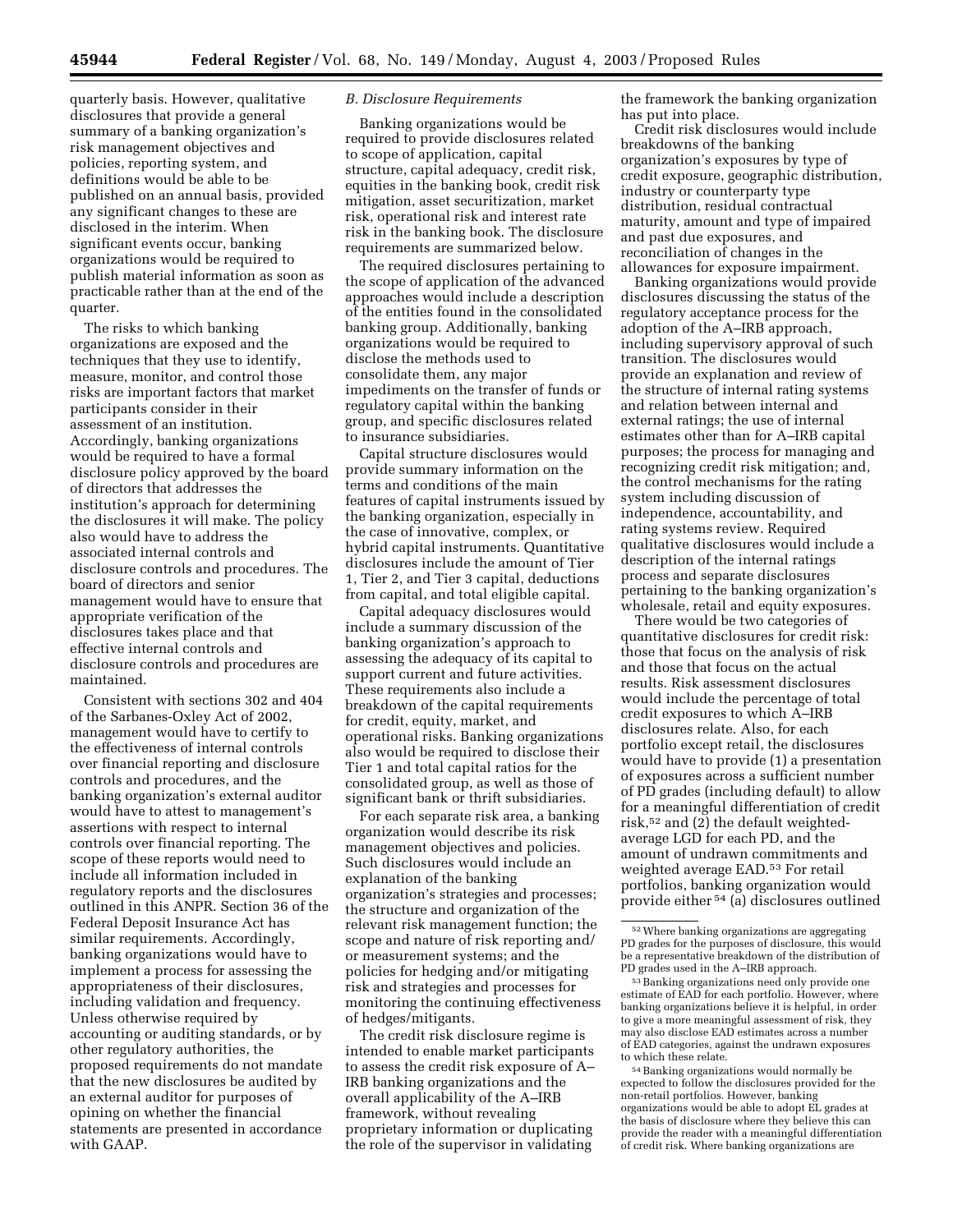quarterly basis. However, qualitative disclosures that provide a general summary of a banking organization's risk management objectives and policies, reporting system, and definitions would be able to be published on an annual basis, provided any significant changes to these are disclosed in the interim. When significant events occur, banking organizations would be required to publish material information as soon as practicable rather than at the end of the quarter.

The risks to which banking organizations are exposed and the techniques that they use to identify, measure, monitor, and control those risks are important factors that market participants consider in their assessment of an institution. Accordingly, banking organizations would be required to have a formal disclosure policy approved by the board of directors that addresses the institution's approach for determining the disclosures it will make. The policy also would have to address the associated internal controls and disclosure controls and procedures. The board of directors and senior management would have to ensure that appropriate verification of the disclosures takes place and that effective internal controls and disclosure controls and procedures are maintained.

Consistent with sections 302 and 404 of the Sarbanes-Oxley Act of 2002, management would have to certify to the effectiveness of internal controls over financial reporting and disclosure controls and procedures, and the banking organization's external auditor would have to attest to management's assertions with respect to internal controls over financial reporting. The scope of these reports would need to include all information included in regulatory reports and the disclosures outlined in this ANPR. Section 36 of the Federal Deposit Insurance Act has similar requirements. Accordingly, banking organizations would have to implement a process for assessing the appropriateness of their disclosures, including validation and frequency. Unless otherwise required by accounting or auditing standards, or by other regulatory authorities, the proposed requirements do not mandate that the new disclosures be audited by an external auditor for purposes of opining on whether the financial statements are presented in accordance with GAAP.

### *B. Disclosure Requirements*

Banking organizations would be required to provide disclosures related to scope of application, capital structure, capital adequacy, credit risk, equities in the banking book, credit risk mitigation, asset securitization, market risk, operational risk and interest rate risk in the banking book. The disclosure requirements are summarized below.

The required disclosures pertaining to the scope of application of the advanced approaches would include a description of the entities found in the consolidated banking group. Additionally, banking organizations would be required to disclose the methods used to consolidate them, any major impediments on the transfer of funds or regulatory capital within the banking group, and specific disclosures related to insurance subsidiaries.

Capital structure disclosures would provide summary information on the terms and conditions of the main features of capital instruments issued by the banking organization, especially in the case of innovative, complex, or hybrid capital instruments. Quantitative disclosures include the amount of Tier 1, Tier 2, and Tier 3 capital, deductions from capital, and total eligible capital.

Capital adequacy disclosures would include a summary discussion of the banking organization's approach to assessing the adequacy of its capital to support current and future activities. These requirements also include a breakdown of the capital requirements for credit, equity, market, and operational risks. Banking organizations also would be required to disclose their Tier 1 and total capital ratios for the consolidated group, as well as those of significant bank or thrift subsidiaries.

For each separate risk area, a banking organization would describe its risk management objectives and policies. Such disclosures would include an explanation of the banking organization's strategies and processes; the structure and organization of the relevant risk management function; the scope and nature of risk reporting and/or measurement systems; and the policies for hedging and/or mitigating risk and strategies and processes for monitoring the continuing effectiveness of hedges/mitigants.

The credit risk disclosure regime is intended to enable market participants to assess the credit risk exposure of A–IRB banking organizations and the overall applicability of the A–IRB framework, without revealing proprietary information or duplicating the role of the supervisor in validating the framework the banking organization has put into place.

Credit risk disclosures would include breakdowns of the banking organization's exposures by type of credit exposure, geographic distribution, industry or counterparty type distribution, residual contractual maturity, amount and type of impaired and past due exposures, and reconciliation of changes in the allowances for exposure impairment.

Banking organizations would provide disclosures discussing the status of the regulatory acceptance process for the adoption of the A–IRB approach, including supervisory approval of such transition. The disclosures would provide an explanation and review of the structure of internal rating systems and relation between internal and external ratings; the use of internal estimates other than for A–IRB capital purposes; the process for managing and recognizing credit risk mitigation; and, the control mechanisms for the rating system including discussion of independence, accountability, and rating systems review. Required qualitative disclosures would include a description of the internal ratings process and separate disclosures pertaining to the banking organization's wholesale, retail and equity exposures.

There would be two categories of quantitative disclosures for credit risk: those that focus on the analysis of risk and those that focus on the actual results. Risk assessment disclosures would include the percentage of total credit exposures to which A–IRB disclosures relate. Also, for each portfolio except retail, the disclosures would have to provide (1) a presentation of exposures across a sufficient number of PD grades (including default) to allow for a meaningful differentiation of credit risk,[52] and (2) the default weighted-average LGD for each PD, and the amount of undrawn commitments and weighted average EAD.[53] For retail portfolios, banking organization would provide either [54] (a) disclosures outlined

---

[52] Where banking organizations are aggregating PD grades for the purposes of disclosure, this would be a representative breakdown of the distribution of PD grades used in the A–IRB approach.

[53] Banking organizations need only provide one estimate of EAD for each portfolio. However, where banking organizations believe it is helpful, in order to give a more meaningful assessment of risk, they may also disclose EAD estimates across a number of EAD categories, against the undrawn exposures to which these relate.

[54] Banking organizations would normally be expected to follow the disclosures provided for the non-retail portfolios. However, banking organizations would be able to adopt EL grades at the basis of disclosure where they believe this can provide the reader with a meaningful differentiation of credit risk. Where banking organizations are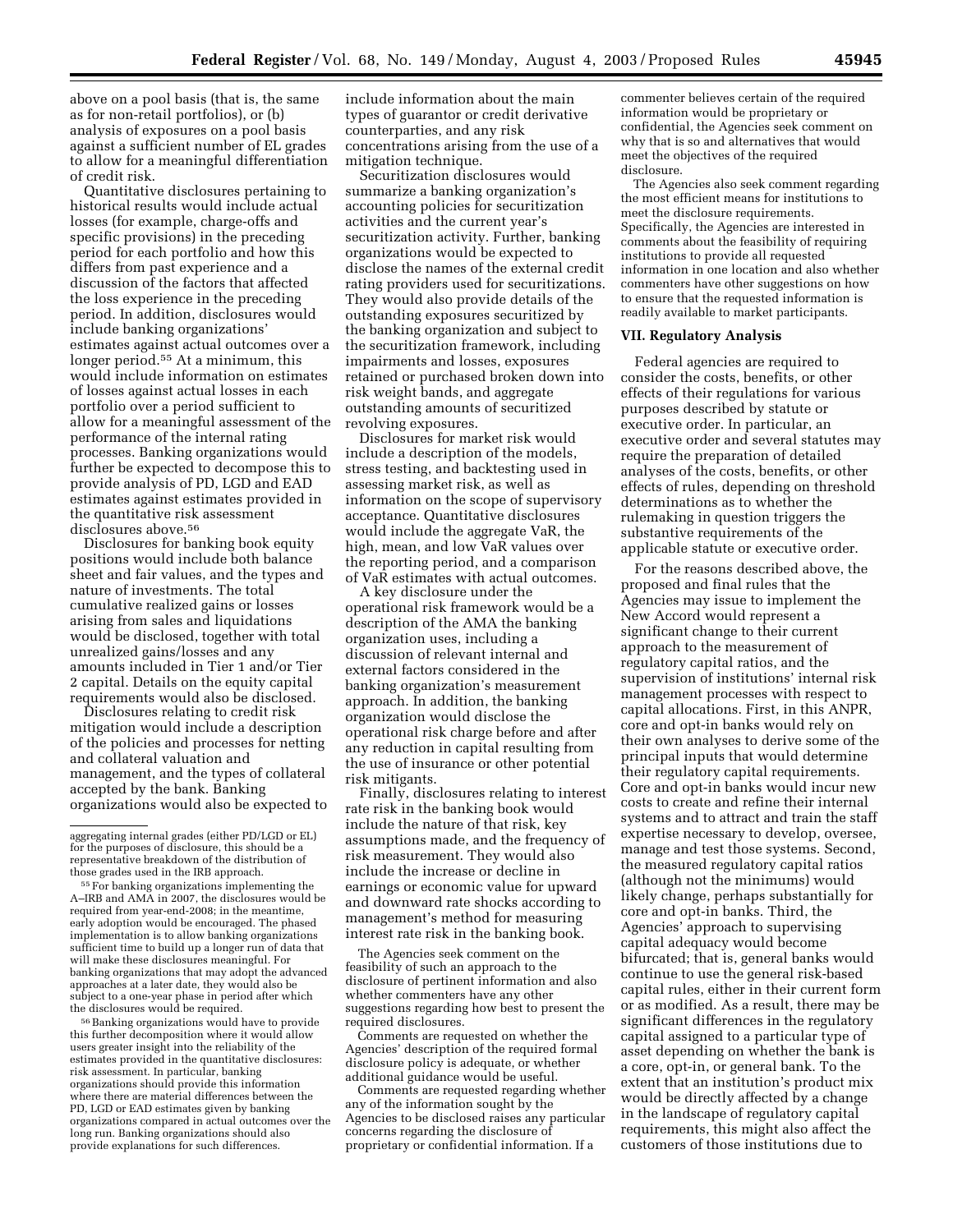above on a pool basis (that is, the same as for non-retail portfolios), or (b) analysis of exposures on a pool basis against a sufficient number of EL grades to allow for a meaningful differentiation of credit risk.

Quantitative disclosures pertaining to historical results would include actual losses (for example, charge-offs and specific provisions) in the preceding period for each portfolio and how this differs from past experience and a discussion of the factors that affected the loss experience in the preceding period. In addition, disclosures would include banking organizations' estimates against actual outcomes over a longer period.[55] At a minimum, this would include information on estimates of losses against actual losses in each portfolio over a period sufficient to allow for a meaningful assessment of the performance of the internal rating processes. Banking organizations would further be expected to decompose this to provide analysis of PD, LGD and EAD estimates against estimates provided in the quantitative risk assessment disclosures above.[56]

Disclosures for banking book equity positions would include both balance sheet and fair values, and the types and nature of investments. The total cumulative realized gains or losses arising from sales and liquidations would be disclosed, together with total unrealized gains/losses and any amounts included in Tier 1 and/or Tier 2 capital. Details on the equity capital requirements would also be disclosed.

Disclosures relating to credit risk mitigation would include a description of the policies and processes for netting and collateral valuation and management, and the types of collateral accepted by the bank. Banking organizations would also be expected to include information about the main types of guarantor or credit derivative counterparties, and any risk concentrations arising from the use of a mitigation technique.

Securitization disclosures would summarize a banking organization's accounting policies for securitization activities and the current year's securitization activity. Further, banking organizations would be expected to disclose the names of the external credit rating providers used for securitizations. They would also provide details of the outstanding exposures securitized by the banking organization and subject to the securitization framework, including impairments and losses, exposures retained or purchased broken down into risk weight bands, and aggregate outstanding amounts of securitized revolving exposures.

Disclosures for market risk would include a description of the models, stress testing, and backtesting used in assessing market risk, as well as information on the scope of supervisory acceptance. Quantitative disclosures would include the aggregate VaR, the high, mean, and low VaR values over the reporting period, and a comparison of VaR estimates with actual outcomes.

A key disclosure under the operational risk framework would be a description of the AMA the banking organization uses, including a discussion of relevant internal and external factors considered in the banking organization's measurement approach. In addition, the banking organization would disclose the operational risk charge before and after any reduction in capital resulting from the use of insurance or other potential risk mitigants.

Finally, disclosures relating to interest rate risk in the banking book would include the nature of that risk, key assumptions made, and the frequency of risk measurement. They would also include the increase or decline in earnings or economic value for upward and downward rate shocks according to management's method for measuring interest rate risk in the banking book.

The Agencies seek comment on the feasibility of such an approach to the disclosure of pertinent information and also whether commenters have any other suggestions regarding how best to present the required disclosures.

Comments are requested on whether the Agencies' description of the required formal disclosure policy is adequate, or whether additional guidance would be useful.

Comments are requested regarding whether any of the information sought by the Agencies to be disclosed raises any particular concerns regarding the disclosure of proprietary or confidential information. If a commenter believes certain of the required information would be proprietary or confidential, the Agencies seek comment on why that is so and alternatives that would meet the objectives of the required disclosure.

The Agencies also seek comment regarding the most efficient means for institutions to meet the disclosure requirements. Specifically, the Agencies are interested in comments about the feasibility of requiring institutions to provide all requested information in one location and also whether commenters have other suggestions on how to ensure that the requested information is readily available to market participants.

## VII. Regulatory Analysis

Federal agencies are required to consider the costs, benefits, or other effects of their regulations for various purposes described by statute or executive order. In particular, an executive order and several statutes may require the preparation of detailed analyses of the costs, benefits, or other effects of rules, depending on threshold determinations as to whether the rulemaking in question triggers the substantive requirements of the applicable statute or executive order.

For the reasons described above, the proposed and final rules that the Agencies may issue to implement the New Accord would represent a significant change to their current approach to the measurement of regulatory capital ratios, and the supervision of institutions' internal risk management processes with respect to capital allocations. First, in this ANPR, core and opt-in banks would rely on their own analyses to derive some of the principal inputs that would determine their regulatory capital requirements. Core and opt-in banks would incur new costs to create and refine their internal systems and to attract and train the staff expertise necessary to develop, oversee, manage and test those systems. Second, the measured regulatory capital ratios (although not the minimums) would likely change, perhaps substantially for core and opt-in banks. Third, the Agencies' approach to supervising capital adequacy would become bifurcated; that is, general banks would continue to use the general risk-based capital rules, either in their current form or as modified. As a result, there may be significant differences in the regulatory capital assigned to a particular type of asset depending on whether the bank is a core, opt-in, or general bank. To the extent that an institution's product mix would be directly affected by a change in the landscape of regulatory capital requirements, this might also affect the customers of those institutions due to

---

aggregating internal grades (either PD/LGD or EL) for the purposes of disclosure, this should be a representative breakdown of the distribution of those grades used in the IRB approach.

[55] For banking organizations implementing the A–IRB and AMA in 2007, the disclosures would be required from year-end-2008; in the meantime, early adoption would be encouraged. The phased implementation is to allow banking organizations sufficient time to build up a longer run of data that will make these disclosures meaningful. For banking organizations that may adopt the advanced approaches at a later date, they would also be subject to a one-year phase in period after which the disclosures would be required.

[56] Banking organizations would have to provide this further decomposition where it would allow users greater insight into the reliability of the estimates provided in the quantitative disclosures: risk assessment. In particular, banking organizations should provide this information where there are material differences between the PD, LGD or EAD estimates given by banking organizations compared in actual outcomes over the long run. Banking organizations should also provide explanations for such differences.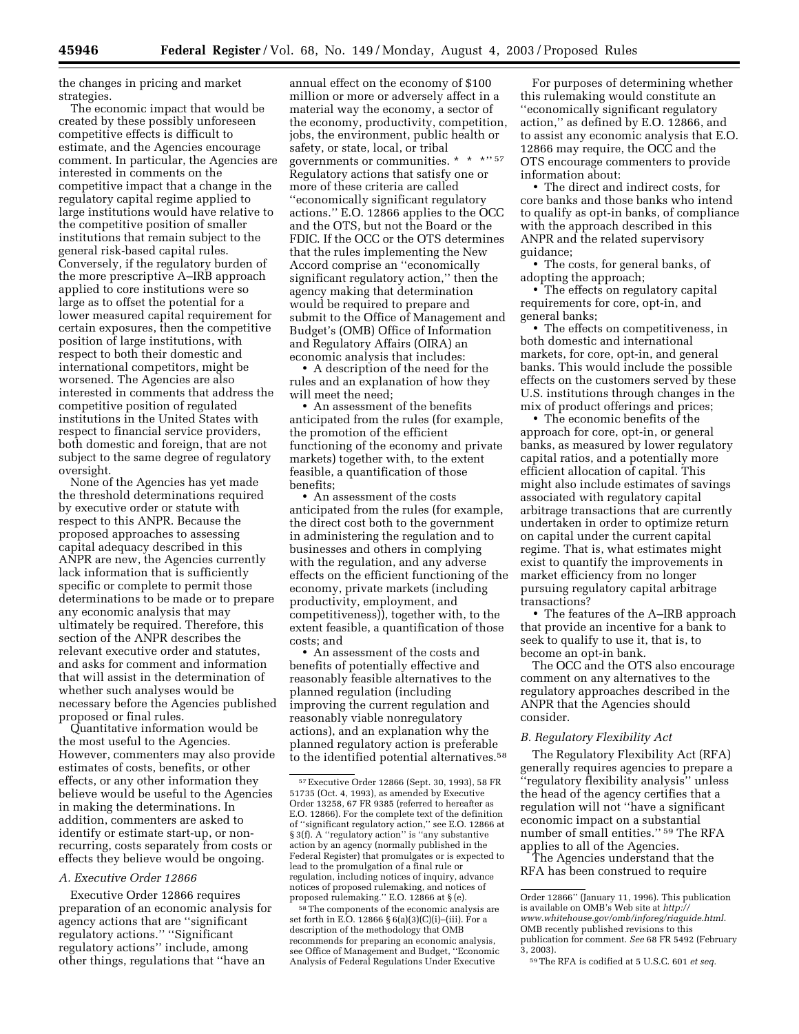the changes in pricing and market strategies.

The economic impact that would be created by these possibly unforeseen competitive effects is difficult to estimate, and the Agencies encourage comment. In particular, the Agencies are interested in comments on the competitive impact that a change in the regulatory capital regime applied to large institutions would have relative to the competitive position of smaller institutions that remain subject to the general risk-based capital rules. Conversely, if the regulatory burden of the more prescriptive A–IRB approach applied to core institutions were so large as to offset the potential for a lower measured capital requirement for certain exposures, then the competitive position of large institutions, with respect to both their domestic and international competitors, might be worsened. The Agencies are also interested in comments that address the competitive position of regulated institutions in the United States with respect to financial service providers, both domestic and foreign, that are not subject to the same degree of regulatory oversight.

None of the Agencies has yet made the threshold determinations required by executive order or statute with respect to this ANPR. Because the proposed approaches to assessing capital adequacy described in this ANPR are new, the Agencies currently lack information that is sufficiently specific or complete to permit those determinations to be made or to prepare any economic analysis that may ultimately be required. Therefore, this section of the ANPR describes the relevant executive order and statutes, and asks for comment and information that will assist in the determination of whether such analyses would be necessary before the Agencies published proposed or final rules.

Quantitative information would be the most useful to the Agencies. However, commenters may also provide estimates of costs, benefits, or other effects, or any other information they believe would be useful to the Agencies in making the determinations. In addition, commenters are asked to identify or estimate start-up, or non-recurring, costs separately from costs or effects they believe would be ongoing.

### *A. Executive Order 12866*

Executive Order 12866 requires preparation of an economic analysis for agency actions that are "significant regulatory actions." "Significant regulatory actions" include, among other things, regulations that "have an annual effect on the economy of $100 million or more or adversely affect in a material way the economy, a sector of the economy, productivity, competition, jobs, the environment, public health or safety, or state, local, or tribal governments or communities. * * *"[57] Regulatory actions that satisfy one or more of these criteria are called "economically significant regulatory actions." E.O. 12866 applies to the OCC and the OTS, but not the Board or the FDIC. If the OCC or the OTS determines that the rules implementing the New Accord comprise an "economically significant regulatory action," then the agency making that determination would be required to prepare and submit to the Office of Management and Budget's (OMB) Office of Information and Regulatory Affairs (OIRA) an economic analysis that includes:

• A description of the need for the rules and an explanation of how they will meet the need;

• An assessment of the benefits anticipated from the rules (for example, the promotion of the efficient functioning of the economy and private markets) together with, to the extent feasible, a quantification of those benefits;

• An assessment of the costs anticipated from the rules (for example, the direct cost both to the government in administering the regulation and to businesses and others in complying with the regulation, and any adverse effects on the efficient functioning of the economy, private markets (including productivity, employment, and competitiveness)), together with, to the extent feasible, a quantification of those costs; and

• An assessment of the costs and benefits of potentially effective and reasonably feasible alternatives to the planned regulation (including improving the current regulation and reasonably viable nonregulatory actions), and an explanation why the planned regulatory action is preferable to the identified potential alternatives.[58]

For purposes of determining whether this rulemaking would constitute an "economically significant regulatory action," as defined by E.O. 12866, and to assist any economic analysis that E.O. 12866 may require, the OCC and the OTS encourage commenters to provide information about:

• The direct and indirect costs, for core banks and those banks who intend to qualify as opt-in banks, of compliance with the approach described in this ANPR and the related supervisory guidance;

• The costs, for general banks, of adopting the approach;

• The effects on regulatory capital requirements for core, opt-in, and general banks;

• The effects on competitiveness, in both domestic and international markets, for core, opt-in, and general banks. This would include the possible effects on the customers served by these U.S. institutions through changes in the mix of product offerings and prices;

• The economic benefits of the approach for core, opt-in, or general banks, as measured by lower regulatory capital ratios, and a potentially more efficient allocation of capital. This might also include estimates of savings associated with regulatory capital arbitrage transactions that are currently undertaken in order to optimize return on capital under the current capital regime. That is, what estimates might exist to quantify the improvements in market efficiency from no longer pursuing regulatory capital arbitrage transactions?

• The features of the A–IRB approach that provide an incentive for a bank to seek to qualify to use it, that is, to become an opt-in bank.

The OCC and the OTS also encourage comment on any alternatives to the regulatory approaches described in the ANPR that the Agencies should consider.

### *B. Regulatory Flexibility Act*

The Regulatory Flexibility Act (RFA) generally requires agencies to prepare a "regulatory flexibility analysis" unless the head of the agency certifies that a regulation will not "have a significant economic impact on a substantial number of small entities."[59] The RFA applies to all of the Agencies.

The Agencies understand that the RFA has been construed to require

---

[57] Executive Order 12866 (Sept. 30, 1993), 58 FR 51735 (Oct. 4, 1993), as amended by Executive Order 13258, 67 FR 9385 (referred to hereafter as E.O. 12866). For the complete text of the definition of "significant regulatory action," see E.O. 12866 at § 3(f). A "regulatory action" is "any substantive action by an agency (normally published in the Federal Register) that promulgates or is expected to lead to the promulgation of a final rule or regulation, including notices of inquiry, advance notices of proposed rulemaking, and notices of proposed rulemaking." E.O. 12866 at § (e).

[58] The components of the economic analysis are set forth in E.O. 12866 § 6(a)(3)(C)(i)–(iii). For a description of the methodology that OMB recommends for preparing an economic analysis, see Office of Management and Budget, "Economic Analysis of Federal Regulations Under Executive Order 12866" (January 11, 1996). This publication is available on OMB's Web site at *http://www.whitehouse.gov/omb/inforeg/riaguide.html.* OMB recently published revisions to this publication for comment. *See* 68 FR 5492 (February 3, 2003).

[59] The RFA is codified at 5 U.S.C. 601 *et seq.*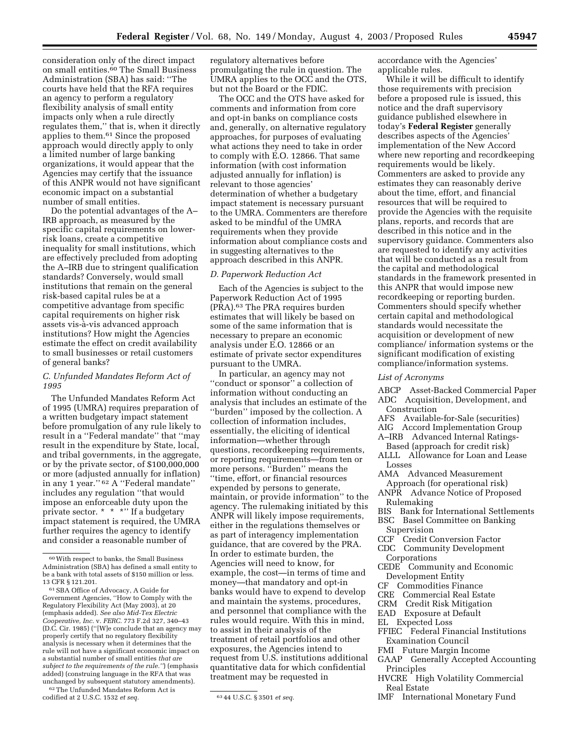consideration only of the direct impact on small entities.[60] The Small Business Administration (SBA) has said: ''The courts have held that the RFA requires an agency to perform a regulatory flexibility analysis of small entity impacts only when a rule directly regulates them,'' that is, when it directly applies to them.[61] Since the proposed approach would directly apply to only a limited number of large banking organizations, it would appear that the Agencies may certify that the issuance of this ANPR would not have significant economic impact on a substantial number of small entities.

Do the potential advantages of the A–IRB approach, as measured by the specific capital requirements on lower-risk loans, create a competitive inequality for small institutions, which are effectively precluded from adopting the A–IRB due to stringent qualification standards? Conversely, would small institutions that remain on the general risk-based capital rules be at a competitive advantage from specific capital requirements on higher risk assets vis-à-vis advanced approach institutions? How might the Agencies estimate the effect on credit availability to small businesses or retail customers of general banks?

### C. Unfunded Mandates Reform Act of 1995

The Unfunded Mandates Reform Act of 1995 (UMRA) requires preparation of a written budgetary impact statement before promulgation of any rule likely to result in a ''Federal mandate'' that ''may result in the expenditure by State, local, and tribal governments, in the aggregate, or by the private sector, of $100,000,000 or more (adjusted annually for inflation) in any 1 year.''[62] A ''Federal mandate'' includes any regulation ''that would impose an enforceable duty upon the private sector. * * *'' If a budgetary impact statement is required, the UMRA further requires the agency to identify and consider a reasonable number of regulatory alternatives before promulgating the rule in question. The UMRA applies to the OCC and the OTS, but not the Board or the FDIC.

The OCC and the OTS have asked for comments and information from core and opt-in banks on compliance costs and, generally, on alternative regulatory approaches, for purposes of evaluating what actions they need to take in order to comply with E.O. 12866. That same information (with cost information adjusted annually for inflation) is relevant to those agencies' determination of whether a budgetary impact statement is necessary pursuant to the UMRA. Commenters are therefore asked to be mindful of the UMRA requirements when they provide information about compliance costs and in suggesting alternatives to the approach described in this ANPR.

### D. Paperwork Reduction Act

Each of the Agencies is subject to the Paperwork Reduction Act of 1995 (PRA).[63] The PRA requires burden estimates that will likely be based on some of the same information that is necessary to prepare an economic analysis under E.O. 12866 or an estimate of private sector expenditures pursuant to the UMRA.

In particular, an agency may not ''conduct or sponsor'' a collection of information without conducting an analysis that includes an estimate of the ''burden'' imposed by the collection. A collection of information includes, essentially, the eliciting of identical information—whether through questions, recordkeeping requirements, or reporting requirements—from ten or more persons. ''Burden'' means the ''time, effort, or financial resources expended by persons to generate, maintain, or provide information'' to the agency. The rulemaking initiated by this ANPR will likely impose requirements, either in the regulations themselves or as part of interagency implementation guidance, that are covered by the PRA. In order to estimate burden, the Agencies will need to know, for example, the cost—in terms of time and money—that mandatory and opt-in banks would have to expend to develop and maintain the systems, procedures, and personnel that compliance with the rules would require. With this in mind, to assist in their analysis of the treatment of retail portfolios and other exposures, the Agencies intend to request from U.S. institutions additional quantitative data for which confidential treatment may be requested in accordance with the Agencies' applicable rules.

While it will be difficult to identify those requirements with precision before a proposed rule is issued, this notice and the draft supervisory guidance published elsewhere in today's **Federal Register** generally describes aspects of the Agencies' implementation of the New Accord where new reporting and recordkeeping requirements would be likely. Commenters are asked to provide any estimates they can reasonably derive about the time, effort, and financial resources that will be required to provide the Agencies with the requisite plans, reports, and records that are described in this notice and in the supervisory guidance. Commenters also are requested to identify any activities that will be conducted as a result from the capital and methodological standards in the framework presented in this ANPR that would impose new recordkeeping or reporting burden. Commenters should specify whether certain capital and methodological standards would necessitate the acquisition or development of new compliance/ information systems or the significant modification of existing compliance/information systems.

### List of Acronyms

ABCP Asset-Backed Commercial Paper
ADC Acquisition, Development, and Construction
AFS Available-for-Sale (securities)
AIG Accord Implementation Group
A–IRB Advanced Internal Ratings-Based (approach for credit risk)
ALLL Allowance for Loan and Lease Losses
AMA Advanced Measurement Approach (for operational risk)
ANPR Advance Notice of Proposed Rulemaking
BIS Bank for International Settlements
BSC Basel Committee on Banking Supervision
CCF Credit Conversion Factor
CDC Community Development Corporations
CEDE Community and Economic Development Entity
CF Commodities Finance
CRE Commercial Real Estate
CRM Credit Risk Mitigation
EAD Exposure at Default
EL Expected Loss
FFIEC Federal Financial Institutions Examination Council
FMI Future Margin Income
GAAP Generally Accepted Accounting Principles
HVCRE High Volatility Commercial Real Estate
IMF International Monetary Fund

---

[60] With respect to banks, the Small Business Administration (SBA) has defined a small entity to be a bank with total assets of $150 million or less. 13 CFR § 121.201.

[61] SBA Office of Advocacy, A Guide for Government Agencies, ''How to Comply with the Regulatory Flexibility Act (May 2003), at 20 (emphasis added). *See also Mid-Tex Electric Cooperative, Inc.* v. *FERC.* 773 F.2d 327, 340–43 (D.C. Cir. 1985) (''[W]e conclude that an agency may properly certify that no regulatory flexibility analysis is necessary when it determines that the rule will not have a significant economic impact on a substantial number of small entities *that are subject to the requirements of the rule.''*) (emphasis added) (construing language in the RFA that was unchanged by subsequent statutory amendments).

[62] The Unfunded Mandates Reform Act is codified at 2 U.S.C. 1532 *et seq.*

[63] 44 U.S.C. § 3501 *et seq.*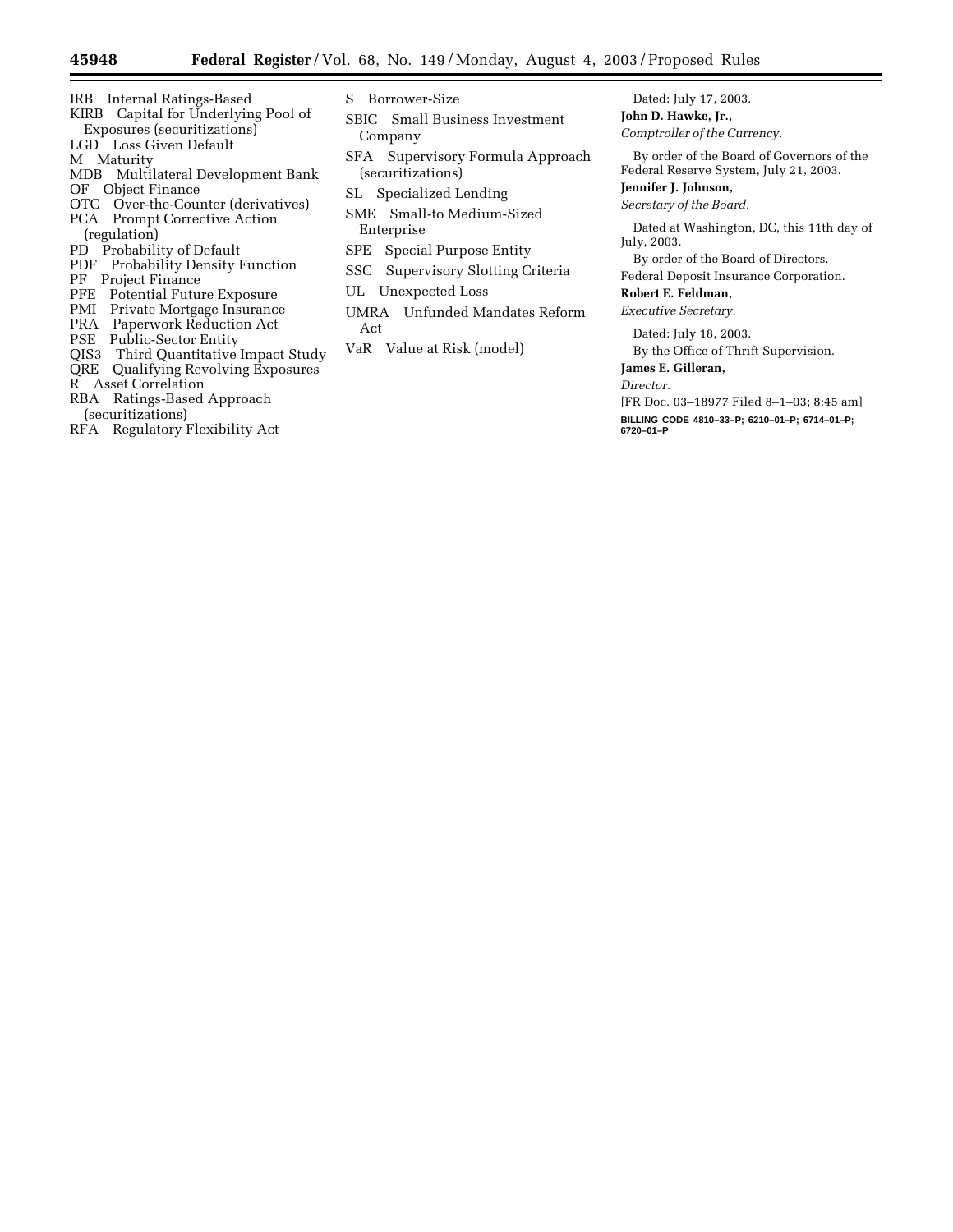IRB Internal Ratings-Based
KIRB Capital for Underlying Pool of Exposures (securitizations)
LGD Loss Given Default
M Maturity
MDB Multilateral Development Bank
OF Object Finance
OTC Over-the-Counter (derivatives)
PCA Prompt Corrective Action (regulation)
PD Probability of Default
PDF Probability Density Function
PF Project Finance
PFE Potential Future Exposure
PMI Private Mortgage Insurance
PRA Paperwork Reduction Act
PSE Public-Sector Entity
QIS3 Third Quantitative Impact Study
QRE Qualifying Revolving Exposures
R Asset Correlation
RBA Ratings-Based Approach (securitizations)
RFA Regulatory Flexibility Act
S Borrower-Size
SBIC Small Business Investment Company
SFA Supervisory Formula Approach (securitizations)
SL Specialized Lending
SME Small-to Medium-Sized Enterprise
SPE Special Purpose Entity
SSC Supervisory Slotting Criteria
UL Unexpected Loss
UMRA Unfunded Mandates Reform Act
VaR Value at Risk (model)

Dated: July 17, 2003.

**John D. Hawke, Jr.,**

*Comptroller of the Currency.*

By order of the Board of Governors of the Federal Reserve System, July 21, 2003.

**Jennifer J. Johnson,**

*Secretary of the Board.*

Dated at Washington, DC, this 11th day of July, 2003.

By order of the Board of Directors.

Federal Deposit Insurance Corporation.

**Robert E. Feldman,**

*Executive Secretary.*

Dated: July 18, 2003.

By the Office of Thrift Supervision.

**James E. Gilleran,**

*Director.*

[FR Doc. 03–18977 Filed 8–1–03; 8:45 am]

BILLING CODE 4810–33–P; 6210–01–P; 6714–01–P; 6720–01–P